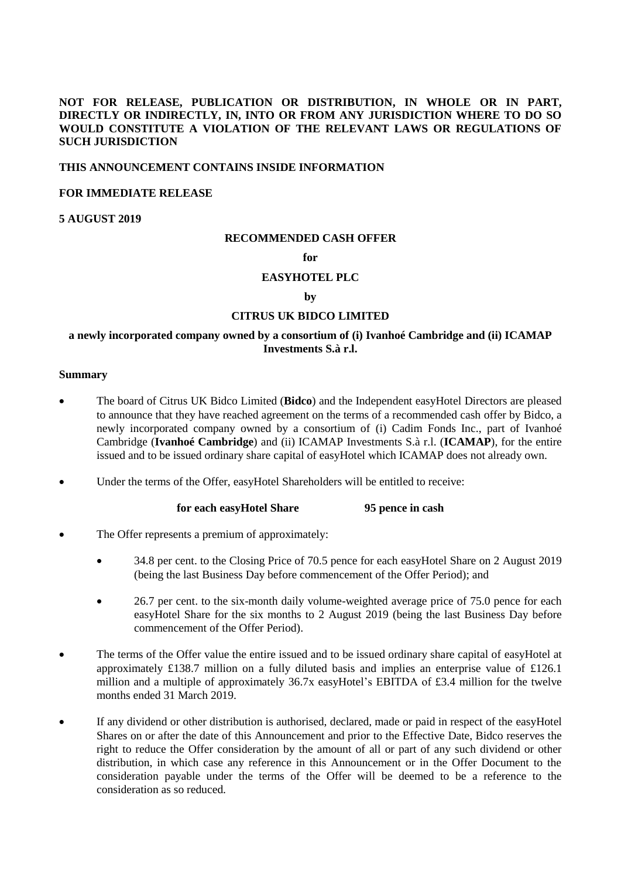**NOT FOR RELEASE, PUBLICATION OR DISTRIBUTION, IN WHOLE OR IN PART, DIRECTLY OR INDIRECTLY, IN, INTO OR FROM ANY JURISDICTION WHERE TO DO SO WOULD CONSTITUTE A VIOLATION OF THE RELEVANT LAWS OR REGULATIONS OF SUCH JURISDICTION**

**THIS ANNOUNCEMENT CONTAINS INSIDE INFORMATION**

**FOR IMMEDIATE RELEASE**

**5 AUGUST 2019**

**RECOMMENDED CASH OFFER**

**for**

**EASYHOTEL PLC**

**by**

**CITRUS UK BIDCO LIMITED**

**a newly incorporated company owned by a consortium of (i) Ivanhoé Cambridge and (ii) ICAMAP Investments S.à r.l.**

**Summary**

- The board of Citrus UK Bidco Limited (**Bidco**) and the Independent easyHotel Directors are pleased to announce that they have reached agreement on the terms of a recommended cash offer by Bidco, a newly incorporated company owned by a consortium of (i) Cadim Fonds Inc., part of Ivanhoé Cambridge (**Ivanhoé Cambridge**) and (ii) ICAMAP Investments S.à r.l. (**ICAMAP**), for the entire issued and to be issued ordinary share capital of easyHotel which ICAMAP does not already own.

- Under the terms of the Offer, easyHotel Shareholders will be entitled to receive:

  **for each easyHotel Share 95 pence in cash**

- The Offer represents a premium of approximately:

  - 34.8 per cent. to the Closing Price of 70.5 pence for each easyHotel Share on 2 August 2019 (being the last Business Day before commencement of the Offer Period); and

  - 26.7 per cent. to the six-month daily volume-weighted average price of 75.0 pence for each easyHotel Share for the six months to 2 August 2019 (being the last Business Day before commencement of the Offer Period).

- The terms of the Offer value the entire issued and to be issued ordinary share capital of easyHotel at approximately £138.7 million on a fully diluted basis and implies an enterprise value of £126.1 million and a multiple of approximately 36.7x easyHotel's EBITDA of £3.4 million for the twelve months ended 31 March 2019.

- If any dividend or other distribution is authorised, declared, made or paid in respect of the easyHotel Shares on or after the date of this Announcement and prior to the Effective Date, Bidco reserves the right to reduce the Offer consideration by the amount of all or part of any such dividend or other distribution, in which case any reference in this Announcement or in the Offer Document to the consideration payable under the terms of the Offer will be deemed to be a reference to the consideration as so reduced.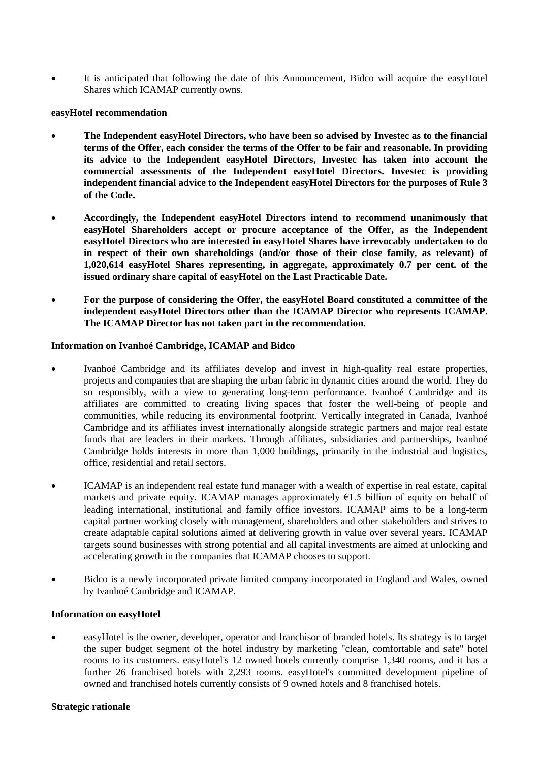- It is anticipated that following the date of this Announcement, Bidco will acquire the easyHotel Shares which ICAMAP currently owns.

**easyHotel recommendation**

- **The Independent easyHotel Directors, who have been so advised by Investec as to the financial terms of the Offer, each consider the terms of the Offer to be fair and reasonable. In providing its advice to the Independent easyHotel Directors, Investec has taken into account the commercial assessments of the Independent easyHotel Directors. Investec is providing independent financial advice to the Independent easyHotel Directors for the purposes of Rule 3 of the Code.**

- **Accordingly, the Independent easyHotel Directors intend to recommend unanimously that easyHotel Shareholders accept or procure acceptance of the Offer, as the Independent easyHotel Directors who are interested in easyHotel Shares have irrevocably undertaken to do in respect of their own shareholdings (and/or those of their close family, as relevant) of 1,020,614 easyHotel Shares representing, in aggregate, approximately 0.7 per cent. of the issued ordinary share capital of easyHotel on the Last Practicable Date.**

- **For the purpose of considering the Offer, the easyHotel Board constituted a committee of the independent easyHotel Directors other than the ICAMAP Director who represents ICAMAP. The ICAMAP Director has not taken part in the recommendation.**

**Information on Ivanhoé Cambridge, ICAMAP and Bidco**

- Ivanhoé Cambridge and its affiliates develop and invest in high-quality real estate properties, projects and companies that are shaping the urban fabric in dynamic cities around the world. They do so responsibly, with a view to generating long-term performance. Ivanhoé Cambridge and its affiliates are committed to creating living spaces that foster the well-being of people and communities, while reducing its environmental footprint. Vertically integrated in Canada, Ivanhoé Cambridge and its affiliates invest internationally alongside strategic partners and major real estate funds that are leaders in their markets. Through affiliates, subsidiaries and partnerships, Ivanhoé Cambridge holds interests in more than 1,000 buildings, primarily in the industrial and logistics, office, residential and retail sectors.

- ICAMAP is an independent real estate fund manager with a wealth of expertise in real estate, capital markets and private equity. ICAMAP manages approximately €1.5 billion of equity on behalf of leading international, institutional and family office investors. ICAMAP aims to be a long-term capital partner working closely with management, shareholders and other stakeholders and strives to create adaptable capital solutions aimed at delivering growth in value over several years. ICAMAP targets sound businesses with strong potential and all capital investments are aimed at unlocking and accelerating growth in the companies that ICAMAP chooses to support.

- Bidco is a newly incorporated private limited company incorporated in England and Wales, owned by Ivanhoé Cambridge and ICAMAP.

**Information on easyHotel**

- easyHotel is the owner, developer, operator and franchisor of branded hotels. Its strategy is to target the super budget segment of the hotel industry by marketing "clean, comfortable and safe" hotel rooms to its customers. easyHotel's 12 owned hotels currently comprise 1,340 rooms, and it has a further 26 franchised hotels with 2,293 rooms. easyHotel's committed development pipeline of owned and franchised hotels currently consists of 9 owned hotels and 8 franchised hotels.

**Strategic rationale**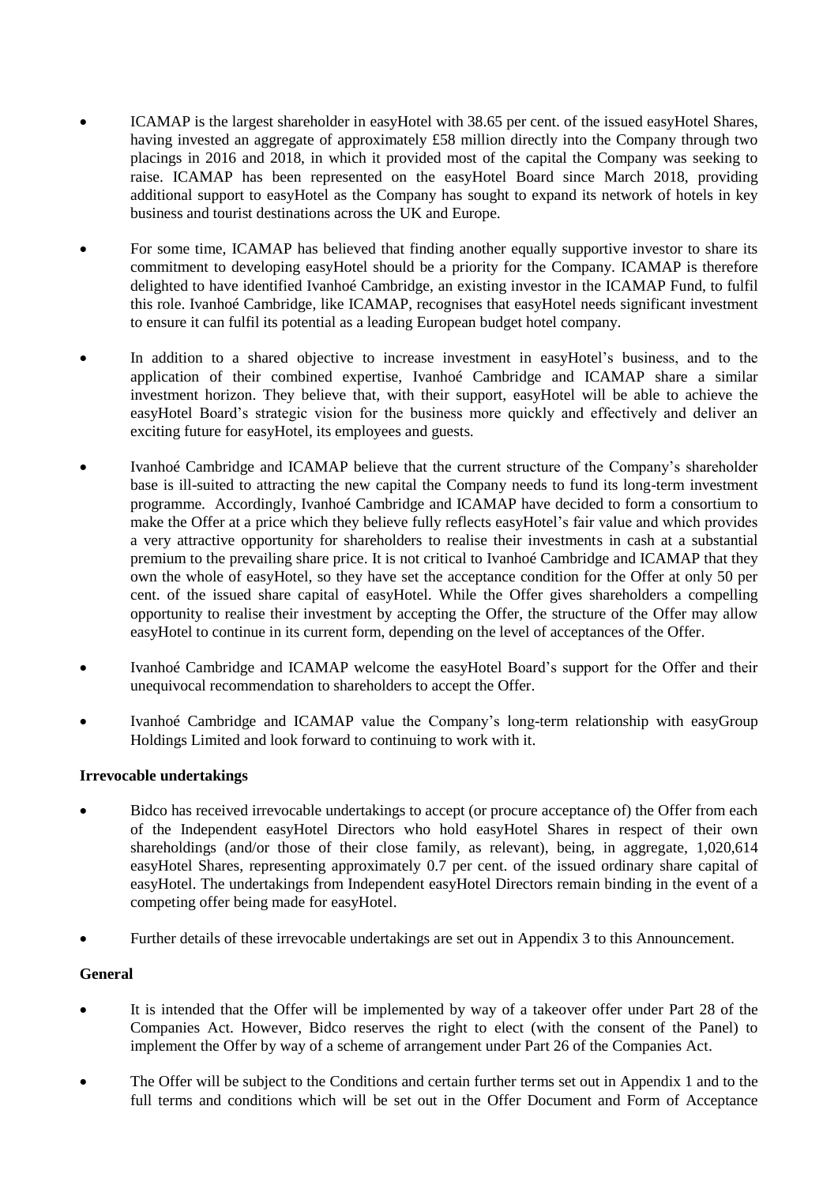- ICAMAP is the largest shareholder in easyHotel with 38.65 per cent. of the issued easyHotel Shares, having invested an aggregate of approximately £58 million directly into the Company through two placings in 2016 and 2018, in which it provided most of the capital the Company was seeking to raise. ICAMAP has been represented on the easyHotel Board since March 2018, providing additional support to easyHotel as the Company has sought to expand its network of hotels in key business and tourist destinations across the UK and Europe.

- For some time, ICAMAP has believed that finding another equally supportive investor to share its commitment to developing easyHotel should be a priority for the Company. ICAMAP is therefore delighted to have identified Ivanhoé Cambridge, an existing investor in the ICAMAP Fund, to fulfil this role. Ivanhoé Cambridge, like ICAMAP, recognises that easyHotel needs significant investment to ensure it can fulfil its potential as a leading European budget hotel company.

- In addition to a shared objective to increase investment in easyHotel's business, and to the application of their combined expertise, Ivanhoé Cambridge and ICAMAP share a similar investment horizon. They believe that, with their support, easyHotel will be able to achieve the easyHotel Board's strategic vision for the business more quickly and effectively and deliver an exciting future for easyHotel, its employees and guests.

- Ivanhoé Cambridge and ICAMAP believe that the current structure of the Company's shareholder base is ill-suited to attracting the new capital the Company needs to fund its long-term investment programme. Accordingly, Ivanhoé Cambridge and ICAMAP have decided to form a consortium to make the Offer at a price which they believe fully reflects easyHotel's fair value and which provides a very attractive opportunity for shareholders to realise their investments in cash at a substantial premium to the prevailing share price. It is not critical to Ivanhoé Cambridge and ICAMAP that they own the whole of easyHotel, so they have set the acceptance condition for the Offer at only 50 per cent. of the issued share capital of easyHotel. While the Offer gives shareholders a compelling opportunity to realise their investment by accepting the Offer, the structure of the Offer may allow easyHotel to continue in its current form, depending on the level of acceptances of the Offer.

- Ivanhoé Cambridge and ICAMAP welcome the easyHotel Board's support for the Offer and their unequivocal recommendation to shareholders to accept the Offer.

- Ivanhoé Cambridge and ICAMAP value the Company's long-term relationship with easyGroup Holdings Limited and look forward to continuing to work with it.

**Irrevocable undertakings**

- Bidco has received irrevocable undertakings to accept (or procure acceptance of) the Offer from each of the Independent easyHotel Directors who hold easyHotel Shares in respect of their own shareholdings (and/or those of their close family, as relevant), being, in aggregate, 1,020,614 easyHotel Shares, representing approximately 0.7 per cent. of the issued ordinary share capital of easyHotel. The undertakings from Independent easyHotel Directors remain binding in the event of a competing offer being made for easyHotel.

- Further details of these irrevocable undertakings are set out in Appendix 3 to this Announcement.

**General**

- It is intended that the Offer will be implemented by way of a takeover offer under Part 28 of the Companies Act. However, Bidco reserves the right to elect (with the consent of the Panel) to implement the Offer by way of a scheme of arrangement under Part 26 of the Companies Act.

- The Offer will be subject to the Conditions and certain further terms set out in Appendix 1 and to the full terms and conditions which will be set out in the Offer Document and Form of Acceptance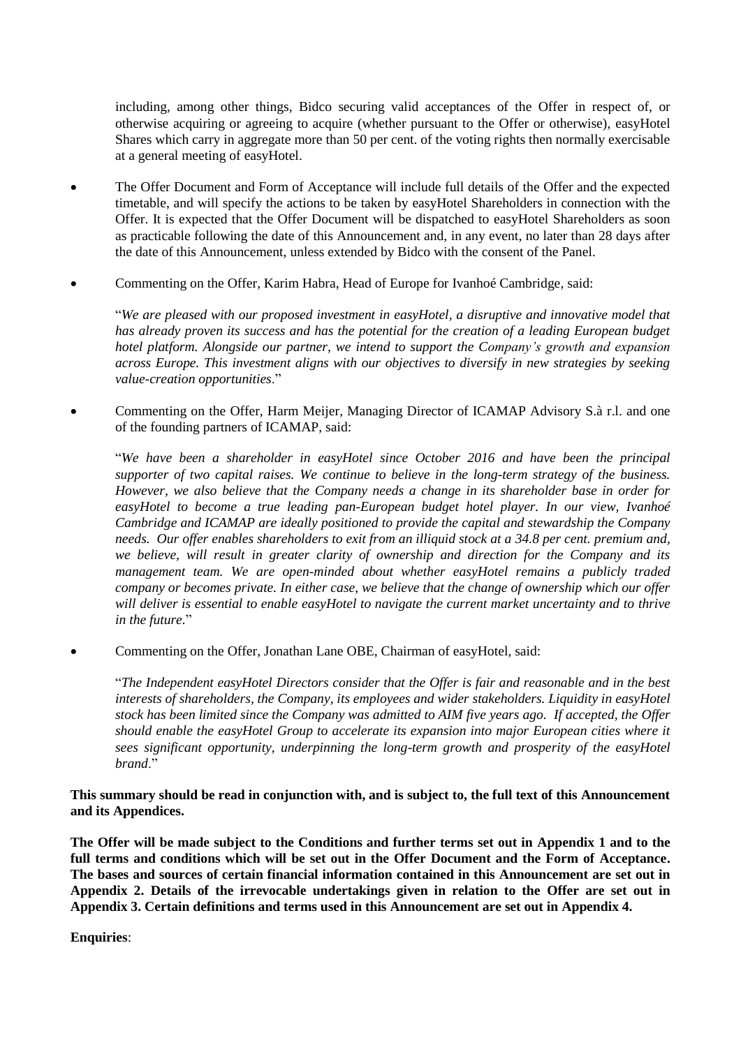including, among other things, Bidco securing valid acceptances of the Offer in respect of, or otherwise acquiring or agreeing to acquire (whether pursuant to the Offer or otherwise), easyHotel Shares which carry in aggregate more than 50 per cent. of the voting rights then normally exercisable at a general meeting of easyHotel.

- The Offer Document and Form of Acceptance will include full details of the Offer and the expected timetable, and will specify the actions to be taken by easyHotel Shareholders in connection with the Offer. It is expected that the Offer Document will be dispatched to easyHotel Shareholders as soon as practicable following the date of this Announcement and, in any event, no later than 28 days after the date of this Announcement, unless extended by Bidco with the consent of the Panel.

- Commenting on the Offer, Karim Habra, Head of Europe for Ivanhoé Cambridge, said:

  "*We are pleased with our proposed investment in easyHotel, a disruptive and innovative model that has already proven its success and has the potential for the creation of a leading European budget hotel platform. Alongside our partner, we intend to support the Company's growth and expansion across Europe. This investment aligns with our objectives to diversify in new strategies by seeking value-creation opportunities*."

- Commenting on the Offer, Harm Meijer, Managing Director of ICAMAP Advisory S.à r.l. and one of the founding partners of ICAMAP, said:

  "*We have been a shareholder in easyHotel since October 2016 and have been the principal supporter of two capital raises. We continue to believe in the long-term strategy of the business. However, we also believe that the Company needs a change in its shareholder base in order for easyHotel to become a true leading pan-European budget hotel player. In our view, Ivanhoé Cambridge and ICAMAP are ideally positioned to provide the capital and stewardship the Company needs. Our offer enables shareholders to exit from an illiquid stock at a 34.8 per cent. premium and, we believe, will result in greater clarity of ownership and direction for the Company and its management team. We are open-minded about whether easyHotel remains a publicly traded company or becomes private. In either case, we believe that the change of ownership which our offer will deliver is essential to enable easyHotel to navigate the current market uncertainty and to thrive in the future*."

- Commenting on the Offer, Jonathan Lane OBE, Chairman of easyHotel, said:

  "*The Independent easyHotel Directors consider that the Offer is fair and reasonable and in the best interests of shareholders, the Company, its employees and wider stakeholders. Liquidity in easyHotel stock has been limited since the Company was admitted to AIM five years ago. If accepted, the Offer should enable the easyHotel Group to accelerate its expansion into major European cities where it sees significant opportunity, underpinning the long-term growth and prosperity of the easyHotel brand*."

**This summary should be read in conjunction with, and is subject to, the full text of this Announcement and its Appendices.**

**The Offer will be made subject to the Conditions and further terms set out in Appendix 1 and to the full terms and conditions which will be set out in the Offer Document and the Form of Acceptance. The bases and sources of certain financial information contained in this Announcement are set out in Appendix 2. Details of the irrevocable undertakings given in relation to the Offer are set out in Appendix 3. Certain definitions and terms used in this Announcement are set out in Appendix 4.**

**Enquiries**: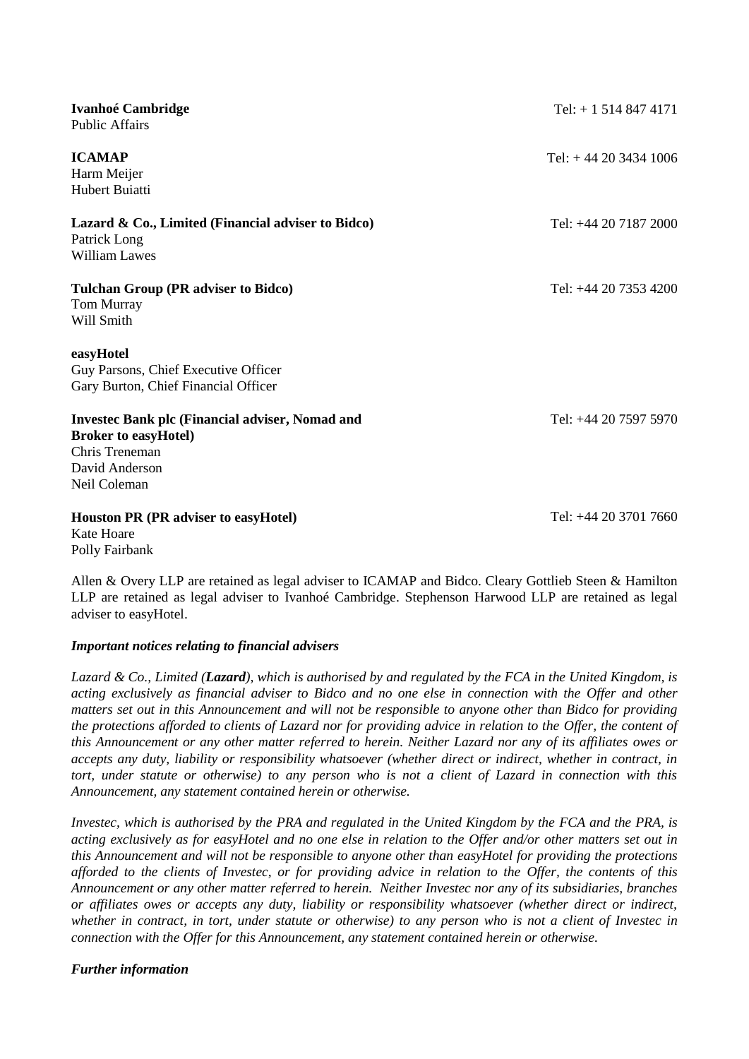**Ivanhoé Cambridge** Tel: + 1 514 847 4171
Public Affairs

**ICAMAP** Tel: + 44 20 3434 1006
Harm Meijer
Hubert Buiatti

**Lazard & Co., Limited (Financial adviser to Bidco)** Tel: +44 20 7187 2000
Patrick Long
William Lawes

**Tulchan Group (PR adviser to Bidco)** Tel: +44 20 7353 4200
Tom Murray
Will Smith

**easyHotel**
Guy Parsons, Chief Executive Officer
Gary Burton, Chief Financial Officer

**Investec Bank plc (Financial adviser, Nomad and Broker to easyHotel)** Tel: +44 20 7597 5970
Chris Treneman
David Anderson
Neil Coleman

**Houston PR (PR adviser to easyHotel)** Tel: +44 20 3701 7660
Kate Hoare
Polly Fairbank

Allen & Overy LLP are retained as legal adviser to ICAMAP and Bidco. Cleary Gottlieb Steen & Hamilton LLP are retained as legal adviser to Ivanhoé Cambridge. Stephenson Harwood LLP are retained as legal adviser to easyHotel.

***Important notices relating to financial advisers***

*Lazard & Co., Limited (**Lazard**), which is authorised by and regulated by the FCA in the United Kingdom, is acting exclusively as financial adviser to Bidco and no one else in connection with the Offer and other matters set out in this Announcement and will not be responsible to anyone other than Bidco for providing the protections afforded to clients of Lazard nor for providing advice in relation to the Offer, the content of this Announcement or any other matter referred to herein. Neither Lazard nor any of its affiliates owes or accepts any duty, liability or responsibility whatsoever (whether direct or indirect, whether in contract, in tort, under statute or otherwise) to any person who is not a client of Lazard in connection with this Announcement, any statement contained herein or otherwise.*

*Investec, which is authorised by the PRA and regulated in the United Kingdom by the FCA and the PRA, is acting exclusively as for easyHotel and no one else in relation to the Offer and/or other matters set out in this Announcement and will not be responsible to anyone other than easyHotel for providing the protections afforded to the clients of Investec, or for providing advice in relation to the Offer, the contents of this Announcement or any other matter referred to herein. Neither Investec nor any of its subsidiaries, branches or affiliates owes or accepts any duty, liability or responsibility whatsoever (whether direct or indirect, whether in contract, in tort, under statute or otherwise) to any person who is not a client of Investec in connection with the Offer for this Announcement, any statement contained herein or otherwise.*

***Further information***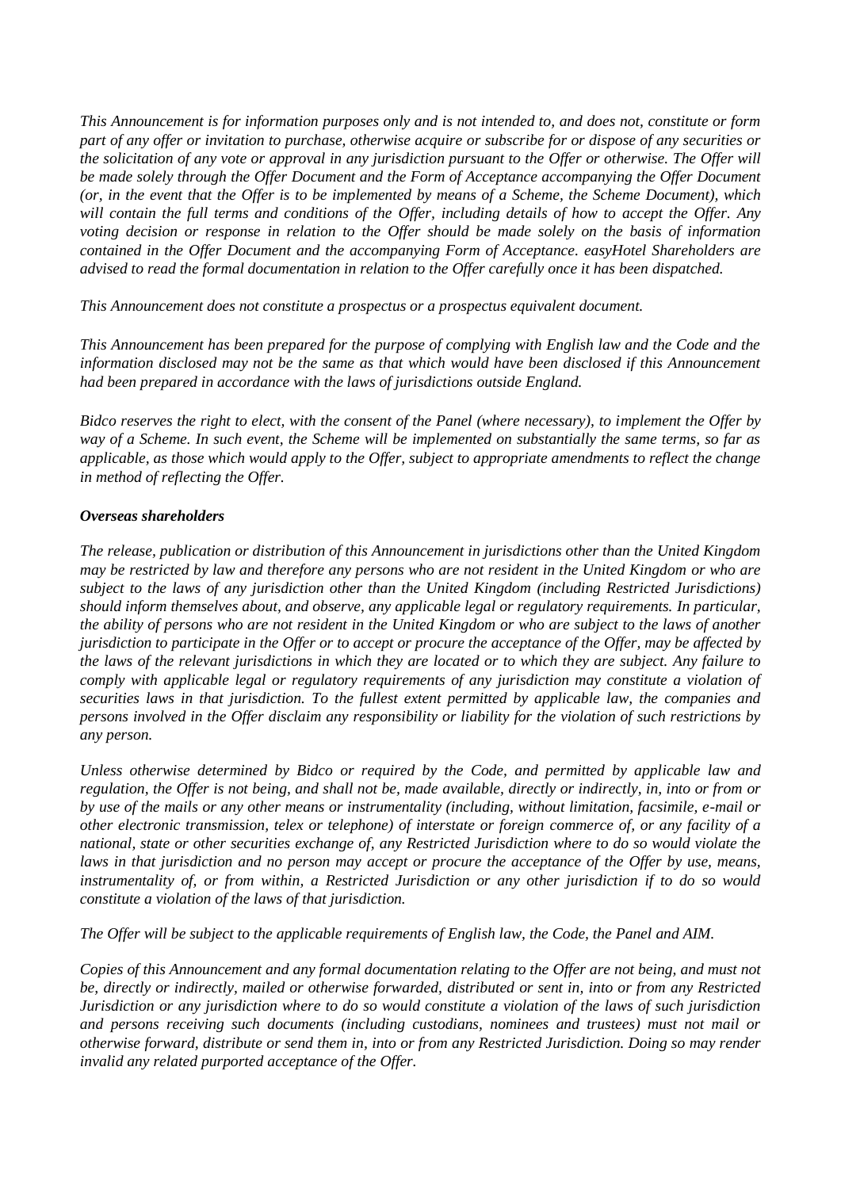*This Announcement is for information purposes only and is not intended to, and does not, constitute or form part of any offer or invitation to purchase, otherwise acquire or subscribe for or dispose of any securities or the solicitation of any vote or approval in any jurisdiction pursuant to the Offer or otherwise. The Offer will be made solely through the Offer Document and the Form of Acceptance accompanying the Offer Document (or, in the event that the Offer is to be implemented by means of a Scheme, the Scheme Document), which will contain the full terms and conditions of the Offer, including details of how to accept the Offer. Any voting decision or response in relation to the Offer should be made solely on the basis of information contained in the Offer Document and the accompanying Form of Acceptance. easyHotel Shareholders are advised to read the formal documentation in relation to the Offer carefully once it has been dispatched.*

*This Announcement does not constitute a prospectus or a prospectus equivalent document.*

*This Announcement has been prepared for the purpose of complying with English law and the Code and the information disclosed may not be the same as that which would have been disclosed if this Announcement had been prepared in accordance with the laws of jurisdictions outside England.*

*Bidco reserves the right to elect, with the consent of the Panel (where necessary), to implement the Offer by way of a Scheme. In such event, the Scheme will be implemented on substantially the same terms, so far as applicable, as those which would apply to the Offer, subject to appropriate amendments to reflect the change in method of reflecting the Offer.*

***Overseas shareholders***

*The release, publication or distribution of this Announcement in jurisdictions other than the United Kingdom may be restricted by law and therefore any persons who are not resident in the United Kingdom or who are subject to the laws of any jurisdiction other than the United Kingdom (including Restricted Jurisdictions) should inform themselves about, and observe, any applicable legal or regulatory requirements. In particular, the ability of persons who are not resident in the United Kingdom or who are subject to the laws of another jurisdiction to participate in the Offer or to accept or procure the acceptance of the Offer, may be affected by the laws of the relevant jurisdictions in which they are located or to which they are subject. Any failure to comply with applicable legal or regulatory requirements of any jurisdiction may constitute a violation of securities laws in that jurisdiction. To the fullest extent permitted by applicable law, the companies and persons involved in the Offer disclaim any responsibility or liability for the violation of such restrictions by any person.*

*Unless otherwise determined by Bidco or required by the Code, and permitted by applicable law and regulation, the Offer is not being, and shall not be, made available, directly or indirectly, in, into or from or by use of the mails or any other means or instrumentality (including, without limitation, facsimile, e-mail or other electronic transmission, telex or telephone) of interstate or foreign commerce of, or any facility of a national, state or other securities exchange of, any Restricted Jurisdiction where to do so would violate the laws in that jurisdiction and no person may accept or procure the acceptance of the Offer by use, means, instrumentality of, or from within, a Restricted Jurisdiction or any other jurisdiction if to do so would constitute a violation of the laws of that jurisdiction.*

*The Offer will be subject to the applicable requirements of English law, the Code, the Panel and AIM.*

*Copies of this Announcement and any formal documentation relating to the Offer are not being, and must not be, directly or indirectly, mailed or otherwise forwarded, distributed or sent in, into or from any Restricted Jurisdiction or any jurisdiction where to do so would constitute a violation of the laws of such jurisdiction and persons receiving such documents (including custodians, nominees and trustees) must not mail or otherwise forward, distribute or send them in, into or from any Restricted Jurisdiction. Doing so may render invalid any related purported acceptance of the Offer.*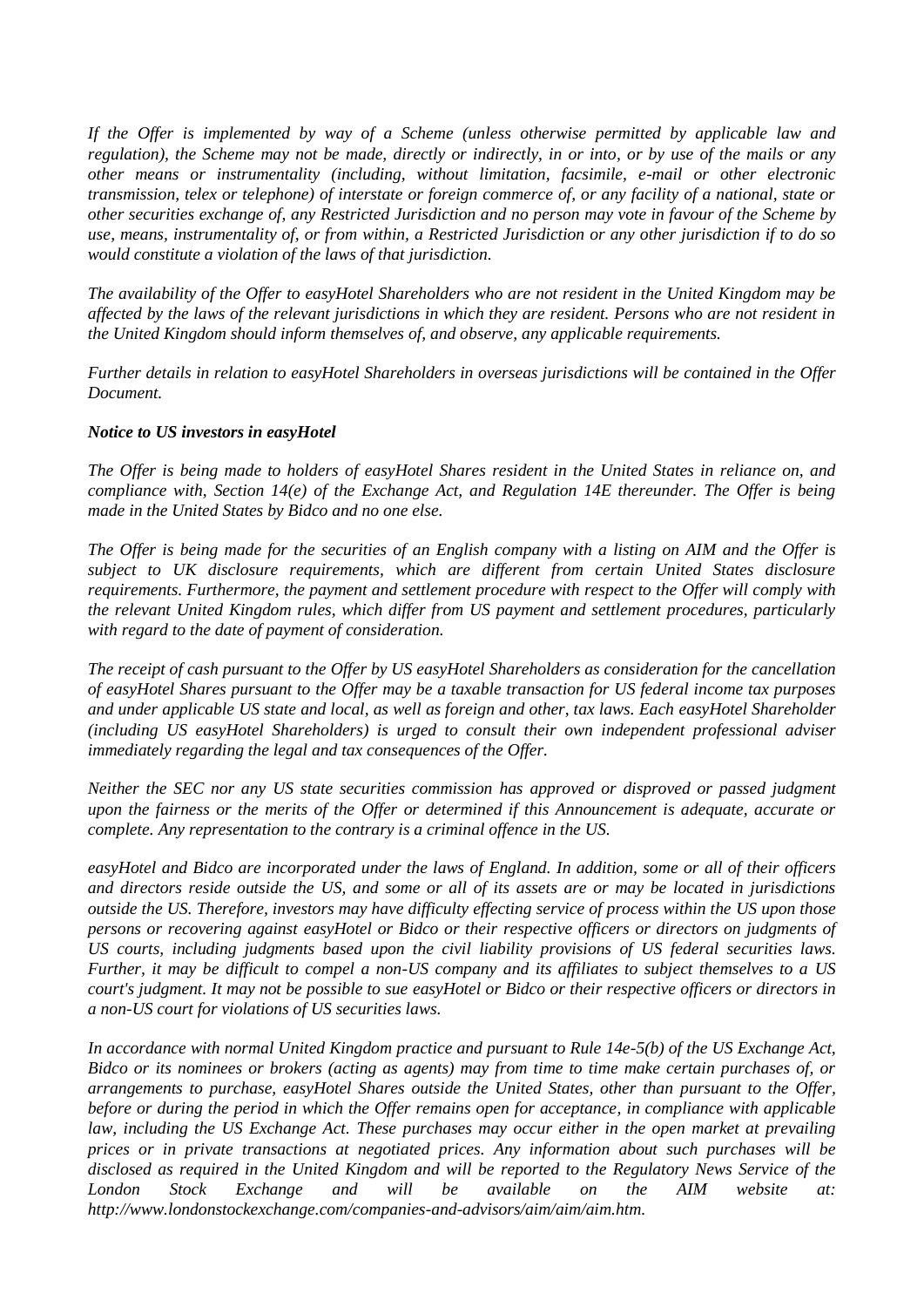*If the Offer is implemented by way of a Scheme (unless otherwise permitted by applicable law and regulation), the Scheme may not be made, directly or indirectly, in or into, or by use of the mails or any other means or instrumentality (including, without limitation, facsimile, e-mail or other electronic transmission, telex or telephone) of interstate or foreign commerce of, or any facility of a national, state or other securities exchange of, any Restricted Jurisdiction and no person may vote in favour of the Scheme by use, means, instrumentality of, or from within, a Restricted Jurisdiction or any other jurisdiction if to do so would constitute a violation of the laws of that jurisdiction.*

*The availability of the Offer to easyHotel Shareholders who are not resident in the United Kingdom may be affected by the laws of the relevant jurisdictions in which they are resident. Persons who are not resident in the United Kingdom should inform themselves of, and observe, any applicable requirements.*

*Further details in relation to easyHotel Shareholders in overseas jurisdictions will be contained in the Offer Document.*

***Notice to US investors in easyHotel***

*The Offer is being made to holders of easyHotel Shares resident in the United States in reliance on, and compliance with, Section 14(e) of the Exchange Act, and Regulation 14E thereunder. The Offer is being made in the United States by Bidco and no one else.*

*The Offer is being made for the securities of an English company with a listing on AIM and the Offer is subject to UK disclosure requirements, which are different from certain United States disclosure requirements. Furthermore, the payment and settlement procedure with respect to the Offer will comply with the relevant United Kingdom rules, which differ from US payment and settlement procedures, particularly with regard to the date of payment of consideration.*

*The receipt of cash pursuant to the Offer by US easyHotel Shareholders as consideration for the cancellation of easyHotel Shares pursuant to the Offer may be a taxable transaction for US federal income tax purposes and under applicable US state and local, as well as foreign and other, tax laws. Each easyHotel Shareholder (including US easyHotel Shareholders) is urged to consult their own independent professional adviser immediately regarding the legal and tax consequences of the Offer.*

*Neither the SEC nor any US state securities commission has approved or disproved or passed judgment upon the fairness or the merits of the Offer or determined if this Announcement is adequate, accurate or complete. Any representation to the contrary is a criminal offence in the US.*

*easyHotel and Bidco are incorporated under the laws of England. In addition, some or all of their officers and directors reside outside the US, and some or all of its assets are or may be located in jurisdictions outside the US. Therefore, investors may have difficulty effecting service of process within the US upon those persons or recovering against easyHotel or Bidco or their respective officers or directors on judgments of US courts, including judgments based upon the civil liability provisions of US federal securities laws. Further, it may be difficult to compel a non-US company and its affiliates to subject themselves to a US court's judgment. It may not be possible to sue easyHotel or Bidco or their respective officers or directors in a non-US court for violations of US securities laws.*

*In accordance with normal United Kingdom practice and pursuant to Rule 14e-5(b) of the US Exchange Act, Bidco or its nominees or brokers (acting as agents) may from time to time make certain purchases of, or arrangements to purchase, easyHotel Shares outside the United States, other than pursuant to the Offer, before or during the period in which the Offer remains open for acceptance, in compliance with applicable law, including the US Exchange Act. These purchases may occur either in the open market at prevailing prices or in private transactions at negotiated prices. Any information about such purchases will be disclosed as required in the United Kingdom and will be reported to the Regulatory News Service of the London Stock Exchange and will be available on the AIM website at: http://www.londonstockexchange.com/companies-and-advisors/aim/aim/aim.htm.*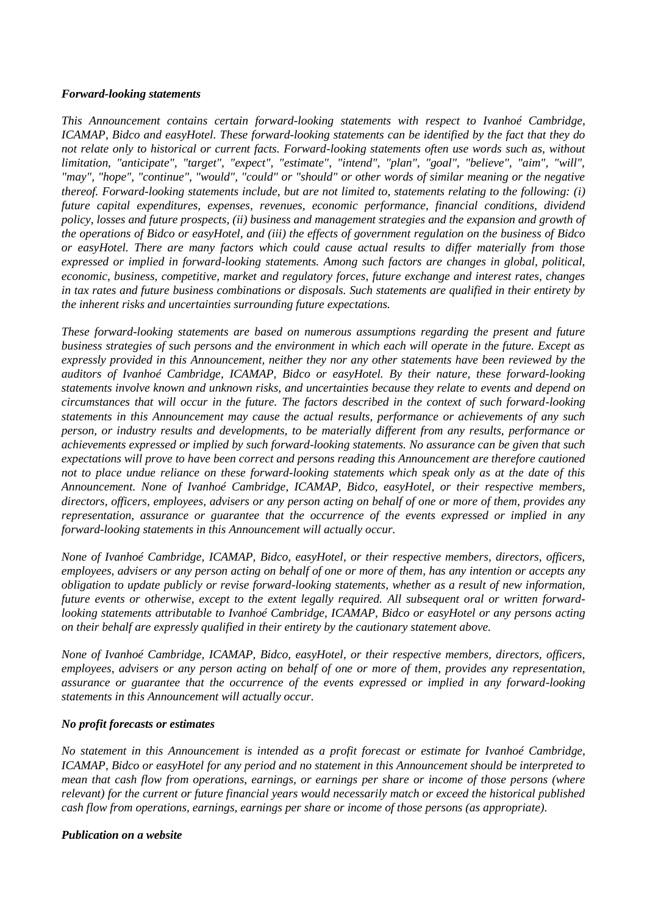***Forward-looking statements***

*This Announcement contains certain forward-looking statements with respect to Ivanhoé Cambridge, ICAMAP, Bidco and easyHotel. These forward-looking statements can be identified by the fact that they do not relate only to historical or current facts. Forward-looking statements often use words such as, without limitation, "anticipate", "target", "expect", "estimate", "intend", "plan", "goal", "believe", "aim", "will", "may", "hope", "continue", "would", "could" or "should" or other words of similar meaning or the negative thereof. Forward-looking statements include, but are not limited to, statements relating to the following: (i) future capital expenditures, expenses, revenues, economic performance, financial conditions, dividend policy, losses and future prospects, (ii) business and management strategies and the expansion and growth of the operations of Bidco or easyHotel, and (iii) the effects of government regulation on the business of Bidco or easyHotel. There are many factors which could cause actual results to differ materially from those expressed or implied in forward-looking statements. Among such factors are changes in global, political, economic, business, competitive, market and regulatory forces, future exchange and interest rates, changes in tax rates and future business combinations or disposals. Such statements are qualified in their entirety by the inherent risks and uncertainties surrounding future expectations.*

*These forward-looking statements are based on numerous assumptions regarding the present and future business strategies of such persons and the environment in which each will operate in the future. Except as expressly provided in this Announcement, neither they nor any other statements have been reviewed by the auditors of Ivanhoé Cambridge, ICAMAP, Bidco or easyHotel. By their nature, these forward-looking statements involve known and unknown risks, and uncertainties because they relate to events and depend on circumstances that will occur in the future. The factors described in the context of such forward-looking statements in this Announcement may cause the actual results, performance or achievements of any such person, or industry results and developments, to be materially different from any results, performance or achievements expressed or implied by such forward-looking statements. No assurance can be given that such expectations will prove to have been correct and persons reading this Announcement are therefore cautioned not to place undue reliance on these forward-looking statements which speak only as at the date of this Announcement. None of Ivanhoé Cambridge, ICAMAP, Bidco, easyHotel, or their respective members, directors, officers, employees, advisers or any person acting on behalf of one or more of them, provides any representation, assurance or guarantee that the occurrence of the events expressed or implied in any forward-looking statements in this Announcement will actually occur.*

*None of Ivanhoé Cambridge, ICAMAP, Bidco, easyHotel, or their respective members, directors, officers, employees, advisers or any person acting on behalf of one or more of them, has any intention or accepts any obligation to update publicly or revise forward-looking statements, whether as a result of new information, future events or otherwise, except to the extent legally required. All subsequent oral or written forward-looking statements attributable to Ivanhoé Cambridge, ICAMAP, Bidco or easyHotel or any persons acting on their behalf are expressly qualified in their entirety by the cautionary statement above.*

*None of Ivanhoé Cambridge, ICAMAP, Bidco, easyHotel, or their respective members, directors, officers, employees, advisers or any person acting on behalf of one or more of them, provides any representation, assurance or guarantee that the occurrence of the events expressed or implied in any forward-looking statements in this Announcement will actually occur.*

***No profit forecasts or estimates***

*No statement in this Announcement is intended as a profit forecast or estimate for Ivanhoé Cambridge, ICAMAP, Bidco or easyHotel for any period and no statement in this Announcement should be interpreted to mean that cash flow from operations, earnings, or earnings per share or income of those persons (where relevant) for the current or future financial years would necessarily match or exceed the historical published cash flow from operations, earnings, earnings per share or income of those persons (as appropriate).*

***Publication on a website***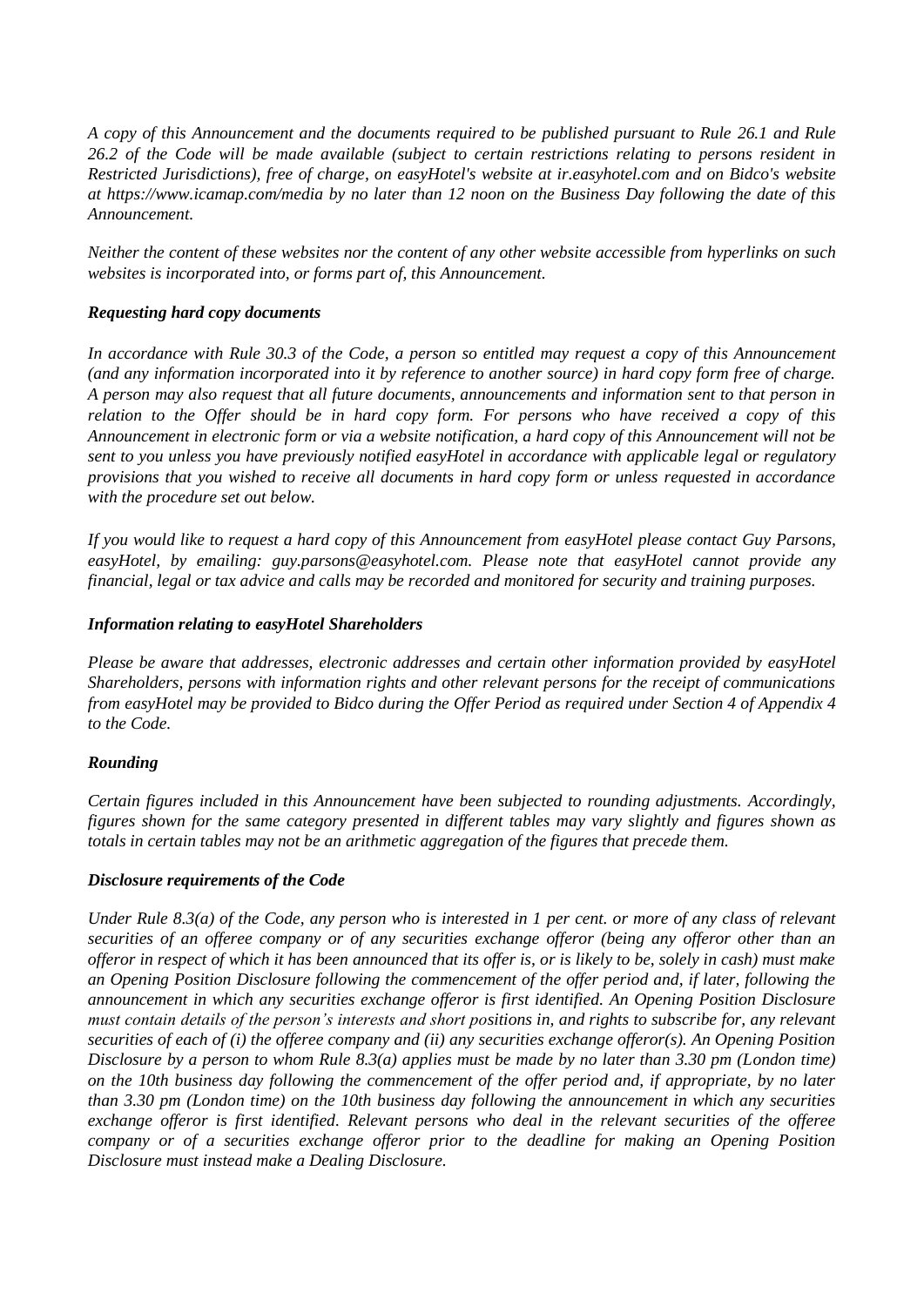*A copy of this Announcement and the documents required to be published pursuant to Rule 26.1 and Rule 26.2 of the Code will be made available (subject to certain restrictions relating to persons resident in Restricted Jurisdictions), free of charge, on easyHotel's website at ir.easyhotel.com and on Bidco's website at https://www.icamap.com/media by no later than 12 noon on the Business Day following the date of this Announcement.*

*Neither the content of these websites nor the content of any other website accessible from hyperlinks on such websites is incorporated into, or forms part of, this Announcement.*

***Requesting hard copy documents***

*In accordance with Rule 30.3 of the Code, a person so entitled may request a copy of this Announcement (and any information incorporated into it by reference to another source) in hard copy form free of charge. A person may also request that all future documents, announcements and information sent to that person in relation to the Offer should be in hard copy form. For persons who have received a copy of this Announcement in electronic form or via a website notification, a hard copy of this Announcement will not be sent to you unless you have previously notified easyHotel in accordance with applicable legal or regulatory provisions that you wished to receive all documents in hard copy form or unless requested in accordance with the procedure set out below.*

*If you would like to request a hard copy of this Announcement from easyHotel please contact Guy Parsons, easyHotel, by emailing: guy.parsons@easyhotel.com. Please note that easyHotel cannot provide any financial, legal or tax advice and calls may be recorded and monitored for security and training purposes.*

***Information relating to easyHotel Shareholders***

*Please be aware that addresses, electronic addresses and certain other information provided by easyHotel Shareholders, persons with information rights and other relevant persons for the receipt of communications from easyHotel may be provided to Bidco during the Offer Period as required under Section 4 of Appendix 4 to the Code.*

***Rounding***

*Certain figures included in this Announcement have been subjected to rounding adjustments. Accordingly, figures shown for the same category presented in different tables may vary slightly and figures shown as totals in certain tables may not be an arithmetic aggregation of the figures that precede them.*

***Disclosure requirements of the Code***

*Under Rule 8.3(a) of the Code, any person who is interested in 1 per cent. or more of any class of relevant securities of an offeree company or of any securities exchange offeror (being any offeror other than an offeror in respect of which it has been announced that its offer is, or is likely to be, solely in cash) must make an Opening Position Disclosure following the commencement of the offer period and, if later, following the announcement in which any securities exchange offeror is first identified. An Opening Position Disclosure must contain details of the person's interests and short positions in, and rights to subscribe for, any relevant securities of each of (i) the offeree company and (ii) any securities exchange offeror(s). An Opening Position Disclosure by a person to whom Rule 8.3(a) applies must be made by no later than 3.30 pm (London time) on the 10th business day following the commencement of the offer period and, if appropriate, by no later than 3.30 pm (London time) on the 10th business day following the announcement in which any securities exchange offeror is first identified. Relevant persons who deal in the relevant securities of the offeree company or of a securities exchange offeror prior to the deadline for making an Opening Position Disclosure must instead make a Dealing Disclosure.*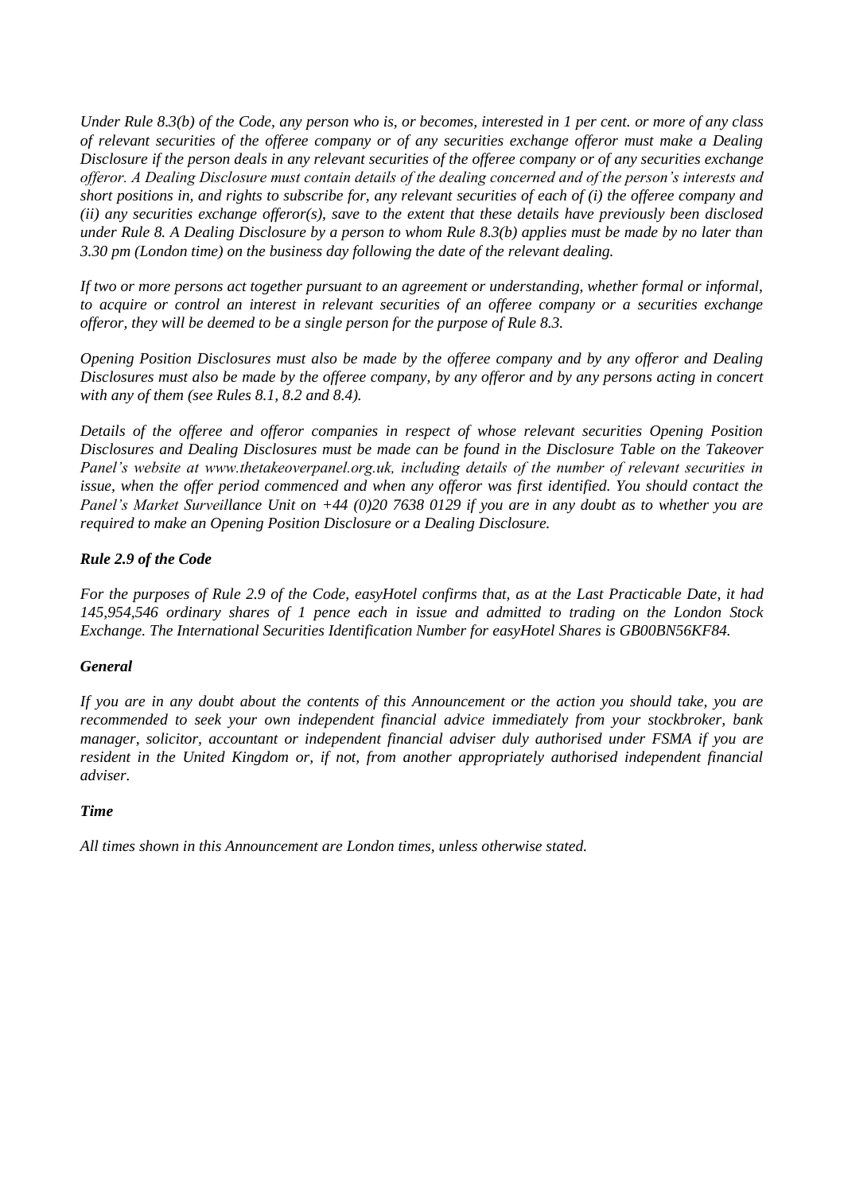*Under Rule 8.3(b) of the Code, any person who is, or becomes, interested in 1 per cent. or more of any class of relevant securities of the offeree company or of any securities exchange offeror must make a Dealing Disclosure if the person deals in any relevant securities of the offeree company or of any securities exchange offeror. A Dealing Disclosure must contain details of the dealing concerned and of the person's interests and short positions in, and rights to subscribe for, any relevant securities of each of (i) the offeree company and (ii) any securities exchange offeror(s), save to the extent that these details have previously been disclosed under Rule 8. A Dealing Disclosure by a person to whom Rule 8.3(b) applies must be made by no later than 3.30 pm (London time) on the business day following the date of the relevant dealing.*

*If two or more persons act together pursuant to an agreement or understanding, whether formal or informal, to acquire or control an interest in relevant securities of an offeree company or a securities exchange offeror, they will be deemed to be a single person for the purpose of Rule 8.3.*

*Opening Position Disclosures must also be made by the offeree company and by any offeror and Dealing Disclosures must also be made by the offeree company, by any offeror and by any persons acting in concert with any of them (see Rules 8.1, 8.2 and 8.4).*

*Details of the offeree and offeror companies in respect of whose relevant securities Opening Position Disclosures and Dealing Disclosures must be made can be found in the Disclosure Table on the Takeover Panel's website at www.thetakeoverpanel.org.uk, including details of the number of relevant securities in issue, when the offer period commenced and when any offeror was first identified. You should contact the Panel's Market Surveillance Unit on +44 (0)20 7638 0129 if you are in any doubt as to whether you are required to make an Opening Position Disclosure or a Dealing Disclosure.*

***Rule 2.9 of the Code***

*For the purposes of Rule 2.9 of the Code, easyHotel confirms that, as at the Last Practicable Date, it had 145,954,546 ordinary shares of 1 pence each in issue and admitted to trading on the London Stock Exchange. The International Securities Identification Number for easyHotel Shares is GB00BN56KF84.*

***General***

*If you are in any doubt about the contents of this Announcement or the action you should take, you are recommended to seek your own independent financial advice immediately from your stockbroker, bank manager, solicitor, accountant or independent financial adviser duly authorised under FSMA if you are resident in the United Kingdom or, if not, from another appropriately authorised independent financial adviser.*

***Time***

*All times shown in this Announcement are London times, unless otherwise stated.*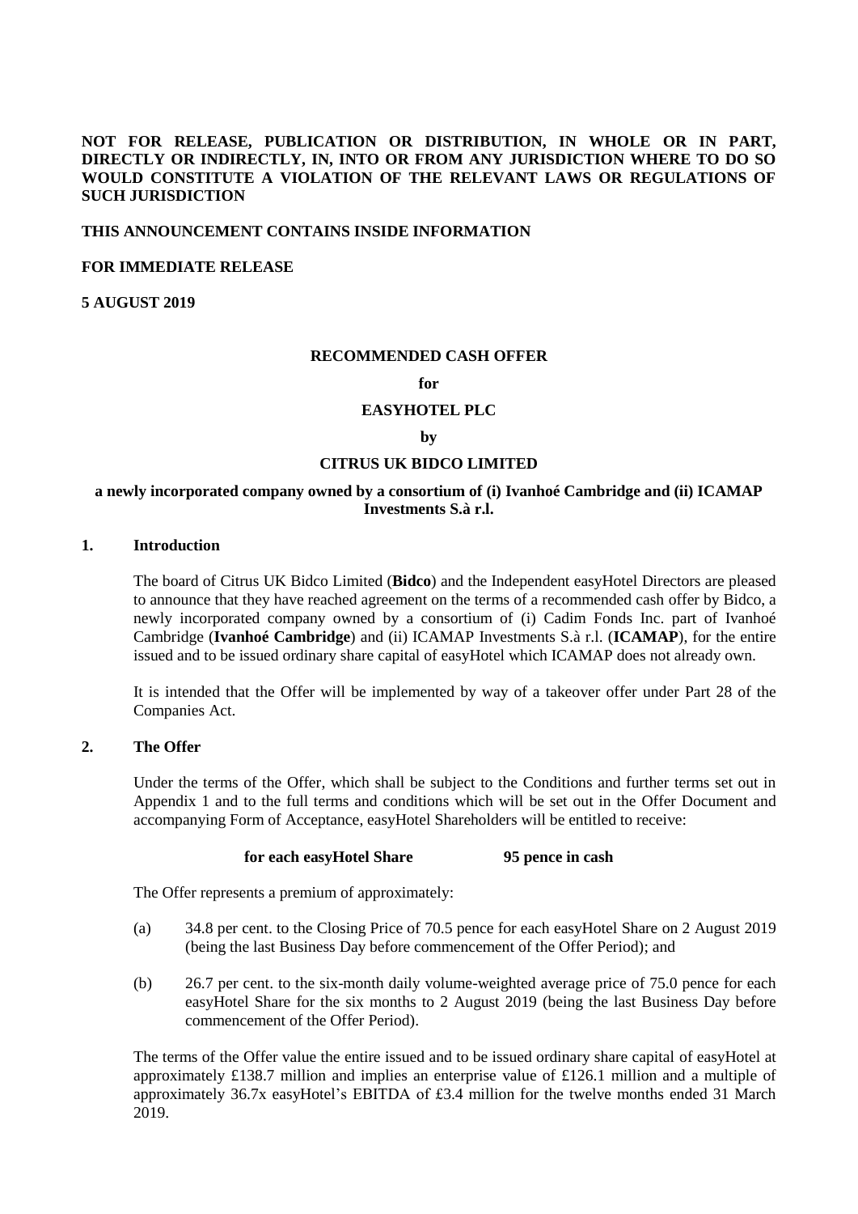**NOT FOR RELEASE, PUBLICATION OR DISTRIBUTION, IN WHOLE OR IN PART, DIRECTLY OR INDIRECTLY, IN, INTO OR FROM ANY JURISDICTION WHERE TO DO SO WOULD CONSTITUTE A VIOLATION OF THE RELEVANT LAWS OR REGULATIONS OF SUCH JURISDICTION**

**THIS ANNOUNCEMENT CONTAINS INSIDE INFORMATION**

**FOR IMMEDIATE RELEASE**

**5 AUGUST 2019**

**RECOMMENDED CASH OFFER**

**for**

**EASYHOTEL PLC**

**by**

**CITRUS UK BIDCO LIMITED**

**a newly incorporated company owned by a consortium of (i) Ivanhoé Cambridge and (ii) ICAMAP Investments S.à r.l.**

## 1. Introduction

The board of Citrus UK Bidco Limited (**Bidco**) and the Independent easyHotel Directors are pleased to announce that they have reached agreement on the terms of a recommended cash offer by Bidco, a newly incorporated company owned by a consortium of (i) Cadim Fonds Inc. part of Ivanhoé Cambridge (**Ivanhoé Cambridge**) and (ii) ICAMAP Investments S.à r.l. (**ICAMAP**), for the entire issued and to be issued ordinary share capital of easyHotel which ICAMAP does not already own.

It is intended that the Offer will be implemented by way of a takeover offer under Part 28 of the Companies Act.

## 2. The Offer

Under the terms of the Offer, which shall be subject to the Conditions and further terms set out in Appendix 1 and to the full terms and conditions which will be set out in the Offer Document and accompanying Form of Acceptance, easyHotel Shareholders will be entitled to receive:

**for each easyHotel Share 95 pence in cash**

The Offer represents a premium of approximately:

(a) 34.8 per cent. to the Closing Price of 70.5 pence for each easyHotel Share on 2 August 2019 (being the last Business Day before commencement of the Offer Period); and

(b) 26.7 per cent. to the six-month daily volume-weighted average price of 75.0 pence for each easyHotel Share for the six months to 2 August 2019 (being the last Business Day before commencement of the Offer Period).

The terms of the Offer value the entire issued and to be issued ordinary share capital of easyHotel at approximately £138.7 million and implies an enterprise value of £126.1 million and a multiple of approximately 36.7x easyHotel's EBITDA of £3.4 million for the twelve months ended 31 March 2019.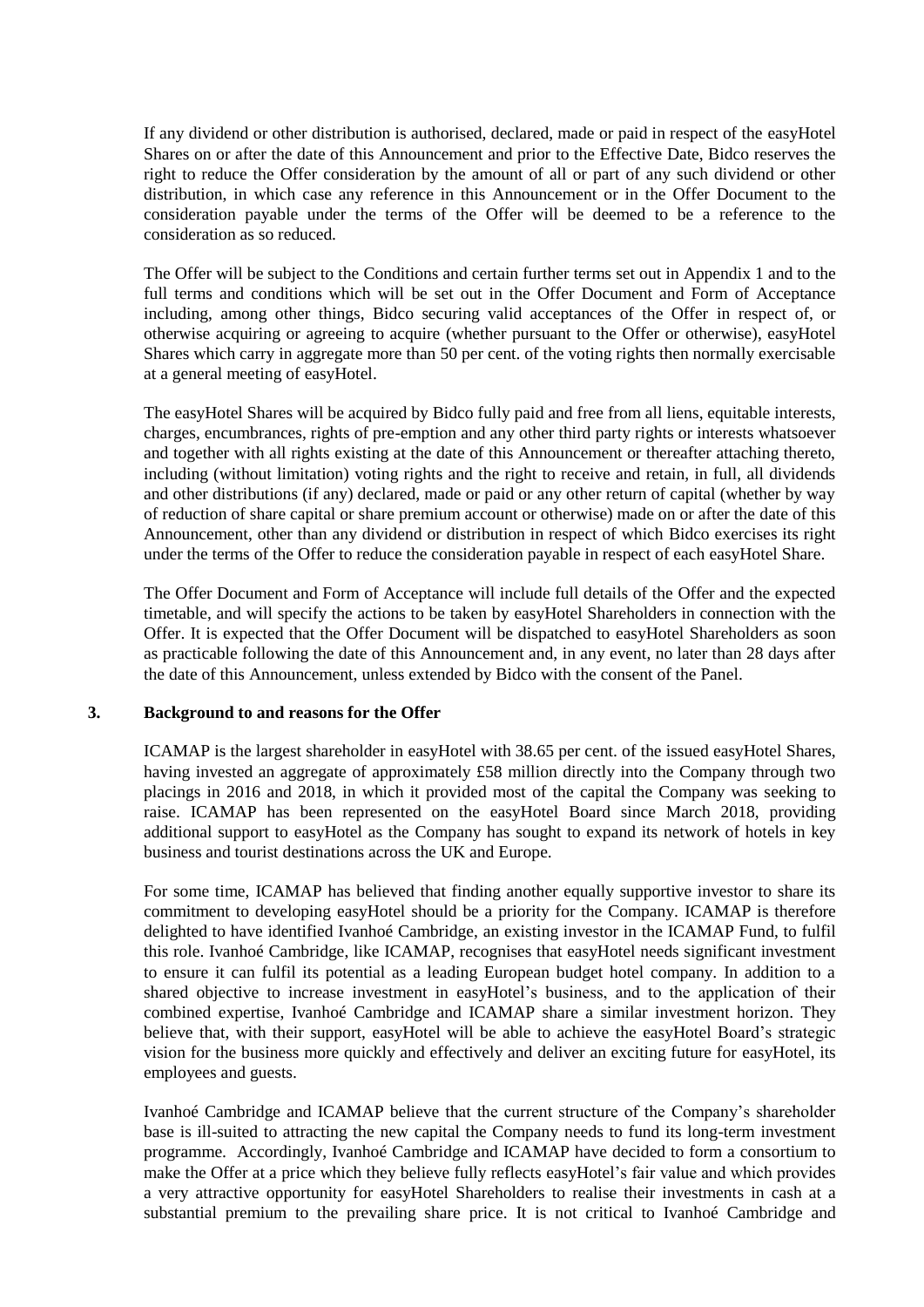If any dividend or other distribution is authorised, declared, made or paid in respect of the easyHotel Shares on or after the date of this Announcement and prior to the Effective Date, Bidco reserves the right to reduce the Offer consideration by the amount of all or part of any such dividend or other distribution, in which case any reference in this Announcement or in the Offer Document to the consideration payable under the terms of the Offer will be deemed to be a reference to the consideration as so reduced.

The Offer will be subject to the Conditions and certain further terms set out in Appendix 1 and to the full terms and conditions which will be set out in the Offer Document and Form of Acceptance including, among other things, Bidco securing valid acceptances of the Offer in respect of, or otherwise acquiring or agreeing to acquire (whether pursuant to the Offer or otherwise), easyHotel Shares which carry in aggregate more than 50 per cent. of the voting rights then normally exercisable at a general meeting of easyHotel.

The easyHotel Shares will be acquired by Bidco fully paid and free from all liens, equitable interests, charges, encumbrances, rights of pre-emption and any other third party rights or interests whatsoever and together with all rights existing at the date of this Announcement or thereafter attaching thereto, including (without limitation) voting rights and the right to receive and retain, in full, all dividends and other distributions (if any) declared, made or paid or any other return of capital (whether by way of reduction of share capital or share premium account or otherwise) made on or after the date of this Announcement, other than any dividend or distribution in respect of which Bidco exercises its right under the terms of the Offer to reduce the consideration payable in respect of each easyHotel Share.

The Offer Document and Form of Acceptance will include full details of the Offer and the expected timetable, and will specify the actions to be taken by easyHotel Shareholders in connection with the Offer. It is expected that the Offer Document will be dispatched to easyHotel Shareholders as soon as practicable following the date of this Announcement and, in any event, no later than 28 days after the date of this Announcement, unless extended by Bidco with the consent of the Panel.

## 3. Background to and reasons for the Offer

ICAMAP is the largest shareholder in easyHotel with 38.65 per cent. of the issued easyHotel Shares, having invested an aggregate of approximately £58 million directly into the Company through two placings in 2016 and 2018, in which it provided most of the capital the Company was seeking to raise. ICAMAP has been represented on the easyHotel Board since March 2018, providing additional support to easyHotel as the Company has sought to expand its network of hotels in key business and tourist destinations across the UK and Europe.

For some time, ICAMAP has believed that finding another equally supportive investor to share its commitment to developing easyHotel should be a priority for the Company. ICAMAP is therefore delighted to have identified Ivanhoé Cambridge, an existing investor in the ICAMAP Fund, to fulfil this role. Ivanhoé Cambridge, like ICAMAP, recognises that easyHotel needs significant investment to ensure it can fulfil its potential as a leading European budget hotel company. In addition to a shared objective to increase investment in easyHotel's business, and to the application of their combined expertise, Ivanhoé Cambridge and ICAMAP share a similar investment horizon. They believe that, with their support, easyHotel will be able to achieve the easyHotel Board's strategic vision for the business more quickly and effectively and deliver an exciting future for easyHotel, its employees and guests.

Ivanhoé Cambridge and ICAMAP believe that the current structure of the Company's shareholder base is ill-suited to attracting the new capital the Company needs to fund its long-term investment programme. Accordingly, Ivanhoé Cambridge and ICAMAP have decided to form a consortium to make the Offer at a price which they believe fully reflects easyHotel's fair value and which provides a very attractive opportunity for easyHotel Shareholders to realise their investments in cash at a substantial premium to the prevailing share price. It is not critical to Ivanhoé Cambridge and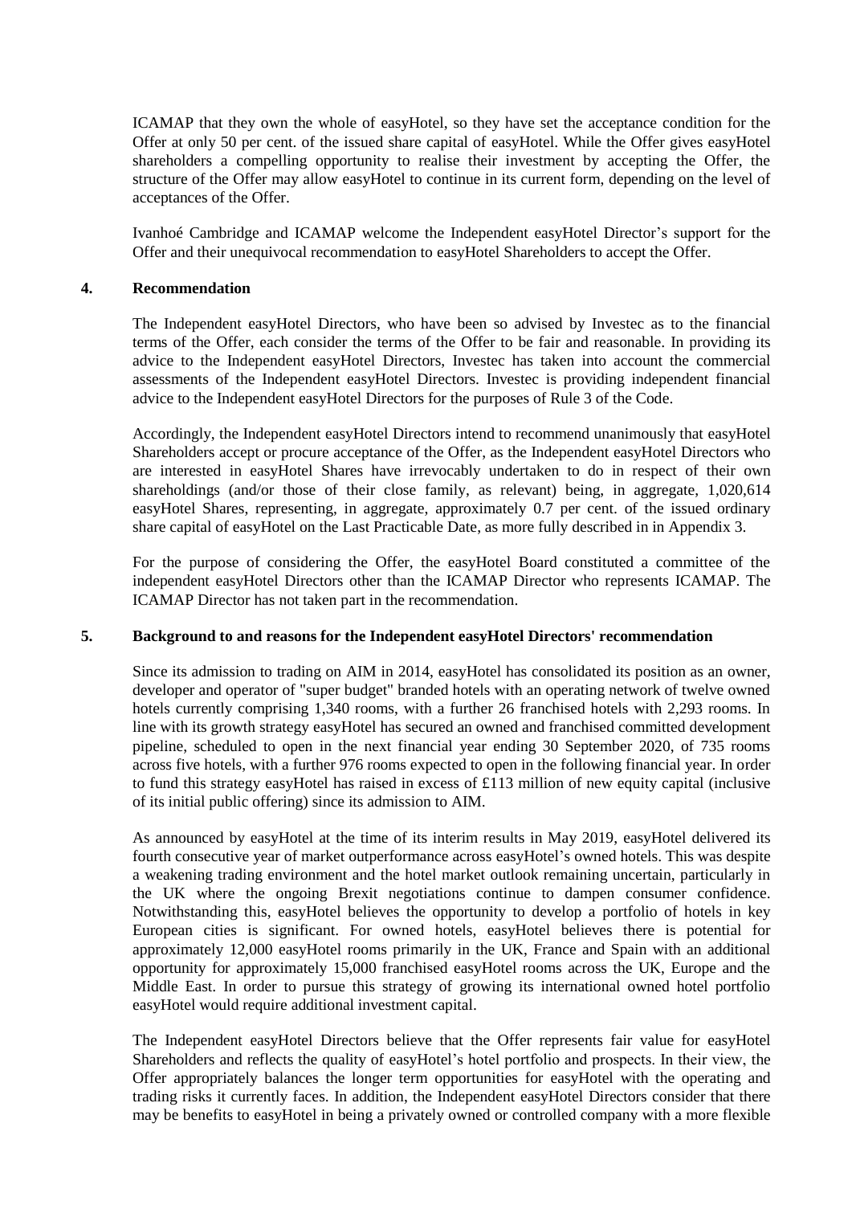ICAMAP that they own the whole of easyHotel, so they have set the acceptance condition for the Offer at only 50 per cent. of the issued share capital of easyHotel. While the Offer gives easyHotel shareholders a compelling opportunity to realise their investment by accepting the Offer, the structure of the Offer may allow easyHotel to continue in its current form, depending on the level of acceptances of the Offer.

Ivanhoé Cambridge and ICAMAP welcome the Independent easyHotel Director's support for the Offer and their unequivocal recommendation to easyHotel Shareholders to accept the Offer.

## 4. Recommendation

The Independent easyHotel Directors, who have been so advised by Investec as to the financial terms of the Offer, each consider the terms of the Offer to be fair and reasonable. In providing its advice to the Independent easyHotel Directors, Investec has taken into account the commercial assessments of the Independent easyHotel Directors. Investec is providing independent financial advice to the Independent easyHotel Directors for the purposes of Rule 3 of the Code.

Accordingly, the Independent easyHotel Directors intend to recommend unanimously that easyHotel Shareholders accept or procure acceptance of the Offer, as the Independent easyHotel Directors who are interested in easyHotel Shares have irrevocably undertaken to do in respect of their own shareholdings (and/or those of their close family, as relevant) being, in aggregate, 1,020,614 easyHotel Shares, representing, in aggregate, approximately 0.7 per cent. of the issued ordinary share capital of easyHotel on the Last Practicable Date, as more fully described in in Appendix 3.

For the purpose of considering the Offer, the easyHotel Board constituted a committee of the independent easyHotel Directors other than the ICAMAP Director who represents ICAMAP. The ICAMAP Director has not taken part in the recommendation.

## 5. Background to and reasons for the Independent easyHotel Directors' recommendation

Since its admission to trading on AIM in 2014, easyHotel has consolidated its position as an owner, developer and operator of "super budget" branded hotels with an operating network of twelve owned hotels currently comprising 1,340 rooms, with a further 26 franchised hotels with 2,293 rooms. In line with its growth strategy easyHotel has secured an owned and franchised committed development pipeline, scheduled to open in the next financial year ending 30 September 2020, of 735 rooms across five hotels, with a further 976 rooms expected to open in the following financial year. In order to fund this strategy easyHotel has raised in excess of £113 million of new equity capital (inclusive of its initial public offering) since its admission to AIM.

As announced by easyHotel at the time of its interim results in May 2019, easyHotel delivered its fourth consecutive year of market outperformance across easyHotel's owned hotels. This was despite a weakening trading environment and the hotel market outlook remaining uncertain, particularly in the UK where the ongoing Brexit negotiations continue to dampen consumer confidence. Notwithstanding this, easyHotel believes the opportunity to develop a portfolio of hotels in key European cities is significant. For owned hotels, easyHotel believes there is potential for approximately 12,000 easyHotel rooms primarily in the UK, France and Spain with an additional opportunity for approximately 15,000 franchised easyHotel rooms across the UK, Europe and the Middle East. In order to pursue this strategy of growing its international owned hotel portfolio easyHotel would require additional investment capital.

The Independent easyHotel Directors believe that the Offer represents fair value for easyHotel Shareholders and reflects the quality of easyHotel's hotel portfolio and prospects. In their view, the Offer appropriately balances the longer term opportunities for easyHotel with the operating and trading risks it currently faces. In addition, the Independent easyHotel Directors consider that there may be benefits to easyHotel in being a privately owned or controlled company with a more flexible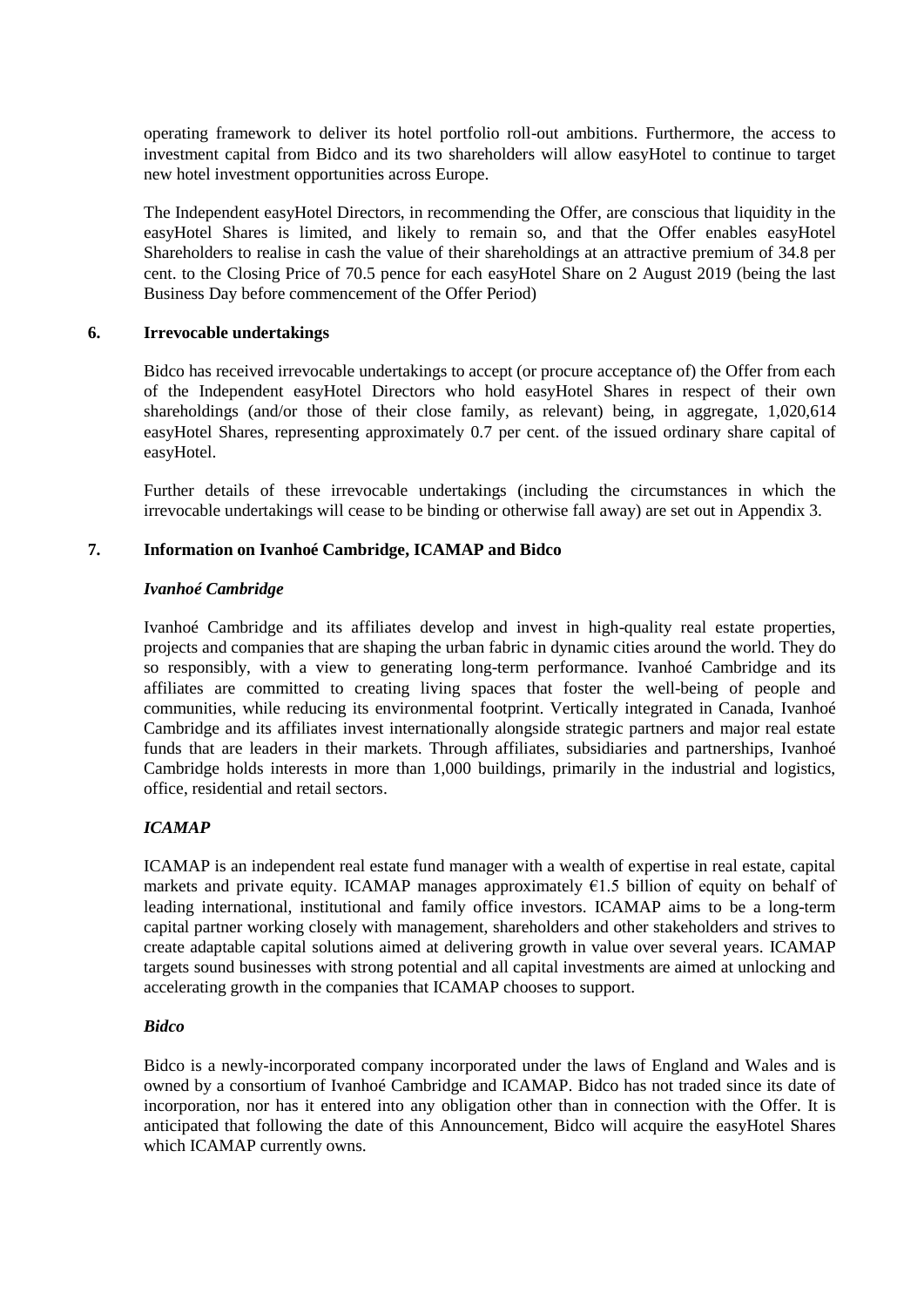operating framework to deliver its hotel portfolio roll-out ambitions. Furthermore, the access to investment capital from Bidco and its two shareholders will allow easyHotel to continue to target new hotel investment opportunities across Europe.

The Independent easyHotel Directors, in recommending the Offer, are conscious that liquidity in the easyHotel Shares is limited, and likely to remain so, and that the Offer enables easyHotel Shareholders to realise in cash the value of their shareholdings at an attractive premium of 34.8 per cent. to the Closing Price of 70.5 pence for each easyHotel Share on 2 August 2019 (being the last Business Day before commencement of the Offer Period)

## 6. Irrevocable undertakings

Bidco has received irrevocable undertakings to accept (or procure acceptance of) the Offer from each of the Independent easyHotel Directors who hold easyHotel Shares in respect of their own shareholdings (and/or those of their close family, as relevant) being, in aggregate, 1,020,614 easyHotel Shares, representing approximately 0.7 per cent. of the issued ordinary share capital of easyHotel.

Further details of these irrevocable undertakings (including the circumstances in which the irrevocable undertakings will cease to be binding or otherwise fall away) are set out in Appendix 3.

## 7. Information on Ivanhoé Cambridge, ICAMAP and Bidco

### *Ivanhoé Cambridge*

Ivanhoé Cambridge and its affiliates develop and invest in high-quality real estate properties, projects and companies that are shaping the urban fabric in dynamic cities around the world. They do so responsibly, with a view to generating long-term performance. Ivanhoé Cambridge and its affiliates are committed to creating living spaces that foster the well-being of people and communities, while reducing its environmental footprint. Vertically integrated in Canada, Ivanhoé Cambridge and its affiliates invest internationally alongside strategic partners and major real estate funds that are leaders in their markets. Through affiliates, subsidiaries and partnerships, Ivanhoé Cambridge holds interests in more than 1,000 buildings, primarily in the industrial and logistics, office, residential and retail sectors.

### *ICAMAP*

ICAMAP is an independent real estate fund manager with a wealth of expertise in real estate, capital markets and private equity. ICAMAP manages approximately €1.5 billion of equity on behalf of leading international, institutional and family office investors. ICAMAP aims to be a long-term capital partner working closely with management, shareholders and other stakeholders and strives to create adaptable capital solutions aimed at delivering growth in value over several years. ICAMAP targets sound businesses with strong potential and all capital investments are aimed at unlocking and accelerating growth in the companies that ICAMAP chooses to support.

### *Bidco*

Bidco is a newly-incorporated company incorporated under the laws of England and Wales and is owned by a consortium of Ivanhoé Cambridge and ICAMAP. Bidco has not traded since its date of incorporation, nor has it entered into any obligation other than in connection with the Offer. It is anticipated that following the date of this Announcement, Bidco will acquire the easyHotel Shares which ICAMAP currently owns.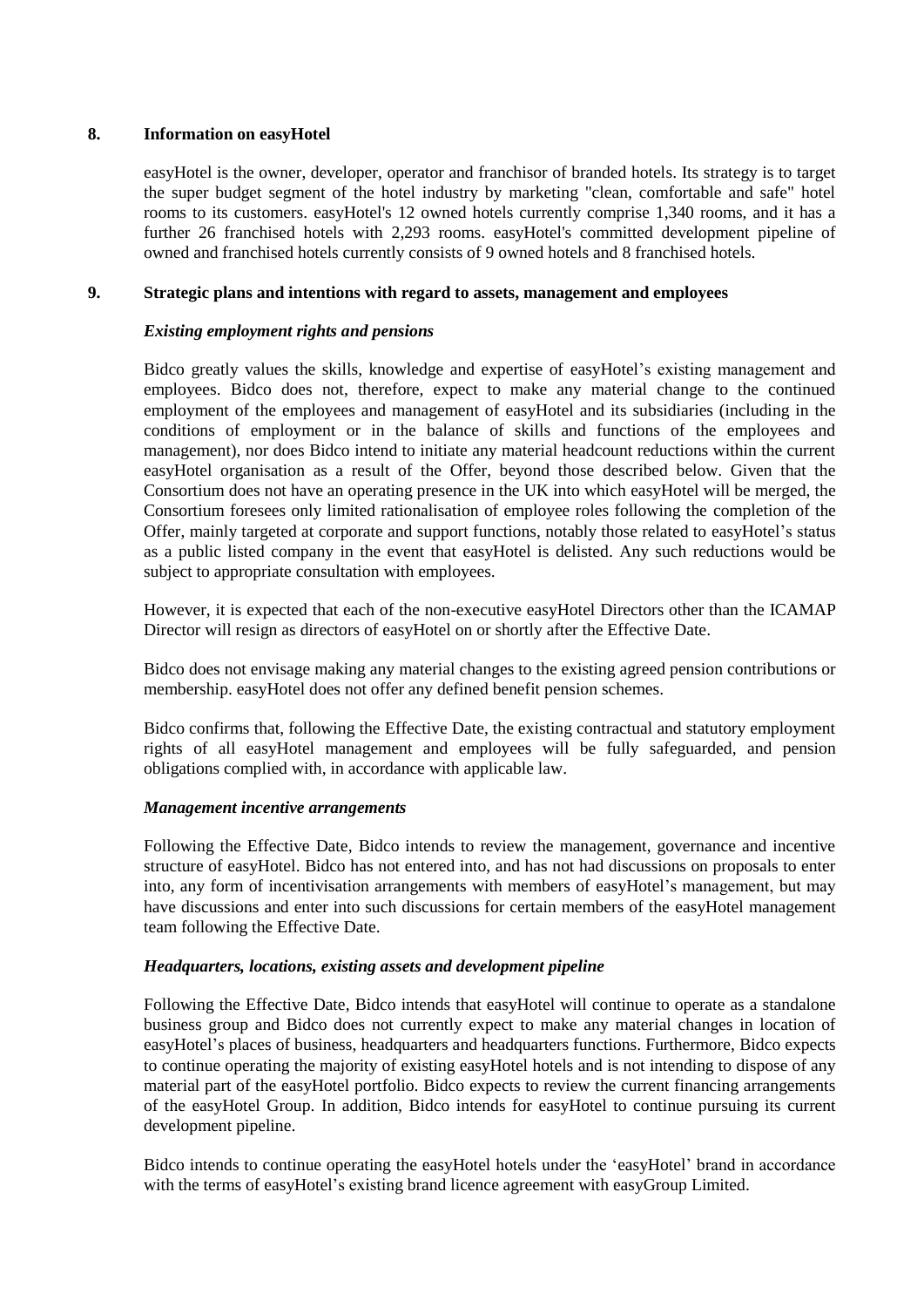## 8. Information on easyHotel

easyHotel is the owner, developer, operator and franchisor of branded hotels. Its strategy is to target the super budget segment of the hotel industry by marketing "clean, comfortable and safe" hotel rooms to its customers. easyHotel's 12 owned hotels currently comprise 1,340 rooms, and it has a further 26 franchised hotels with 2,293 rooms. easyHotel's committed development pipeline of owned and franchised hotels currently consists of 9 owned hotels and 8 franchised hotels.

## 9. Strategic plans and intentions with regard to assets, management and employees

### *Existing employment rights and pensions*

Bidco greatly values the skills, knowledge and expertise of easyHotel's existing management and employees. Bidco does not, therefore, expect to make any material change to the continued employment of the employees and management of easyHotel and its subsidiaries (including in the conditions of employment or in the balance of skills and functions of the employees and management), nor does Bidco intend to initiate any material headcount reductions within the current easyHotel organisation as a result of the Offer, beyond those described below. Given that the Consortium does not have an operating presence in the UK into which easyHotel will be merged, the Consortium foresees only limited rationalisation of employee roles following the completion of the Offer, mainly targeted at corporate and support functions, notably those related to easyHotel's status as a public listed company in the event that easyHotel is delisted. Any such reductions would be subject to appropriate consultation with employees.

However, it is expected that each of the non-executive easyHotel Directors other than the ICAMAP Director will resign as directors of easyHotel on or shortly after the Effective Date.

Bidco does not envisage making any material changes to the existing agreed pension contributions or membership. easyHotel does not offer any defined benefit pension schemes.

Bidco confirms that, following the Effective Date, the existing contractual and statutory employment rights of all easyHotel management and employees will be fully safeguarded, and pension obligations complied with, in accordance with applicable law.

### *Management incentive arrangements*

Following the Effective Date, Bidco intends to review the management, governance and incentive structure of easyHotel. Bidco has not entered into, and has not had discussions on proposals to enter into, any form of incentivisation arrangements with members of easyHotel's management, but may have discussions and enter into such discussions for certain members of the easyHotel management team following the Effective Date.

### *Headquarters, locations, existing assets and development pipeline*

Following the Effective Date, Bidco intends that easyHotel will continue to operate as a standalone business group and Bidco does not currently expect to make any material changes in location of easyHotel's places of business, headquarters and headquarters functions. Furthermore, Bidco expects to continue operating the majority of existing easyHotel hotels and is not intending to dispose of any material part of the easyHotel portfolio. Bidco expects to review the current financing arrangements of the easyHotel Group. In addition, Bidco intends for easyHotel to continue pursuing its current development pipeline.

Bidco intends to continue operating the easyHotel hotels under the 'easyHotel' brand in accordance with the terms of easyHotel's existing brand licence agreement with easyGroup Limited.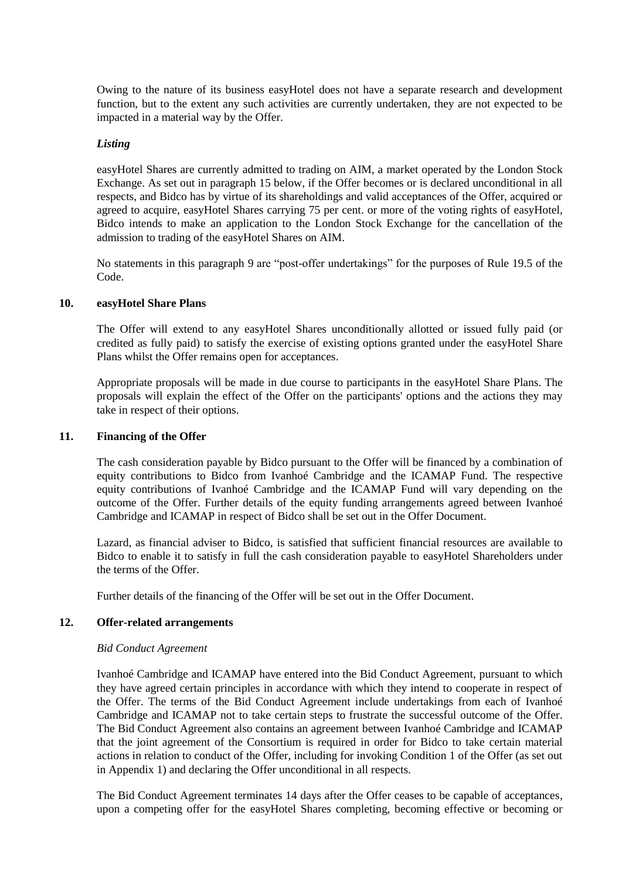Owing to the nature of its business easyHotel does not have a separate research and development function, but to the extent any such activities are currently undertaken, they are not expected to be impacted in a material way by the Offer.

*Listing*

easyHotel Shares are currently admitted to trading on AIM, a market operated by the London Stock Exchange. As set out in paragraph 15 below, if the Offer becomes or is declared unconditional in all respects, and Bidco has by virtue of its shareholdings and valid acceptances of the Offer, acquired or agreed to acquire, easyHotel Shares carrying 75 per cent. or more of the voting rights of easyHotel, Bidco intends to make an application to the London Stock Exchange for the cancellation of the admission to trading of the easyHotel Shares on AIM.

No statements in this paragraph 9 are "post-offer undertakings" for the purposes of Rule 19.5 of the Code.

## 10. easyHotel Share Plans

The Offer will extend to any easyHotel Shares unconditionally allotted or issued fully paid (or credited as fully paid) to satisfy the exercise of existing options granted under the easyHotel Share Plans whilst the Offer remains open for acceptances.

Appropriate proposals will be made in due course to participants in the easyHotel Share Plans. The proposals will explain the effect of the Offer on the participants' options and the actions they may take in respect of their options.

## 11. Financing of the Offer

The cash consideration payable by Bidco pursuant to the Offer will be financed by a combination of equity contributions to Bidco from Ivanhoé Cambridge and the ICAMAP Fund. The respective equity contributions of Ivanhoé Cambridge and the ICAMAP Fund will vary depending on the outcome of the Offer. Further details of the equity funding arrangements agreed between Ivanhoé Cambridge and ICAMAP in respect of Bidco shall be set out in the Offer Document.

Lazard, as financial adviser to Bidco, is satisfied that sufficient financial resources are available to Bidco to enable it to satisfy in full the cash consideration payable to easyHotel Shareholders under the terms of the Offer.

Further details of the financing of the Offer will be set out in the Offer Document.

## 12. Offer-related arrangements

*Bid Conduct Agreement*

Ivanhoé Cambridge and ICAMAP have entered into the Bid Conduct Agreement, pursuant to which they have agreed certain principles in accordance with which they intend to cooperate in respect of the Offer. The terms of the Bid Conduct Agreement include undertakings from each of Ivanhoé Cambridge and ICAMAP not to take certain steps to frustrate the successful outcome of the Offer. The Bid Conduct Agreement also contains an agreement between Ivanhoé Cambridge and ICAMAP that the joint agreement of the Consortium is required in order for Bidco to take certain material actions in relation to conduct of the Offer, including for invoking Condition 1 of the Offer (as set out in Appendix 1) and declaring the Offer unconditional in all respects.

The Bid Conduct Agreement terminates 14 days after the Offer ceases to be capable of acceptances, upon a competing offer for the easyHotel Shares completing, becoming effective or becoming or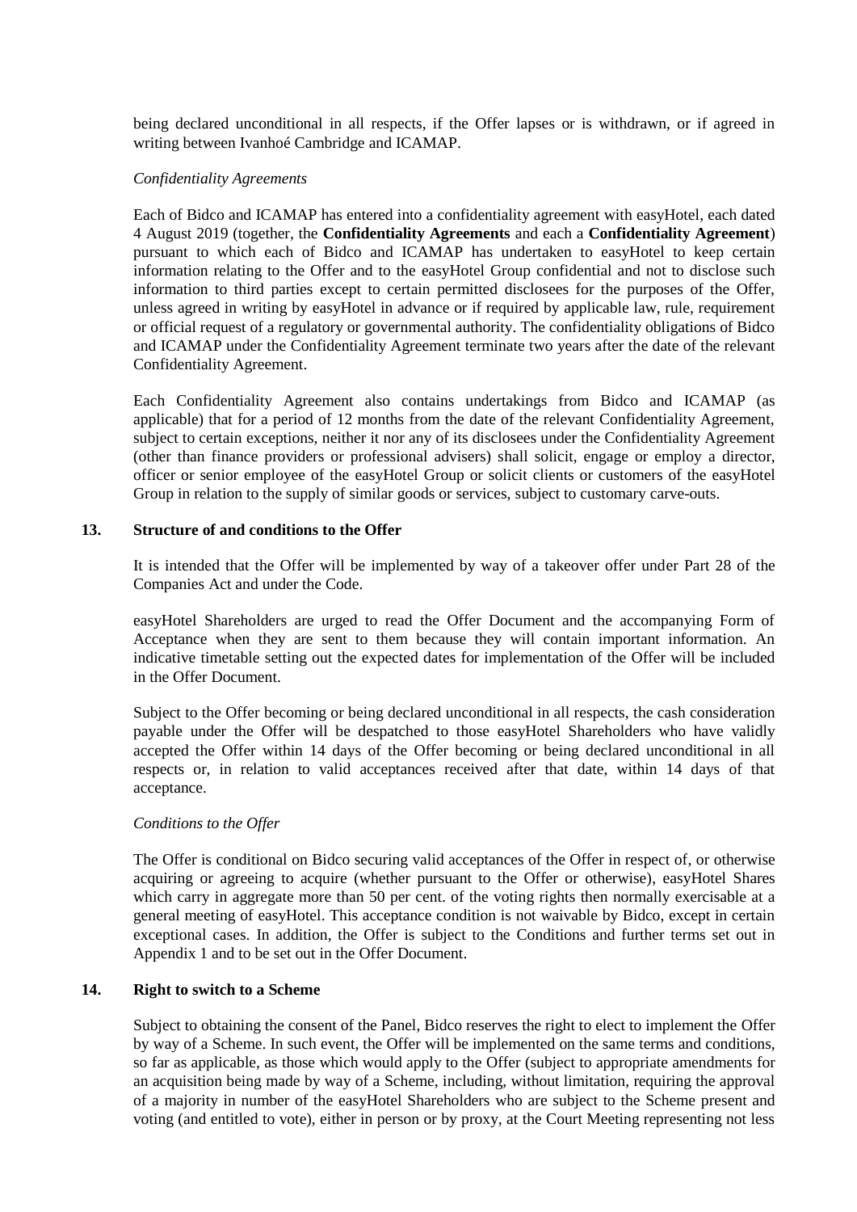being declared unconditional in all respects, if the Offer lapses or is withdrawn, or if agreed in writing between Ivanhoé Cambridge and ICAMAP.

*Confidentiality Agreements*

Each of Bidco and ICAMAP has entered into a confidentiality agreement with easyHotel, each dated 4 August 2019 (together, the **Confidentiality Agreements** and each a **Confidentiality Agreement**) pursuant to which each of Bidco and ICAMAP has undertaken to easyHotel to keep certain information relating to the Offer and to the easyHotel Group confidential and not to disclose such information to third parties except to certain permitted disclosees for the purposes of the Offer, unless agreed in writing by easyHotel in advance or if required by applicable law, rule, requirement or official request of a regulatory or governmental authority. The confidentiality obligations of Bidco and ICAMAP under the Confidentiality Agreement terminate two years after the date of the relevant Confidentiality Agreement.

Each Confidentiality Agreement also contains undertakings from Bidco and ICAMAP (as applicable) that for a period of 12 months from the date of the relevant Confidentiality Agreement, subject to certain exceptions, neither it nor any of its disclosees under the Confidentiality Agreement (other than finance providers or professional advisers) shall solicit, engage or employ a director, officer or senior employee of the easyHotel Group or solicit clients or customers of the easyHotel Group in relation to the supply of similar goods or services, subject to customary carve-outs.

## 13. Structure of and conditions to the Offer

It is intended that the Offer will be implemented by way of a takeover offer under Part 28 of the Companies Act and under the Code.

easyHotel Shareholders are urged to read the Offer Document and the accompanying Form of Acceptance when they are sent to them because they will contain important information. An indicative timetable setting out the expected dates for implementation of the Offer will be included in the Offer Document.

Subject to the Offer becoming or being declared unconditional in all respects, the cash consideration payable under the Offer will be despatched to those easyHotel Shareholders who have validly accepted the Offer within 14 days of the Offer becoming or being declared unconditional in all respects or, in relation to valid acceptances received after that date, within 14 days of that acceptance.

*Conditions to the Offer*

The Offer is conditional on Bidco securing valid acceptances of the Offer in respect of, or otherwise acquiring or agreeing to acquire (whether pursuant to the Offer or otherwise), easyHotel Shares which carry in aggregate more than 50 per cent. of the voting rights then normally exercisable at a general meeting of easyHotel. This acceptance condition is not waivable by Bidco, except in certain exceptional cases. In addition, the Offer is subject to the Conditions and further terms set out in Appendix 1 and to be set out in the Offer Document.

## 14. Right to switch to a Scheme

Subject to obtaining the consent of the Panel, Bidco reserves the right to elect to implement the Offer by way of a Scheme. In such event, the Offer will be implemented on the same terms and conditions, so far as applicable, as those which would apply to the Offer (subject to appropriate amendments for an acquisition being made by way of a Scheme, including, without limitation, requiring the approval of a majority in number of the easyHotel Shareholders who are subject to the Scheme present and voting (and entitled to vote), either in person or by proxy, at the Court Meeting representing not less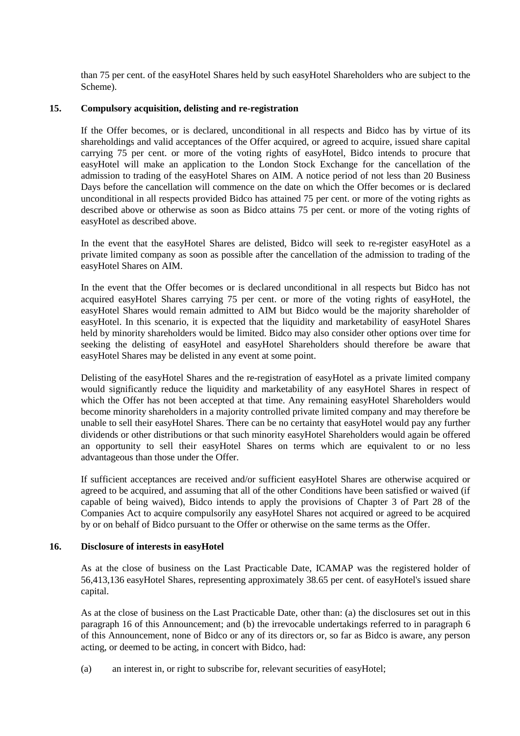than 75 per cent. of the easyHotel Shares held by such easyHotel Shareholders who are subject to the Scheme).

## 15. Compulsory acquisition, delisting and re-registration

If the Offer becomes, or is declared, unconditional in all respects and Bidco has by virtue of its shareholdings and valid acceptances of the Offer acquired, or agreed to acquire, issued share capital carrying 75 per cent. or more of the voting rights of easyHotel, Bidco intends to procure that easyHotel will make an application to the London Stock Exchange for the cancellation of the admission to trading of the easyHotel Shares on AIM. A notice period of not less than 20 Business Days before the cancellation will commence on the date on which the Offer becomes or is declared unconditional in all respects provided Bidco has attained 75 per cent. or more of the voting rights as described above or otherwise as soon as Bidco attains 75 per cent. or more of the voting rights of easyHotel as described above.

In the event that the easyHotel Shares are delisted, Bidco will seek to re-register easyHotel as a private limited company as soon as possible after the cancellation of the admission to trading of the easyHotel Shares on AIM.

In the event that the Offer becomes or is declared unconditional in all respects but Bidco has not acquired easyHotel Shares carrying 75 per cent. or more of the voting rights of easyHotel, the easyHotel Shares would remain admitted to AIM but Bidco would be the majority shareholder of easyHotel. In this scenario, it is expected that the liquidity and marketability of easyHotel Shares held by minority shareholders would be limited. Bidco may also consider other options over time for seeking the delisting of easyHotel and easyHotel Shareholders should therefore be aware that easyHotel Shares may be delisted in any event at some point.

Delisting of the easyHotel Shares and the re-registration of easyHotel as a private limited company would significantly reduce the liquidity and marketability of any easyHotel Shares in respect of which the Offer has not been accepted at that time. Any remaining easyHotel Shareholders would become minority shareholders in a majority controlled private limited company and may therefore be unable to sell their easyHotel Shares. There can be no certainty that easyHotel would pay any further dividends or other distributions or that such minority easyHotel Shareholders would again be offered an opportunity to sell their easyHotel Shares on terms which are equivalent to or no less advantageous than those under the Offer.

If sufficient acceptances are received and/or sufficient easyHotel Shares are otherwise acquired or agreed to be acquired, and assuming that all of the other Conditions have been satisfied or waived (if capable of being waived), Bidco intends to apply the provisions of Chapter 3 of Part 28 of the Companies Act to acquire compulsorily any easyHotel Shares not acquired or agreed to be acquired by or on behalf of Bidco pursuant to the Offer or otherwise on the same terms as the Offer.

## 16. Disclosure of interests in easyHotel

As at the close of business on the Last Practicable Date, ICAMAP was the registered holder of 56,413,136 easyHotel Shares, representing approximately 38.65 per cent. of easyHotel's issued share capital.

As at the close of business on the Last Practicable Date, other than: (a) the disclosures set out in this paragraph 16 of this Announcement; and (b) the irrevocable undertakings referred to in paragraph 6 of this Announcement, none of Bidco or any of its directors or, so far as Bidco is aware, any person acting, or deemed to be acting, in concert with Bidco, had:

(a) an interest in, or right to subscribe for, relevant securities of easyHotel;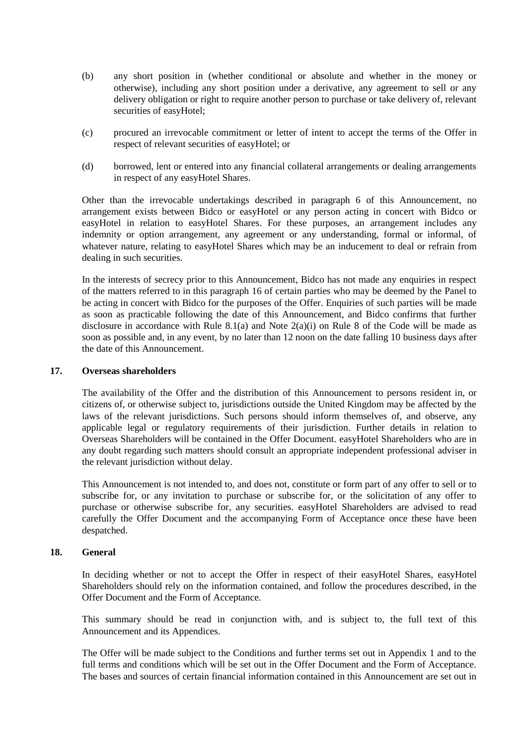(b) any short position in (whether conditional or absolute and whether in the money or otherwise), including any short position under a derivative, any agreement to sell or any delivery obligation or right to require another person to purchase or take delivery of, relevant securities of easyHotel;

(c) procured an irrevocable commitment or letter of intent to accept the terms of the Offer in respect of relevant securities of easyHotel; or

(d) borrowed, lent or entered into any financial collateral arrangements or dealing arrangements in respect of any easyHotel Shares.

Other than the irrevocable undertakings described in paragraph 6 of this Announcement, no arrangement exists between Bidco or easyHotel or any person acting in concert with Bidco or easyHotel in relation to easyHotel Shares. For these purposes, an arrangement includes any indemnity or option arrangement, any agreement or any understanding, formal or informal, of whatever nature, relating to easyHotel Shares which may be an inducement to deal or refrain from dealing in such securities.

In the interests of secrecy prior to this Announcement, Bidco has not made any enquiries in respect of the matters referred to in this paragraph 16 of certain parties who may be deemed by the Panel to be acting in concert with Bidco for the purposes of the Offer. Enquiries of such parties will be made as soon as practicable following the date of this Announcement, and Bidco confirms that further disclosure in accordance with Rule 8.1(a) and Note 2(a)(i) on Rule 8 of the Code will be made as soon as possible and, in any event, by no later than 12 noon on the date falling 10 business days after the date of this Announcement.

## 17. Overseas shareholders

The availability of the Offer and the distribution of this Announcement to persons resident in, or citizens of, or otherwise subject to, jurisdictions outside the United Kingdom may be affected by the laws of the relevant jurisdictions. Such persons should inform themselves of, and observe, any applicable legal or regulatory requirements of their jurisdiction. Further details in relation to Overseas Shareholders will be contained in the Offer Document. easyHotel Shareholders who are in any doubt regarding such matters should consult an appropriate independent professional adviser in the relevant jurisdiction without delay.

This Announcement is not intended to, and does not, constitute or form part of any offer to sell or to subscribe for, or any invitation to purchase or subscribe for, or the solicitation of any offer to purchase or otherwise subscribe for, any securities. easyHotel Shareholders are advised to read carefully the Offer Document and the accompanying Form of Acceptance once these have been despatched.

## 18. General

In deciding whether or not to accept the Offer in respect of their easyHotel Shares, easyHotel Shareholders should rely on the information contained, and follow the procedures described, in the Offer Document and the Form of Acceptance.

This summary should be read in conjunction with, and is subject to, the full text of this Announcement and its Appendices.

The Offer will be made subject to the Conditions and further terms set out in Appendix 1 and to the full terms and conditions which will be set out in the Offer Document and the Form of Acceptance. The bases and sources of certain financial information contained in this Announcement are set out in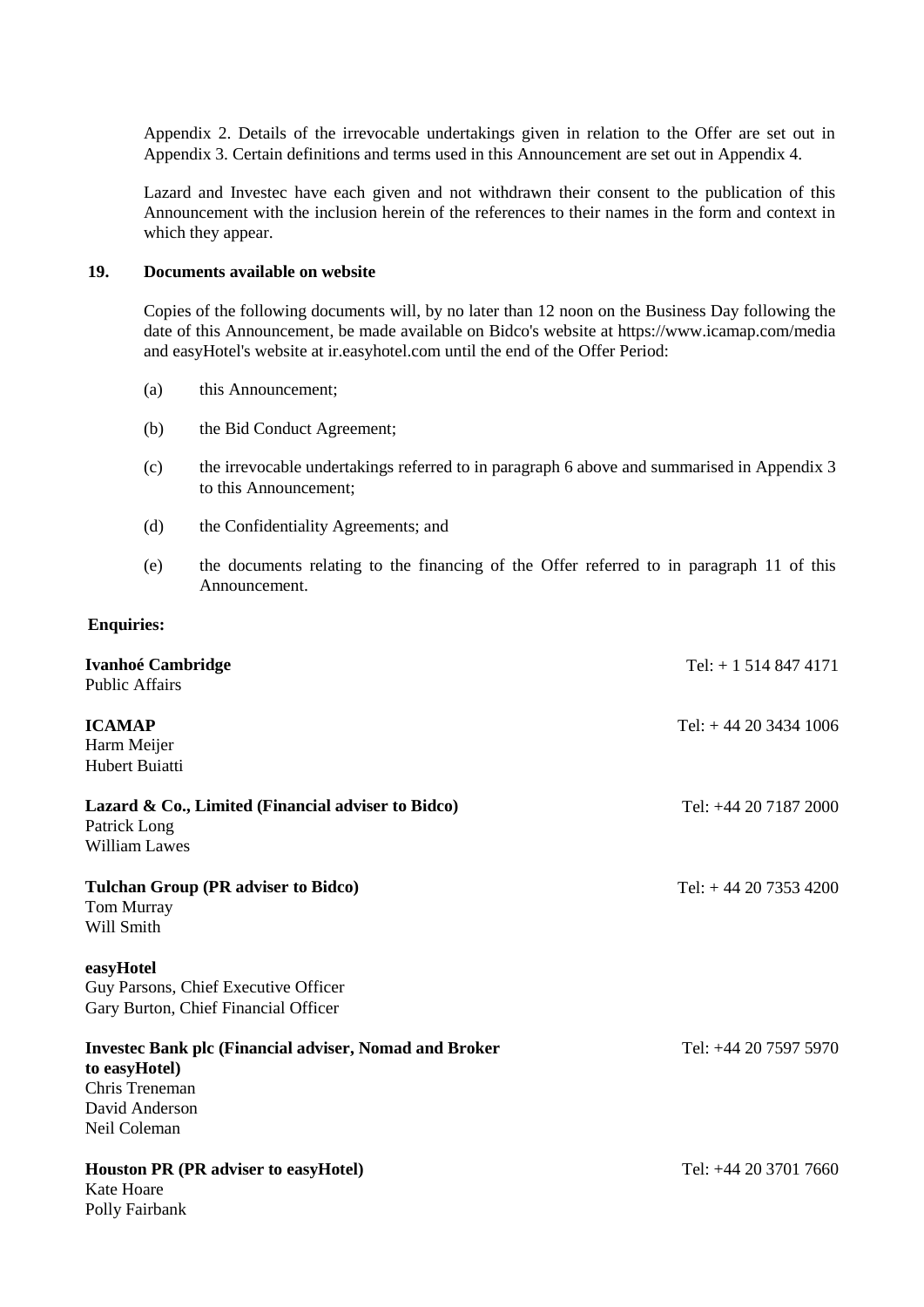Appendix 2. Details of the irrevocable undertakings given in relation to the Offer are set out in Appendix 3. Certain definitions and terms used in this Announcement are set out in Appendix 4.

Lazard and Investec have each given and not withdrawn their consent to the publication of this Announcement with the inclusion herein of the references to their names in the form and context in which they appear.

## 19. Documents available on website

Copies of the following documents will, by no later than 12 noon on the Business Day following the date of this Announcement, be made available on Bidco's website at https://www.icamap.com/media and easyHotel's website at ir.easyhotel.com until the end of the Offer Period:

(a) this Announcement;

(b) the Bid Conduct Agreement;

(c) the irrevocable undertakings referred to in paragraph 6 above and summarised in Appendix 3 to this Announcement;

(d) the Confidentiality Agreements; and

(e) the documents relating to the financing of the Offer referred to in paragraph 11 of this Announcement.

**Enquiries:**

**Ivanhoé Cambridge** — Tel: + 1 514 847 4171
Public Affairs

**ICAMAP** — Tel: + 44 20 3434 1006
Harm Meijer
Hubert Buiatti

**Lazard & Co., Limited (Financial adviser to Bidco)** — Tel: +44 20 7187 2000
Patrick Long
William Lawes

**Tulchan Group (PR adviser to Bidco)** — Tel: + 44 20 7353 4200
Tom Murray
Will Smith

**easyHotel**
Guy Parsons, Chief Executive Officer
Gary Burton, Chief Financial Officer

**Investec Bank plc (Financial adviser, Nomad and Broker to easyHotel)** — Tel: +44 20 7597 5970
Chris Treneman
David Anderson
Neil Coleman

**Houston PR (PR adviser to easyHotel)** — Tel: +44 20 3701 7660
Kate Hoare
Polly Fairbank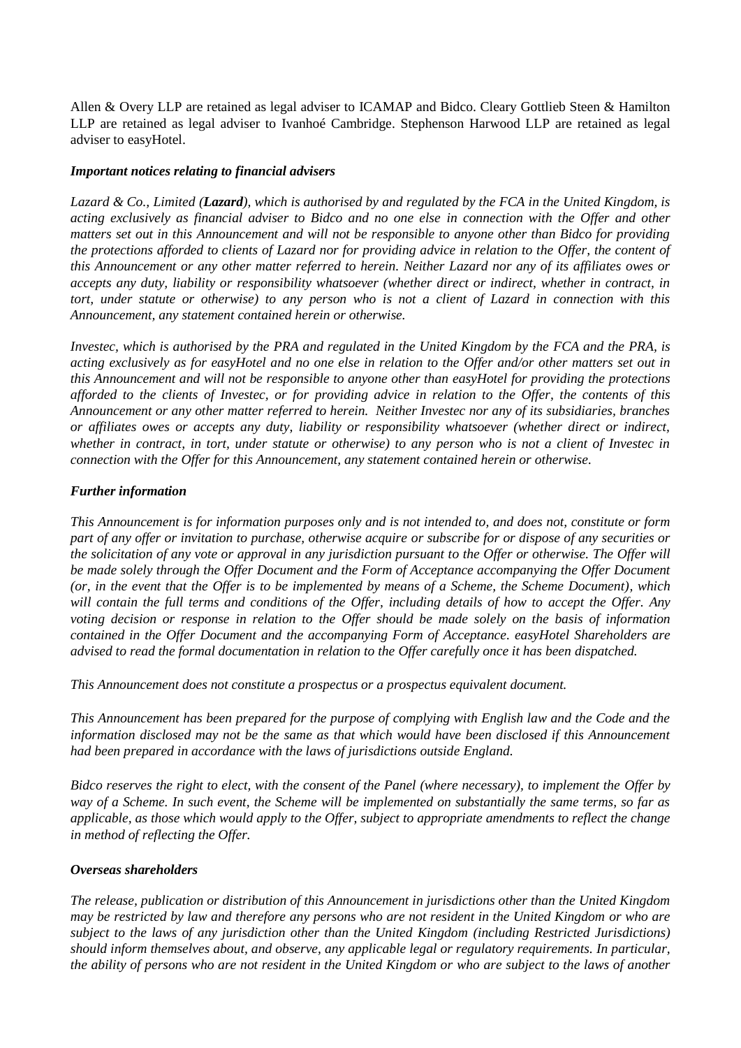Allen & Overy LLP are retained as legal adviser to ICAMAP and Bidco. Cleary Gottlieb Steen & Hamilton LLP are retained as legal adviser to Ivanhoé Cambridge. Stephenson Harwood LLP are retained as legal adviser to easyHotel.

***Important notices relating to financial advisers***

*Lazard & Co., Limited (**Lazard**), which is authorised by and regulated by the FCA in the United Kingdom, is acting exclusively as financial adviser to Bidco and no one else in connection with the Offer and other matters set out in this Announcement and will not be responsible to anyone other than Bidco for providing the protections afforded to clients of Lazard nor for providing advice in relation to the Offer, the content of this Announcement or any other matter referred to herein. Neither Lazard nor any of its affiliates owes or accepts any duty, liability or responsibility whatsoever (whether direct or indirect, whether in contract, in tort, under statute or otherwise) to any person who is not a client of Lazard in connection with this Announcement, any statement contained herein or otherwise.*

*Investec, which is authorised by the PRA and regulated in the United Kingdom by the FCA and the PRA, is acting exclusively as for easyHotel and no one else in relation to the Offer and/or other matters set out in this Announcement and will not be responsible to anyone other than easyHotel for providing the protections afforded to the clients of Investec, or for providing advice in relation to the Offer, the contents of this Announcement or any other matter referred to herein. Neither Investec nor any of its subsidiaries, branches or affiliates owes or accepts any duty, liability or responsibility whatsoever (whether direct or indirect, whether in contract, in tort, under statute or otherwise) to any person who is not a client of Investec in connection with the Offer for this Announcement, any statement contained herein or otherwise.*

***Further information***

*This Announcement is for information purposes only and is not intended to, and does not, constitute or form part of any offer or invitation to purchase, otherwise acquire or subscribe for or dispose of any securities or the solicitation of any vote or approval in any jurisdiction pursuant to the Offer or otherwise. The Offer will be made solely through the Offer Document and the Form of Acceptance accompanying the Offer Document (or, in the event that the Offer is to be implemented by means of a Scheme, the Scheme Document), which will contain the full terms and conditions of the Offer, including details of how to accept the Offer. Any voting decision or response in relation to the Offer should be made solely on the basis of information contained in the Offer Document and the accompanying Form of Acceptance. easyHotel Shareholders are advised to read the formal documentation in relation to the Offer carefully once it has been dispatched.*

*This Announcement does not constitute a prospectus or a prospectus equivalent document.*

*This Announcement has been prepared for the purpose of complying with English law and the Code and the information disclosed may not be the same as that which would have been disclosed if this Announcement had been prepared in accordance with the laws of jurisdictions outside England.*

*Bidco reserves the right to elect, with the consent of the Panel (where necessary), to implement the Offer by way of a Scheme. In such event, the Scheme will be implemented on substantially the same terms, so far as applicable, as those which would apply to the Offer, subject to appropriate amendments to reflect the change in method of reflecting the Offer.*

***Overseas shareholders***

*The release, publication or distribution of this Announcement in jurisdictions other than the United Kingdom may be restricted by law and therefore any persons who are not resident in the United Kingdom or who are subject to the laws of any jurisdiction other than the United Kingdom (including Restricted Jurisdictions) should inform themselves about, and observe, any applicable legal or regulatory requirements. In particular, the ability of persons who are not resident in the United Kingdom or who are subject to the laws of another*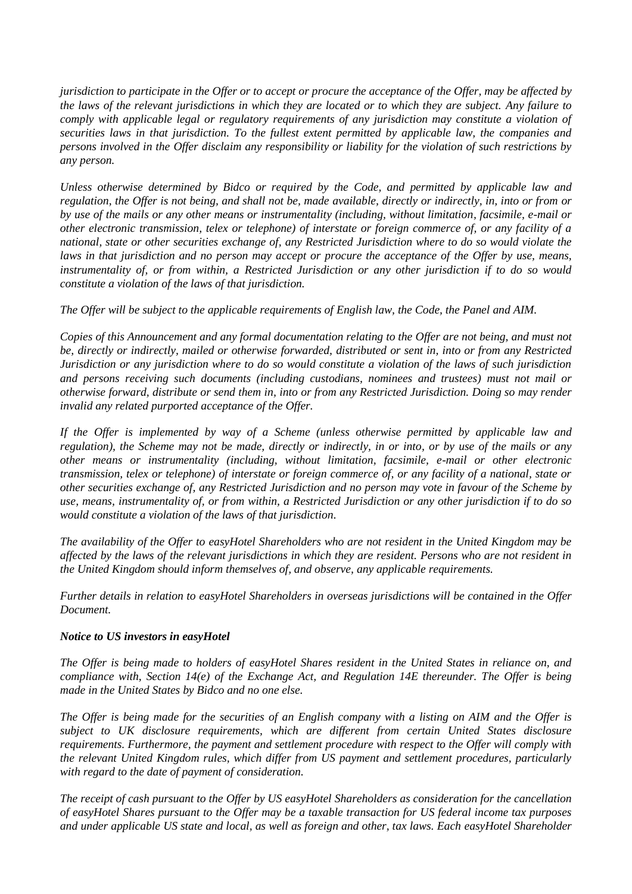*jurisdiction to participate in the Offer or to accept or procure the acceptance of the Offer, may be affected by the laws of the relevant jurisdictions in which they are located or to which they are subject. Any failure to comply with applicable legal or regulatory requirements of any jurisdiction may constitute a violation of securities laws in that jurisdiction. To the fullest extent permitted by applicable law, the companies and persons involved in the Offer disclaim any responsibility or liability for the violation of such restrictions by any person.*

*Unless otherwise determined by Bidco or required by the Code, and permitted by applicable law and regulation, the Offer is not being, and shall not be, made available, directly or indirectly, in, into or from or by use of the mails or any other means or instrumentality (including, without limitation, facsimile, e-mail or other electronic transmission, telex or telephone) of interstate or foreign commerce of, or any facility of a national, state or other securities exchange of, any Restricted Jurisdiction where to do so would violate the laws in that jurisdiction and no person may accept or procure the acceptance of the Offer by use, means, instrumentality of, or from within, a Restricted Jurisdiction or any other jurisdiction if to do so would constitute a violation of the laws of that jurisdiction.*

*The Offer will be subject to the applicable requirements of English law, the Code, the Panel and AIM.*

*Copies of this Announcement and any formal documentation relating to the Offer are not being, and must not be, directly or indirectly, mailed or otherwise forwarded, distributed or sent in, into or from any Restricted Jurisdiction or any jurisdiction where to do so would constitute a violation of the laws of such jurisdiction and persons receiving such documents (including custodians, nominees and trustees) must not mail or otherwise forward, distribute or send them in, into or from any Restricted Jurisdiction. Doing so may render invalid any related purported acceptance of the Offer.*

*If the Offer is implemented by way of a Scheme (unless otherwise permitted by applicable law and regulation), the Scheme may not be made, directly or indirectly, in or into, or by use of the mails or any other means or instrumentality (including, without limitation, facsimile, e-mail or other electronic transmission, telex or telephone) of interstate or foreign commerce of, or any facility of a national, state or other securities exchange of, any Restricted Jurisdiction and no person may vote in favour of the Scheme by use, means, instrumentality of, or from within, a Restricted Jurisdiction or any other jurisdiction if to do so would constitute a violation of the laws of that jurisdiction.*

*The availability of the Offer to easyHotel Shareholders who are not resident in the United Kingdom may be affected by the laws of the relevant jurisdictions in which they are resident. Persons who are not resident in the United Kingdom should inform themselves of, and observe, any applicable requirements.*

*Further details in relation to easyHotel Shareholders in overseas jurisdictions will be contained in the Offer Document.*

***Notice to US investors in easyHotel***

*The Offer is being made to holders of easyHotel Shares resident in the United States in reliance on, and compliance with, Section 14(e) of the Exchange Act, and Regulation 14E thereunder. The Offer is being made in the United States by Bidco and no one else.*

*The Offer is being made for the securities of an English company with a listing on AIM and the Offer is subject to UK disclosure requirements, which are different from certain United States disclosure requirements. Furthermore, the payment and settlement procedure with respect to the Offer will comply with the relevant United Kingdom rules, which differ from US payment and settlement procedures, particularly with regard to the date of payment of consideration.*

*The receipt of cash pursuant to the Offer by US easyHotel Shareholders as consideration for the cancellation of easyHotel Shares pursuant to the Offer may be a taxable transaction for US federal income tax purposes and under applicable US state and local, as well as foreign and other, tax laws. Each easyHotel Shareholder*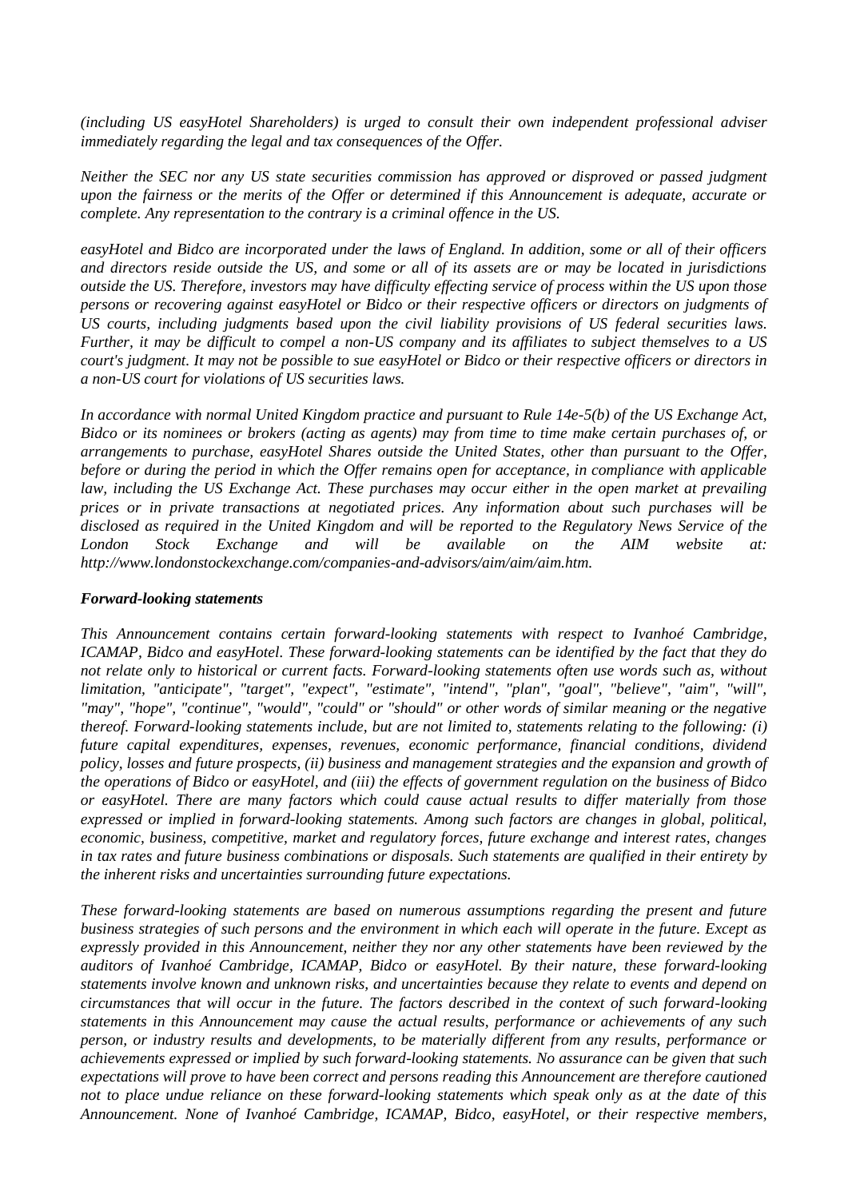*(including US easyHotel Shareholders) is urged to consult their own independent professional adviser immediately regarding the legal and tax consequences of the Offer.*

*Neither the SEC nor any US state securities commission has approved or disproved or passed judgment upon the fairness or the merits of the Offer or determined if this Announcement is adequate, accurate or complete. Any representation to the contrary is a criminal offence in the US.*

*easyHotel and Bidco are incorporated under the laws of England. In addition, some or all of their officers and directors reside outside the US, and some or all of its assets are or may be located in jurisdictions outside the US. Therefore, investors may have difficulty effecting service of process within the US upon those persons or recovering against easyHotel or Bidco or their respective officers or directors on judgments of US courts, including judgments based upon the civil liability provisions of US federal securities laws. Further, it may be difficult to compel a non-US company and its affiliates to subject themselves to a US court's judgment. It may not be possible to sue easyHotel or Bidco or their respective officers or directors in a non-US court for violations of US securities laws.*

*In accordance with normal United Kingdom practice and pursuant to Rule 14e-5(b) of the US Exchange Act, Bidco or its nominees or brokers (acting as agents) may from time to time make certain purchases of, or arrangements to purchase, easyHotel Shares outside the United States, other than pursuant to the Offer, before or during the period in which the Offer remains open for acceptance, in compliance with applicable law, including the US Exchange Act. These purchases may occur either in the open market at prevailing prices or in private transactions at negotiated prices. Any information about such purchases will be disclosed as required in the United Kingdom and will be reported to the Regulatory News Service of the London Stock Exchange and will be available on the AIM website at: http://www.londonstockexchange.com/companies-and-advisors/aim/aim/aim.htm.*

***Forward-looking statements***

*This Announcement contains certain forward-looking statements with respect to Ivanhoé Cambridge, ICAMAP, Bidco and easyHotel. These forward-looking statements can be identified by the fact that they do not relate only to historical or current facts. Forward-looking statements often use words such as, without limitation, "anticipate", "target", "expect", "estimate", "intend", "plan", "goal", "believe", "aim", "will", "may", "hope", "continue", "would", "could" or "should" or other words of similar meaning or the negative thereof. Forward-looking statements include, but are not limited to, statements relating to the following: (i) future capital expenditures, expenses, revenues, economic performance, financial conditions, dividend policy, losses and future prospects, (ii) business and management strategies and the expansion and growth of the operations of Bidco or easyHotel, and (iii) the effects of government regulation on the business of Bidco or easyHotel. There are many factors which could cause actual results to differ materially from those expressed or implied in forward-looking statements. Among such factors are changes in global, political, economic, business, competitive, market and regulatory forces, future exchange and interest rates, changes in tax rates and future business combinations or disposals. Such statements are qualified in their entirety by the inherent risks and uncertainties surrounding future expectations.*

*These forward-looking statements are based on numerous assumptions regarding the present and future business strategies of such persons and the environment in which each will operate in the future. Except as expressly provided in this Announcement, neither they nor any other statements have been reviewed by the auditors of Ivanhoé Cambridge, ICAMAP, Bidco or easyHotel. By their nature, these forward-looking statements involve known and unknown risks, and uncertainties because they relate to events and depend on circumstances that will occur in the future. The factors described in the context of such forward-looking statements in this Announcement may cause the actual results, performance or achievements of any such person, or industry results and developments, to be materially different from any results, performance or achievements expressed or implied by such forward-looking statements. No assurance can be given that such expectations will prove to have been correct and persons reading this Announcement are therefore cautioned not to place undue reliance on these forward-looking statements which speak only as at the date of this Announcement. None of Ivanhoé Cambridge, ICAMAP, Bidco, easyHotel, or their respective members,*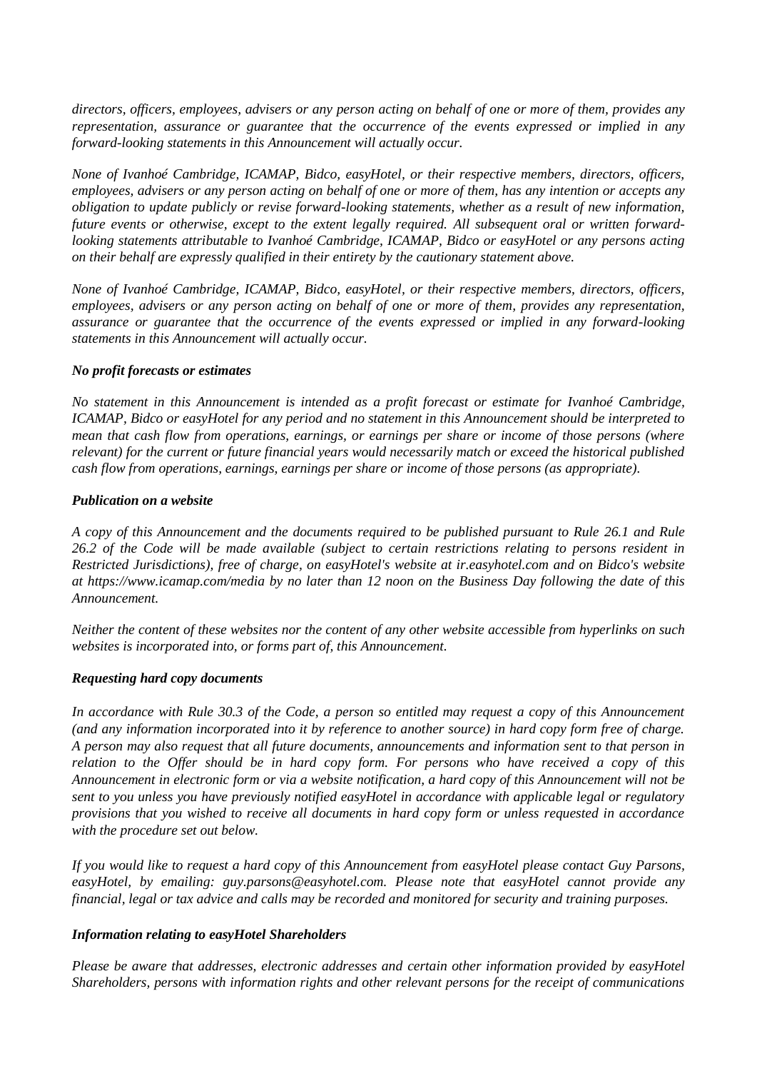*directors, officers, employees, advisers or any person acting on behalf of one or more of them, provides any representation, assurance or guarantee that the occurrence of the events expressed or implied in any forward-looking statements in this Announcement will actually occur.*

*None of Ivanhoé Cambridge, ICAMAP, Bidco, easyHotel, or their respective members, directors, officers, employees, advisers or any person acting on behalf of one or more of them, has any intention or accepts any obligation to update publicly or revise forward-looking statements, whether as a result of new information, future events or otherwise, except to the extent legally required. All subsequent oral or written forward-looking statements attributable to Ivanhoé Cambridge, ICAMAP, Bidco or easyHotel or any persons acting on their behalf are expressly qualified in their entirety by the cautionary statement above.*

*None of Ivanhoé Cambridge, ICAMAP, Bidco, easyHotel, or their respective members, directors, officers, employees, advisers or any person acting on behalf of one or more of them, provides any representation, assurance or guarantee that the occurrence of the events expressed or implied in any forward-looking statements in this Announcement will actually occur.*

***No profit forecasts or estimates***

*No statement in this Announcement is intended as a profit forecast or estimate for Ivanhoé Cambridge, ICAMAP, Bidco or easyHotel for any period and no statement in this Announcement should be interpreted to mean that cash flow from operations, earnings, or earnings per share or income of those persons (where relevant) for the current or future financial years would necessarily match or exceed the historical published cash flow from operations, earnings, earnings per share or income of those persons (as appropriate).*

***Publication on a website***

*A copy of this Announcement and the documents required to be published pursuant to Rule 26.1 and Rule 26.2 of the Code will be made available (subject to certain restrictions relating to persons resident in Restricted Jurisdictions), free of charge, on easyHotel's website at ir.easyhotel.com and on Bidco's website at https://www.icamap.com/media by no later than 12 noon on the Business Day following the date of this Announcement.*

*Neither the content of these websites nor the content of any other website accessible from hyperlinks on such websites is incorporated into, or forms part of, this Announcement.*

***Requesting hard copy documents***

*In accordance with Rule 30.3 of the Code, a person so entitled may request a copy of this Announcement (and any information incorporated into it by reference to another source) in hard copy form free of charge. A person may also request that all future documents, announcements and information sent to that person in relation to the Offer should be in hard copy form. For persons who have received a copy of this Announcement in electronic form or via a website notification, a hard copy of this Announcement will not be sent to you unless you have previously notified easyHotel in accordance with applicable legal or regulatory provisions that you wished to receive all documents in hard copy form or unless requested in accordance with the procedure set out below.*

*If you would like to request a hard copy of this Announcement from easyHotel please contact Guy Parsons, easyHotel, by emailing: guy.parsons@easyhotel.com. Please note that easyHotel cannot provide any financial, legal or tax advice and calls may be recorded and monitored for security and training purposes.*

***Information relating to easyHotel Shareholders***

*Please be aware that addresses, electronic addresses and certain other information provided by easyHotel Shareholders, persons with information rights and other relevant persons for the receipt of communications*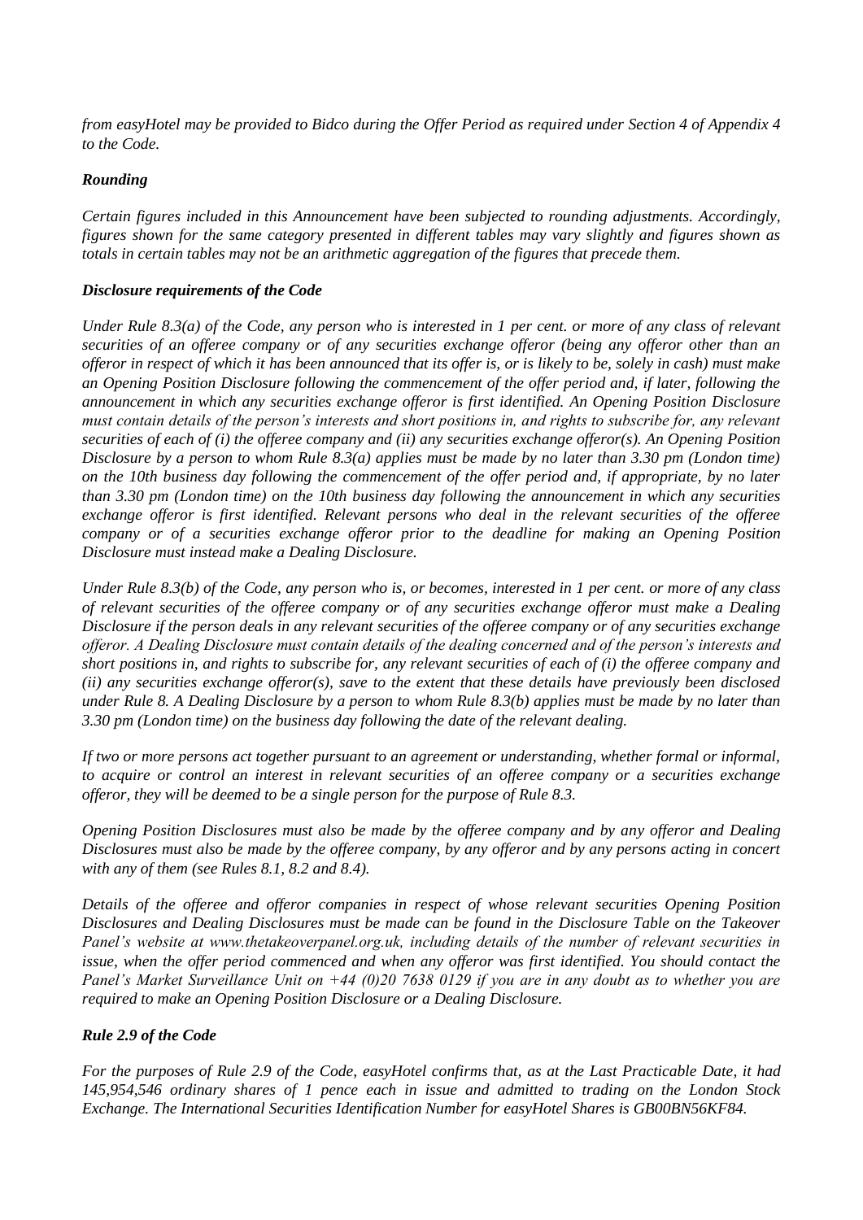*from easyHotel may be provided to Bidco during the Offer Period as required under Section 4 of Appendix 4 to the Code.*

***Rounding***

*Certain figures included in this Announcement have been subjected to rounding adjustments. Accordingly, figures shown for the same category presented in different tables may vary slightly and figures shown as totals in certain tables may not be an arithmetic aggregation of the figures that precede them.*

***Disclosure requirements of the Code***

*Under Rule 8.3(a) of the Code, any person who is interested in 1 per cent. or more of any class of relevant securities of an offeree company or of any securities exchange offeror (being any offeror other than an offeror in respect of which it has been announced that its offer is, or is likely to be, solely in cash) must make an Opening Position Disclosure following the commencement of the offer period and, if later, following the announcement in which any securities exchange offeror is first identified. An Opening Position Disclosure must contain details of the person's interests and short positions in, and rights to subscribe for, any relevant securities of each of (i) the offeree company and (ii) any securities exchange offeror(s). An Opening Position Disclosure by a person to whom Rule 8.3(a) applies must be made by no later than 3.30 pm (London time) on the 10th business day following the commencement of the offer period and, if appropriate, by no later than 3.30 pm (London time) on the 10th business day following the announcement in which any securities exchange offeror is first identified. Relevant persons who deal in the relevant securities of the offeree company or of a securities exchange offeror prior to the deadline for making an Opening Position Disclosure must instead make a Dealing Disclosure.*

*Under Rule 8.3(b) of the Code, any person who is, or becomes, interested in 1 per cent. or more of any class of relevant securities of the offeree company or of any securities exchange offeror must make a Dealing Disclosure if the person deals in any relevant securities of the offeree company or of any securities exchange offeror. A Dealing Disclosure must contain details of the dealing concerned and of the person's interests and short positions in, and rights to subscribe for, any relevant securities of each of (i) the offeree company and (ii) any securities exchange offeror(s), save to the extent that these details have previously been disclosed under Rule 8. A Dealing Disclosure by a person to whom Rule 8.3(b) applies must be made by no later than 3.30 pm (London time) on the business day following the date of the relevant dealing.*

*If two or more persons act together pursuant to an agreement or understanding, whether formal or informal, to acquire or control an interest in relevant securities of an offeree company or a securities exchange offeror, they will be deemed to be a single person for the purpose of Rule 8.3.*

*Opening Position Disclosures must also be made by the offeree company and by any offeror and Dealing Disclosures must also be made by the offeree company, by any offeror and by any persons acting in concert with any of them (see Rules 8.1, 8.2 and 8.4).*

*Details of the offeree and offeror companies in respect of whose relevant securities Opening Position Disclosures and Dealing Disclosures must be made can be found in the Disclosure Table on the Takeover Panel's website at www.thetakeoverpanel.org.uk, including details of the number of relevant securities in issue, when the offer period commenced and when any offeror was first identified. You should contact the Panel's Market Surveillance Unit on +44 (0)20 7638 0129 if you are in any doubt as to whether you are required to make an Opening Position Disclosure or a Dealing Disclosure.*

***Rule 2.9 of the Code***

*For the purposes of Rule 2.9 of the Code, easyHotel confirms that, as at the Last Practicable Date, it had 145,954,546 ordinary shares of 1 pence each in issue and admitted to trading on the London Stock Exchange. The International Securities Identification Number for easyHotel Shares is GB00BN56KF84.*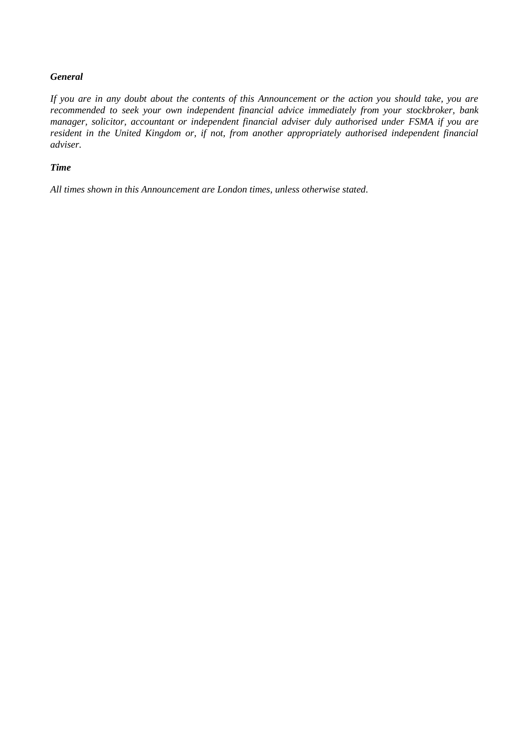***General***

*If you are in any doubt about the contents of this Announcement or the action you should take, you are recommended to seek your own independent financial advice immediately from your stockbroker, bank manager, solicitor, accountant or independent financial adviser duly authorised under FSMA if you are resident in the United Kingdom or, if not, from another appropriately authorised independent financial adviser.*

***Time***

*All times shown in this Announcement are London times, unless otherwise stated.*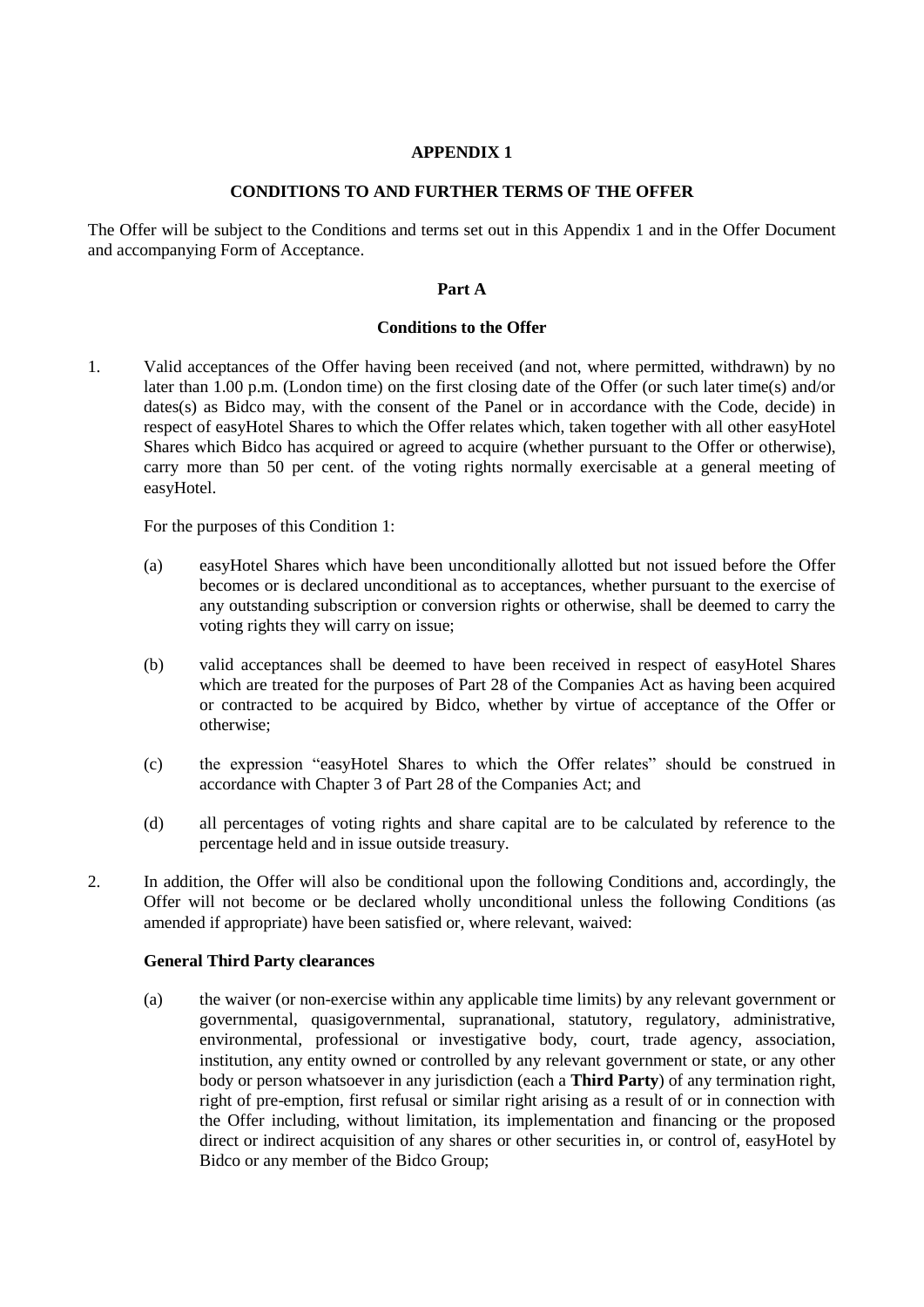# APPENDIX 1

## CONDITIONS TO AND FURTHER TERMS OF THE OFFER

The Offer will be subject to the Conditions and terms set out in this Appendix 1 and in the Offer Document and accompanying Form of Acceptance.

### Part A

### Conditions to the Offer

1. Valid acceptances of the Offer having been received (and not, where permitted, withdrawn) by no later than 1.00 p.m. (London time) on the first closing date of the Offer (or such later time(s) and/or dates(s) as Bidco may, with the consent of the Panel or in accordance with the Code, decide) in respect of easyHotel Shares to which the Offer relates which, taken together with all other easyHotel Shares which Bidco has acquired or agreed to acquire (whether pursuant to the Offer or otherwise), carry more than 50 per cent. of the voting rights normally exercisable at a general meeting of easyHotel.

   For the purposes of this Condition 1:

   (a) easyHotel Shares which have been unconditionally allotted but not issued before the Offer becomes or is declared unconditional as to acceptances, whether pursuant to the exercise of any outstanding subscription or conversion rights or otherwise, shall be deemed to carry the voting rights they will carry on issue;

   (b) valid acceptances shall be deemed to have been received in respect of easyHotel Shares which are treated for the purposes of Part 28 of the Companies Act as having been acquired or contracted to be acquired by Bidco, whether by virtue of acceptance of the Offer or otherwise;

   (c) the expression "easyHotel Shares to which the Offer relates" should be construed in accordance with Chapter 3 of Part 28 of the Companies Act; and

   (d) all percentages of voting rights and share capital are to be calculated by reference to the percentage held and in issue outside treasury.

2. In addition, the Offer will also be conditional upon the following Conditions and, accordingly, the Offer will not become or be declared wholly unconditional unless the following Conditions (as amended if appropriate) have been satisfied or, where relevant, waived:

   **General Third Party clearances**

   (a) the waiver (or non-exercise within any applicable time limits) by any relevant government or governmental, quasigovernmental, supranational, statutory, regulatory, administrative, environmental, professional or investigative body, court, trade agency, association, institution, any entity owned or controlled by any relevant government or state, or any other body or person whatsoever in any jurisdiction (each a **Third Party**) of any termination right, right of pre-emption, first refusal or similar right arising as a result of or in connection with the Offer including, without limitation, its implementation and financing or the proposed direct or indirect acquisition of any shares or other securities in, or control of, easyHotel by Bidco or any member of the Bidco Group;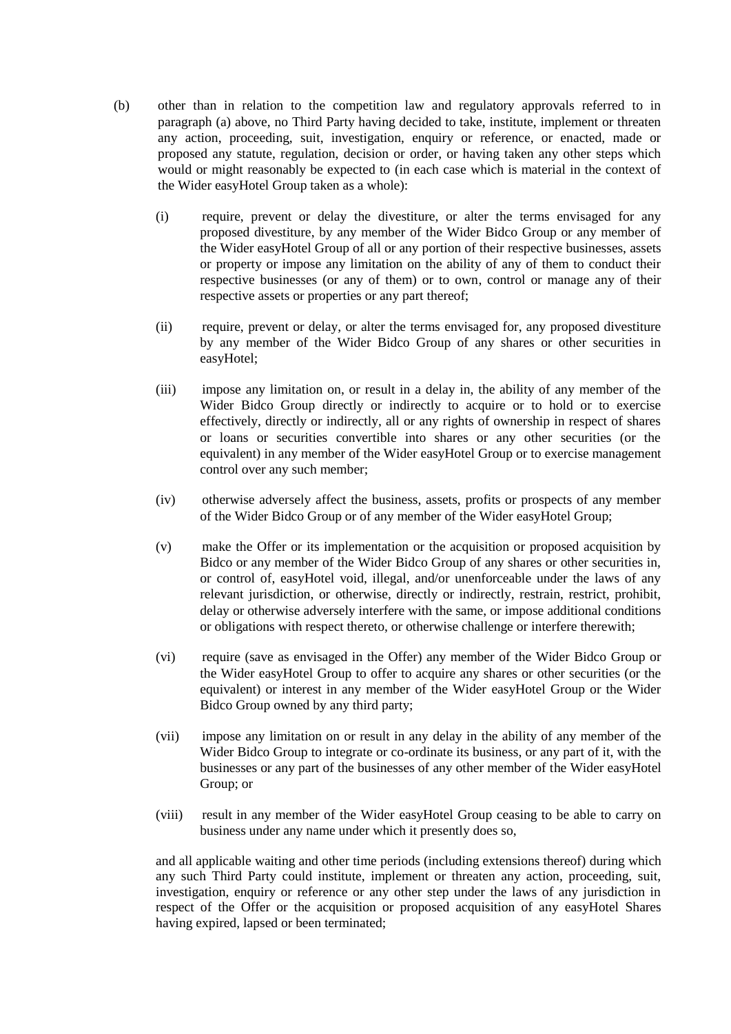(b) other than in relation to the competition law and regulatory approvals referred to in paragraph (a) above, no Third Party having decided to take, institute, implement or threaten any action, proceeding, suit, investigation, enquiry or reference, or enacted, made or proposed any statute, regulation, decision or order, or having taken any other steps which would or might reasonably be expected to (in each case which is material in the context of the Wider easyHotel Group taken as a whole):

(i) require, prevent or delay the divestiture, or alter the terms envisaged for any proposed divestiture, by any member of the Wider Bidco Group or any member of the Wider easyHotel Group of all or any portion of their respective businesses, assets or property or impose any limitation on the ability of any of them to conduct their respective businesses (or any of them) or to own, control or manage any of their respective assets or properties or any part thereof;

(ii) require, prevent or delay, or alter the terms envisaged for, any proposed divestiture by any member of the Wider Bidco Group of any shares or other securities in easyHotel;

(iii) impose any limitation on, or result in a delay in, the ability of any member of the Wider Bidco Group directly or indirectly to acquire or to hold or to exercise effectively, directly or indirectly, all or any rights of ownership in respect of shares or loans or securities convertible into shares or any other securities (or the equivalent) in any member of the Wider easyHotel Group or to exercise management control over any such member;

(iv) otherwise adversely affect the business, assets, profits or prospects of any member of the Wider Bidco Group or of any member of the Wider easyHotel Group;

(v) make the Offer or its implementation or the acquisition or proposed acquisition by Bidco or any member of the Wider Bidco Group of any shares or other securities in, or control of, easyHotel void, illegal, and/or unenforceable under the laws of any relevant jurisdiction, or otherwise, directly or indirectly, restrain, restrict, prohibit, delay or otherwise adversely interfere with the same, or impose additional conditions or obligations with respect thereto, or otherwise challenge or interfere therewith;

(vi) require (save as envisaged in the Offer) any member of the Wider Bidco Group or the Wider easyHotel Group to offer to acquire any shares or other securities (or the equivalent) or interest in any member of the Wider easyHotel Group or the Wider Bidco Group owned by any third party;

(vii) impose any limitation on or result in any delay in the ability of any member of the Wider Bidco Group to integrate or co-ordinate its business, or any part of it, with the businesses or any part of the businesses of any other member of the Wider easyHotel Group; or

(viii) result in any member of the Wider easyHotel Group ceasing to be able to carry on business under any name under which it presently does so,

and all applicable waiting and other time periods (including extensions thereof) during which any such Third Party could institute, implement or threaten any action, proceeding, suit, investigation, enquiry or reference or any other step under the laws of any jurisdiction in respect of the Offer or the acquisition or proposed acquisition of any easyHotel Shares having expired, lapsed or been terminated;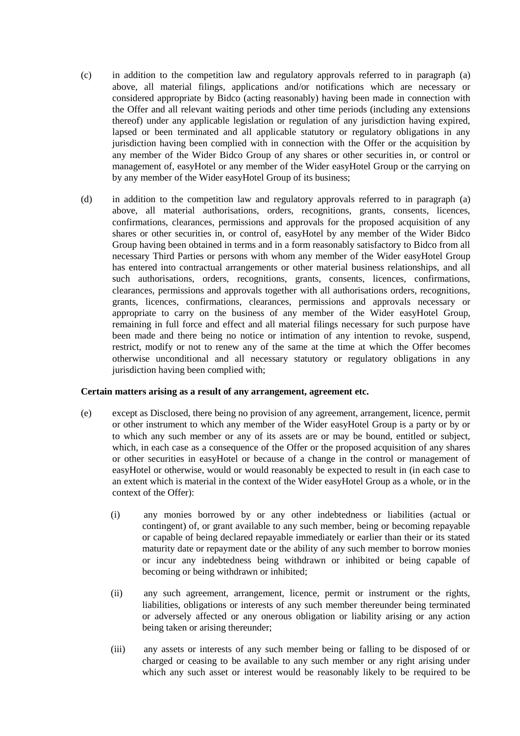(c) in addition to the competition law and regulatory approvals referred to in paragraph (a) above, all material filings, applications and/or notifications which are necessary or considered appropriate by Bidco (acting reasonably) having been made in connection with the Offer and all relevant waiting periods and other time periods (including any extensions thereof) under any applicable legislation or regulation of any jurisdiction having expired, lapsed or been terminated and all applicable statutory or regulatory obligations in any jurisdiction having been complied with in connection with the Offer or the acquisition by any member of the Wider Bidco Group of any shares or other securities in, or control or management of, easyHotel or any member of the Wider easyHotel Group or the carrying on by any member of the Wider easyHotel Group of its business;

(d) in addition to the competition law and regulatory approvals referred to in paragraph (a) above, all material authorisations, orders, recognitions, grants, consents, licences, confirmations, clearances, permissions and approvals for the proposed acquisition of any shares or other securities in, or control of, easyHotel by any member of the Wider Bidco Group having been obtained in terms and in a form reasonably satisfactory to Bidco from all necessary Third Parties or persons with whom any member of the Wider easyHotel Group has entered into contractual arrangements or other material business relationships, and all such authorisations, orders, recognitions, grants, consents, licences, confirmations, clearances, permissions and approvals together with all authorisations orders, recognitions, grants, licences, confirmations, clearances, permissions and approvals necessary or appropriate to carry on the business of any member of the Wider easyHotel Group, remaining in full force and effect and all material filings necessary for such purpose have been made and there being no notice or intimation of any intention to revoke, suspend, restrict, modify or not to renew any of the same at the time at which the Offer becomes otherwise unconditional and all necessary statutory or regulatory obligations in any jurisdiction having been complied with;

**Certain matters arising as a result of any arrangement, agreement etc.**

(e) except as Disclosed, there being no provision of any agreement, arrangement, licence, permit or other instrument to which any member of the Wider easyHotel Group is a party or by or to which any such member or any of its assets are or may be bound, entitled or subject, which, in each case as a consequence of the Offer or the proposed acquisition of any shares or other securities in easyHotel or because of a change in the control or management of easyHotel or otherwise, would or would reasonably be expected to result in (in each case to an extent which is material in the context of the Wider easyHotel Group as a whole, or in the context of the Offer):

   (i) any monies borrowed by or any other indebtedness or liabilities (actual or contingent) of, or grant available to any such member, being or becoming repayable or capable of being declared repayable immediately or earlier than their or its stated maturity date or repayment date or the ability of any such member to borrow monies or incur any indebtedness being withdrawn or inhibited or being capable of becoming or being withdrawn or inhibited;

   (ii) any such agreement, arrangement, licence, permit or instrument or the rights, liabilities, obligations or interests of any such member thereunder being terminated or adversely affected or any onerous obligation or liability arising or any action being taken or arising thereunder;

   (iii) any assets or interests of any such member being or falling to be disposed of or charged or ceasing to be available to any such member or any right arising under which any such asset or interest would be reasonably likely to be required to be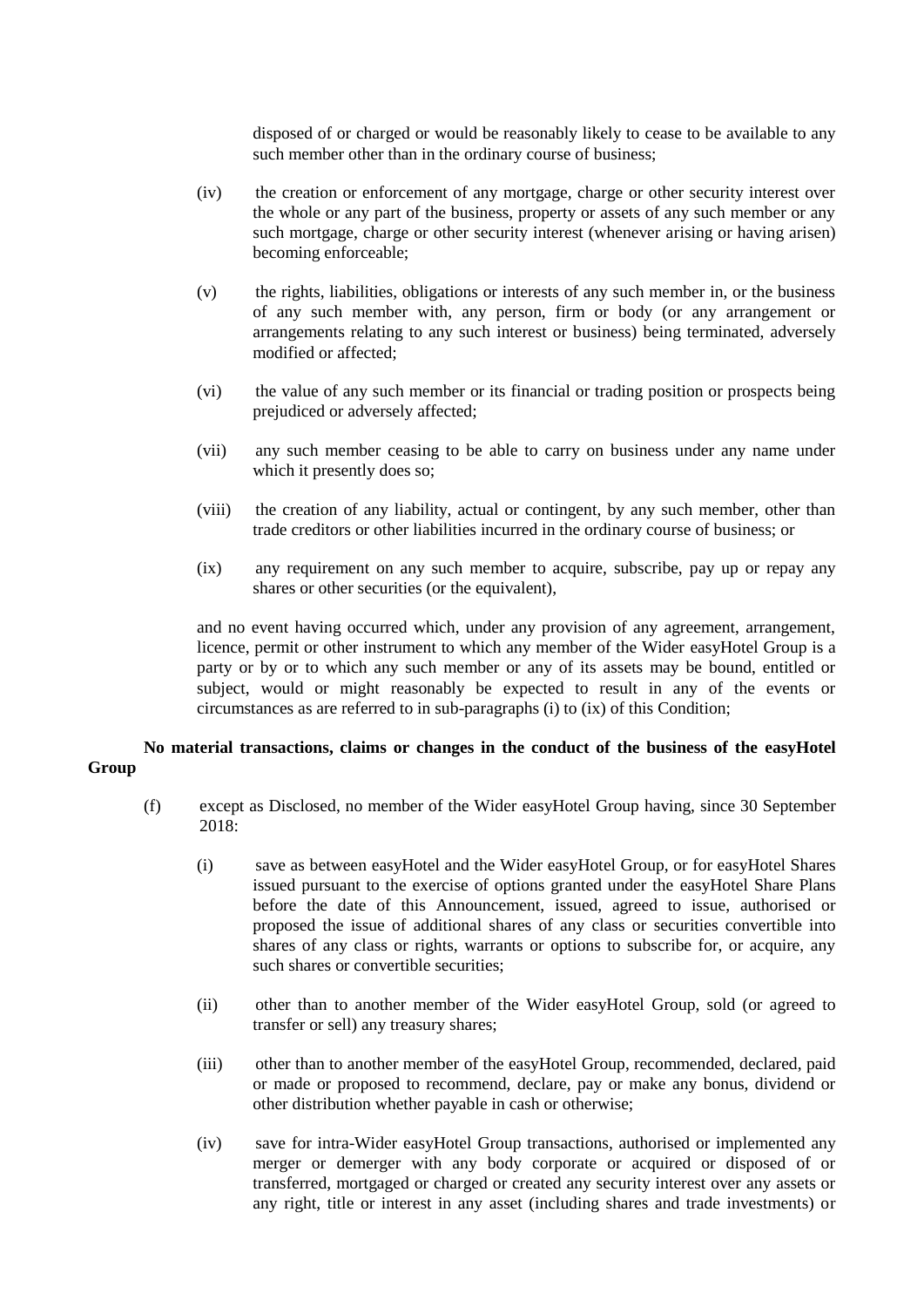disposed of or charged or would be reasonably likely to cease to be available to any such member other than in the ordinary course of business;

(iv) the creation or enforcement of any mortgage, charge or other security interest over the whole or any part of the business, property or assets of any such member or any such mortgage, charge or other security interest (whenever arising or having arisen) becoming enforceable;

(v) the rights, liabilities, obligations or interests of any such member in, or the business of any such member with, any person, firm or body (or any arrangement or arrangements relating to any such interest or business) being terminated, adversely modified or affected;

(vi) the value of any such member or its financial or trading position or prospects being prejudiced or adversely affected;

(vii) any such member ceasing to be able to carry on business under any name under which it presently does so;

(viii) the creation of any liability, actual or contingent, by any such member, other than trade creditors or other liabilities incurred in the ordinary course of business; or

(ix) any requirement on any such member to acquire, subscribe, pay up or repay any shares or other securities (or the equivalent),

and no event having occurred which, under any provision of any agreement, arrangement, licence, permit or other instrument to which any member of the Wider easyHotel Group is a party or by or to which any such member or any of its assets may be bound, entitled or subject, would or might reasonably be expected to result in any of the events or circumstances as are referred to in sub-paragraphs (i) to (ix) of this Condition;

**No material transactions, claims or changes in the conduct of the business of the easyHotel Group**

(f) except as Disclosed, no member of the Wider easyHotel Group having, since 30 September 2018:

(i) save as between easyHotel and the Wider easyHotel Group, or for easyHotel Shares issued pursuant to the exercise of options granted under the easyHotel Share Plans before the date of this Announcement, issued, agreed to issue, authorised or proposed the issue of additional shares of any class or securities convertible into shares of any class or rights, warrants or options to subscribe for, or acquire, any such shares or convertible securities;

(ii) other than to another member of the Wider easyHotel Group, sold (or agreed to transfer or sell) any treasury shares;

(iii) other than to another member of the easyHotel Group, recommended, declared, paid or made or proposed to recommend, declare, pay or make any bonus, dividend or other distribution whether payable in cash or otherwise;

(iv) save for intra-Wider easyHotel Group transactions, authorised or implemented any merger or demerger with any body corporate or acquired or disposed of or transferred, mortgaged or charged or created any security interest over any assets or any right, title or interest in any asset (including shares and trade investments) or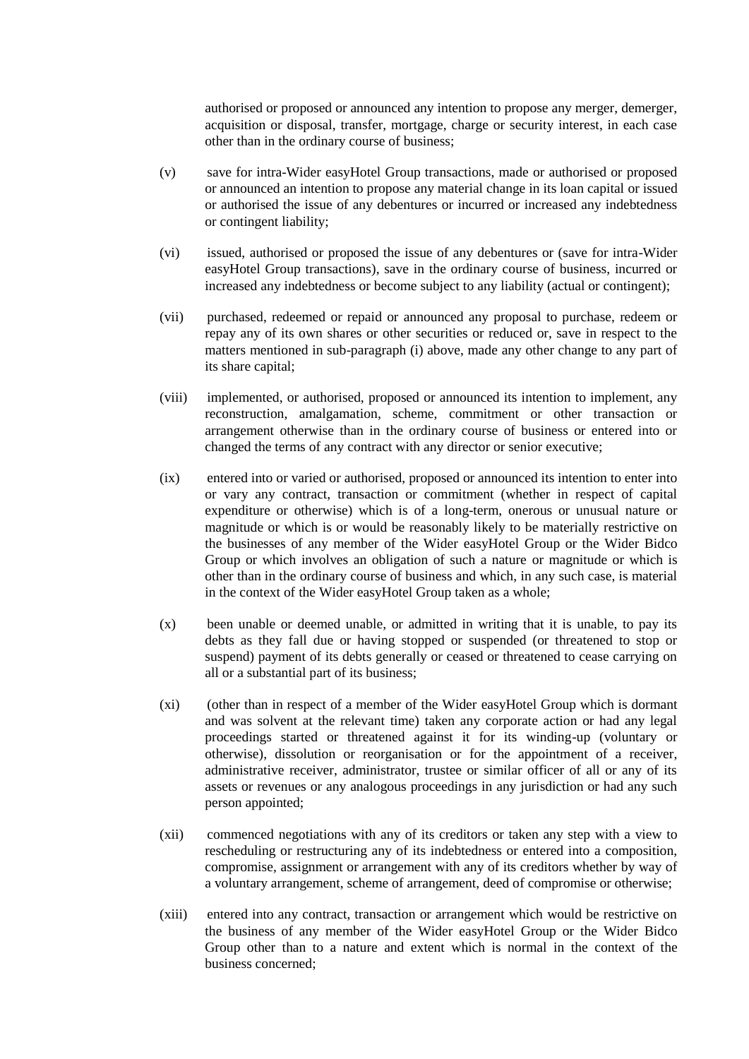authorised or proposed or announced any intention to propose any merger, demerger, acquisition or disposal, transfer, mortgage, charge or security interest, in each case other than in the ordinary course of business;

(v) save for intra-Wider easyHotel Group transactions, made or authorised or proposed or announced an intention to propose any material change in its loan capital or issued or authorised the issue of any debentures or incurred or increased any indebtedness or contingent liability;

(vi) issued, authorised or proposed the issue of any debentures or (save for intra-Wider easyHotel Group transactions), save in the ordinary course of business, incurred or increased any indebtedness or become subject to any liability (actual or contingent);

(vii) purchased, redeemed or repaid or announced any proposal to purchase, redeem or repay any of its own shares or other securities or reduced or, save in respect to the matters mentioned in sub-paragraph (i) above, made any other change to any part of its share capital;

(viii) implemented, or authorised, proposed or announced its intention to implement, any reconstruction, amalgamation, scheme, commitment or other transaction or arrangement otherwise than in the ordinary course of business or entered into or changed the terms of any contract with any director or senior executive;

(ix) entered into or varied or authorised, proposed or announced its intention to enter into or vary any contract, transaction or commitment (whether in respect of capital expenditure or otherwise) which is of a long-term, onerous or unusual nature or magnitude or which is or would be reasonably likely to be materially restrictive on the businesses of any member of the Wider easyHotel Group or the Wider Bidco Group or which involves an obligation of such a nature or magnitude or which is other than in the ordinary course of business and which, in any such case, is material in the context of the Wider easyHotel Group taken as a whole;

(x) been unable or deemed unable, or admitted in writing that it is unable, to pay its debts as they fall due or having stopped or suspended (or threatened to stop or suspend) payment of its debts generally or ceased or threatened to cease carrying on all or a substantial part of its business;

(xi) (other than in respect of a member of the Wider easyHotel Group which is dormant and was solvent at the relevant time) taken any corporate action or had any legal proceedings started or threatened against it for its winding-up (voluntary or otherwise), dissolution or reorganisation or for the appointment of a receiver, administrative receiver, administrator, trustee or similar officer of all or any of its assets or revenues or any analogous proceedings in any jurisdiction or had any such person appointed;

(xii) commenced negotiations with any of its creditors or taken any step with a view to rescheduling or restructuring any of its indebtedness or entered into a composition, compromise, assignment or arrangement with any of its creditors whether by way of a voluntary arrangement, scheme of arrangement, deed of compromise or otherwise;

(xiii) entered into any contract, transaction or arrangement which would be restrictive on the business of any member of the Wider easyHotel Group or the Wider Bidco Group other than to a nature and extent which is normal in the context of the business concerned;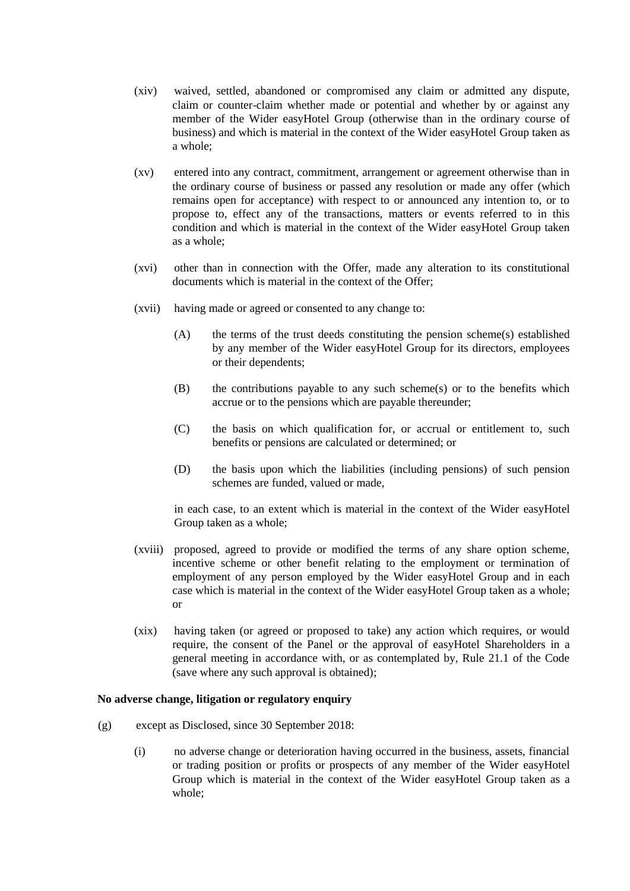(xiv) waived, settled, abandoned or compromised any claim or admitted any dispute, claim or counter-claim whether made or potential and whether by or against any member of the Wider easyHotel Group (otherwise than in the ordinary course of business) and which is material in the context of the Wider easyHotel Group taken as a whole;

(xv) entered into any contract, commitment, arrangement or agreement otherwise than in the ordinary course of business or passed any resolution or made any offer (which remains open for acceptance) with respect to or announced any intention to, or to propose to, effect any of the transactions, matters or events referred to in this condition and which is material in the context of the Wider easyHotel Group taken as a whole;

(xvi) other than in connection with the Offer, made any alteration to its constitutional documents which is material in the context of the Offer;

(xvii) having made or agreed or consented to any change to:

(A) the terms of the trust deeds constituting the pension scheme(s) established by any member of the Wider easyHotel Group for its directors, employees or their dependents;

(B) the contributions payable to any such scheme(s) or to the benefits which accrue or to the pensions which are payable thereunder;

(C) the basis on which qualification for, or accrual or entitlement to, such benefits or pensions are calculated or determined; or

(D) the basis upon which the liabilities (including pensions) of such pension schemes are funded, valued or made,

in each case, to an extent which is material in the context of the Wider easyHotel Group taken as a whole;

(xviii) proposed, agreed to provide or modified the terms of any share option scheme, incentive scheme or other benefit relating to the employment or termination of employment of any person employed by the Wider easyHotel Group and in each case which is material in the context of the Wider easyHotel Group taken as a whole; or

(xix) having taken (or agreed or proposed to take) any action which requires, or would require, the consent of the Panel or the approval of easyHotel Shareholders in a general meeting in accordance with, or as contemplated by, Rule 21.1 of the Code (save where any such approval is obtained);

**No adverse change, litigation or regulatory enquiry**

(g) except as Disclosed, since 30 September 2018:

(i) no adverse change or deterioration having occurred in the business, assets, financial or trading position or profits or prospects of any member of the Wider easyHotel Group which is material in the context of the Wider easyHotel Group taken as a whole;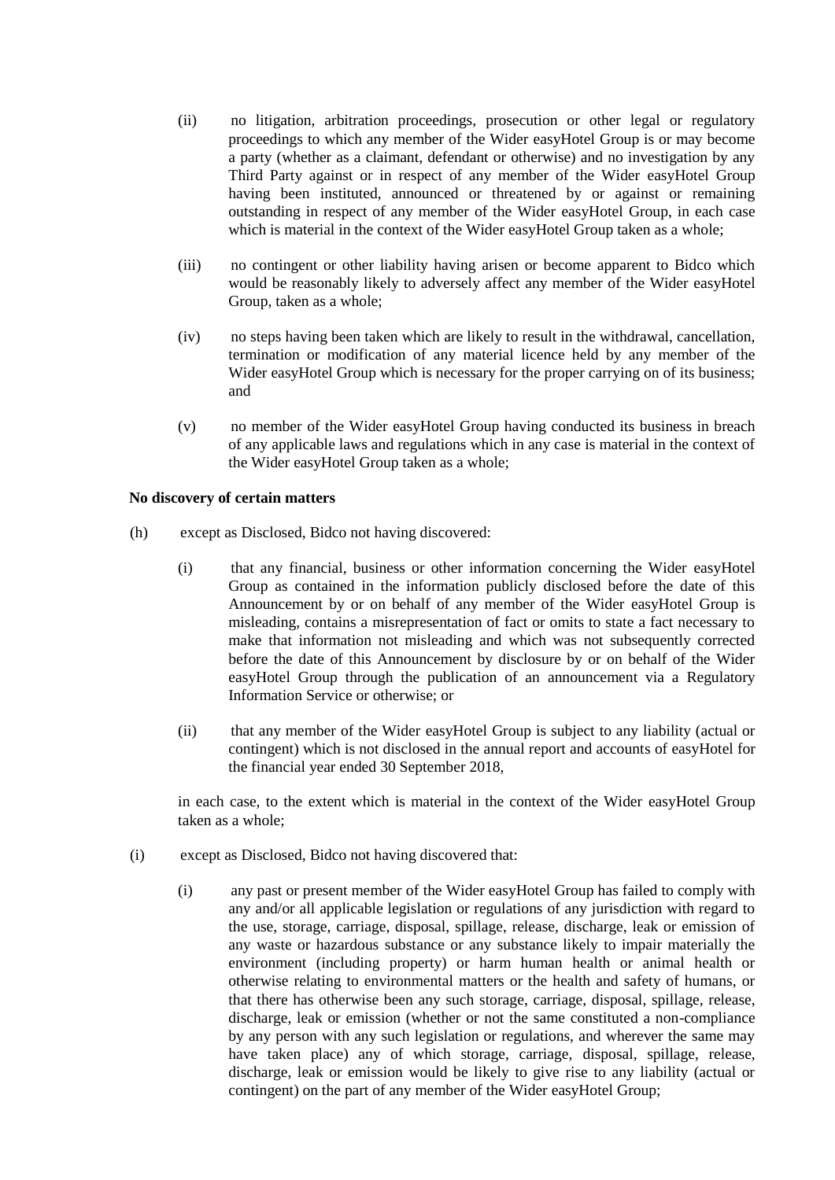(ii) no litigation, arbitration proceedings, prosecution or other legal or regulatory proceedings to which any member of the Wider easyHotel Group is or may become a party (whether as a claimant, defendant or otherwise) and no investigation by any Third Party against or in respect of any member of the Wider easyHotel Group having been instituted, announced or threatened by or against or remaining outstanding in respect of any member of the Wider easyHotel Group, in each case which is material in the context of the Wider easyHotel Group taken as a whole;

(iii) no contingent or other liability having arisen or become apparent to Bidco which would be reasonably likely to adversely affect any member of the Wider easyHotel Group, taken as a whole;

(iv) no steps having been taken which are likely to result in the withdrawal, cancellation, termination or modification of any material licence held by any member of the Wider easyHotel Group which is necessary for the proper carrying on of its business; and

(v) no member of the Wider easyHotel Group having conducted its business in breach of any applicable laws and regulations which in any case is material in the context of the Wider easyHotel Group taken as a whole;

**No discovery of certain matters**

(h) except as Disclosed, Bidco not having discovered:

(i) that any financial, business or other information concerning the Wider easyHotel Group as contained in the information publicly disclosed before the date of this Announcement by or on behalf of any member of the Wider easyHotel Group is misleading, contains a misrepresentation of fact or omits to state a fact necessary to make that information not misleading and which was not subsequently corrected before the date of this Announcement by disclosure by or on behalf of the Wider easyHotel Group through the publication of an announcement via a Regulatory Information Service or otherwise; or

(ii) that any member of the Wider easyHotel Group is subject to any liability (actual or contingent) which is not disclosed in the annual report and accounts of easyHotel for the financial year ended 30 September 2018,

in each case, to the extent which is material in the context of the Wider easyHotel Group taken as a whole;

(i) except as Disclosed, Bidco not having discovered that:

(i) any past or present member of the Wider easyHotel Group has failed to comply with any and/or all applicable legislation or regulations of any jurisdiction with regard to the use, storage, carriage, disposal, spillage, release, discharge, leak or emission of any waste or hazardous substance or any substance likely to impair materially the environment (including property) or harm human health or animal health or otherwise relating to environmental matters or the health and safety of humans, or that there has otherwise been any such storage, carriage, disposal, spillage, release, discharge, leak or emission (whether or not the same constituted a non-compliance by any person with any such legislation or regulations, and wherever the same may have taken place) any of which storage, carriage, disposal, spillage, release, discharge, leak or emission would be likely to give rise to any liability (actual or contingent) on the part of any member of the Wider easyHotel Group;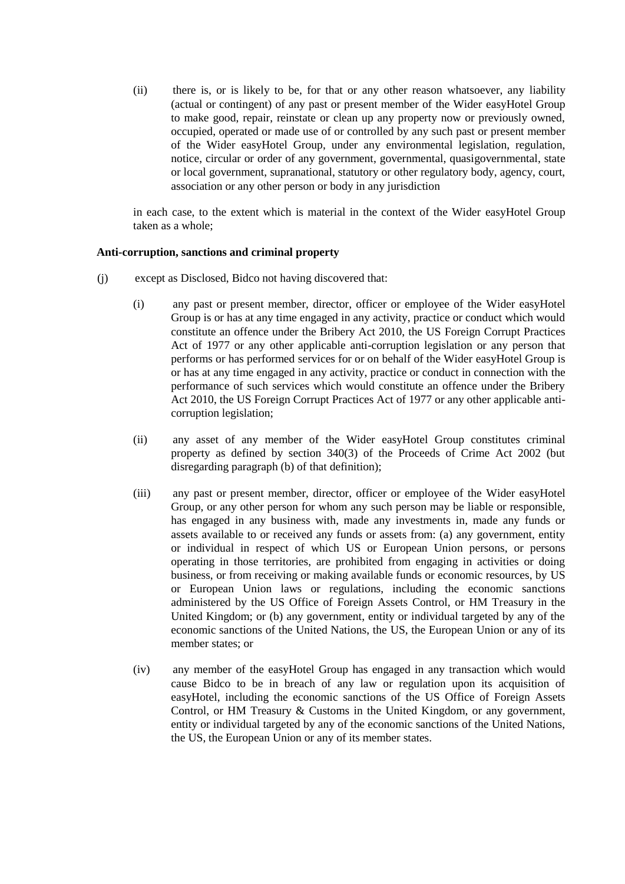(ii) there is, or is likely to be, for that or any other reason whatsoever, any liability (actual or contingent) of any past or present member of the Wider easyHotel Group to make good, repair, reinstate or clean up any property now or previously owned, occupied, operated or made use of or controlled by any such past or present member of the Wider easyHotel Group, under any environmental legislation, regulation, notice, circular or order of any government, governmental, quasigovernmental, state or local government, supranational, statutory or other regulatory body, agency, court, association or any other person or body in any jurisdiction

in each case, to the extent which is material in the context of the Wider easyHotel Group taken as a whole;

**Anti-corruption, sanctions and criminal property**

(j) except as Disclosed, Bidco not having discovered that:

(i) any past or present member, director, officer or employee of the Wider easyHotel Group is or has at any time engaged in any activity, practice or conduct which would constitute an offence under the Bribery Act 2010, the US Foreign Corrupt Practices Act of 1977 or any other applicable anti-corruption legislation or any person that performs or has performed services for or on behalf of the Wider easyHotel Group is or has at any time engaged in any activity, practice or conduct in connection with the performance of such services which would constitute an offence under the Bribery Act 2010, the US Foreign Corrupt Practices Act of 1977 or any other applicable anti-corruption legislation;

(ii) any asset of any member of the Wider easyHotel Group constitutes criminal property as defined by section 340(3) of the Proceeds of Crime Act 2002 (but disregarding paragraph (b) of that definition);

(iii) any past or present member, director, officer or employee of the Wider easyHotel Group, or any other person for whom any such person may be liable or responsible, has engaged in any business with, made any investments in, made any funds or assets available to or received any funds or assets from: (a) any government, entity or individual in respect of which US or European Union persons, or persons operating in those territories, are prohibited from engaging in activities or doing business, or from receiving or making available funds or economic resources, by US or European Union laws or regulations, including the economic sanctions administered by the US Office of Foreign Assets Control, or HM Treasury in the United Kingdom; or (b) any government, entity or individual targeted by any of the economic sanctions of the United Nations, the US, the European Union or any of its member states; or

(iv) any member of the easyHotel Group has engaged in any transaction which would cause Bidco to be in breach of any law or regulation upon its acquisition of easyHotel, including the economic sanctions of the US Office of Foreign Assets Control, or HM Treasury & Customs in the United Kingdom, or any government, entity or individual targeted by any of the economic sanctions of the United Nations, the US, the European Union or any of its member states.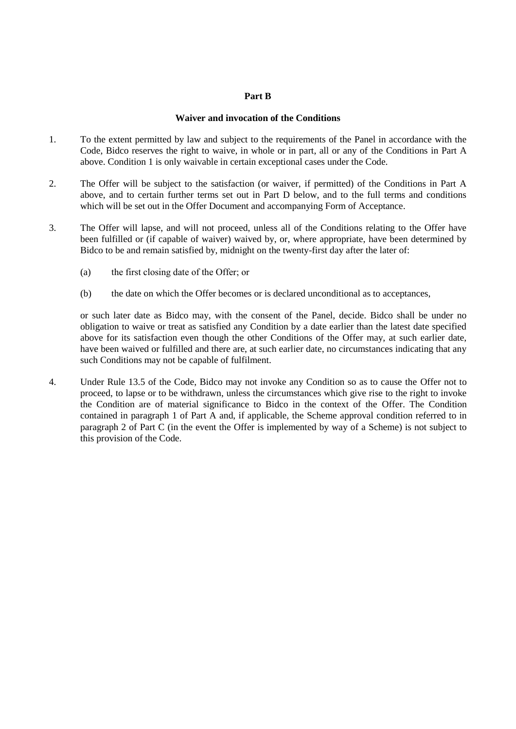## Part B

### Waiver and invocation of the Conditions

1. To the extent permitted by law and subject to the requirements of the Panel in accordance with the Code, Bidco reserves the right to waive, in whole or in part, all or any of the Conditions in Part A above. Condition 1 is only waivable in certain exceptional cases under the Code.

2. The Offer will be subject to the satisfaction (or waiver, if permitted) of the Conditions in Part A above, and to certain further terms set out in Part D below, and to the full terms and conditions which will be set out in the Offer Document and accompanying Form of Acceptance.

3. The Offer will lapse, and will not proceed, unless all of the Conditions relating to the Offer have been fulfilled or (if capable of waiver) waived by, or, where appropriate, have been determined by Bidco to be and remain satisfied by, midnight on the twenty-first day after the later of:

   (a) the first closing date of the Offer; or

   (b) the date on which the Offer becomes or is declared unconditional as to acceptances,

   or such later date as Bidco may, with the consent of the Panel, decide. Bidco shall be under no obligation to waive or treat as satisfied any Condition by a date earlier than the latest date specified above for its satisfaction even though the other Conditions of the Offer may, at such earlier date, have been waived or fulfilled and there are, at such earlier date, no circumstances indicating that any such Conditions may not be capable of fulfilment.

4. Under Rule 13.5 of the Code, Bidco may not invoke any Condition so as to cause the Offer not to proceed, to lapse or to be withdrawn, unless the circumstances which give rise to the right to invoke the Condition are of material significance to Bidco in the context of the Offer. The Condition contained in paragraph 1 of Part A and, if applicable, the Scheme approval condition referred to in paragraph 2 of Part C (in the event the Offer is implemented by way of a Scheme) is not subject to this provision of the Code.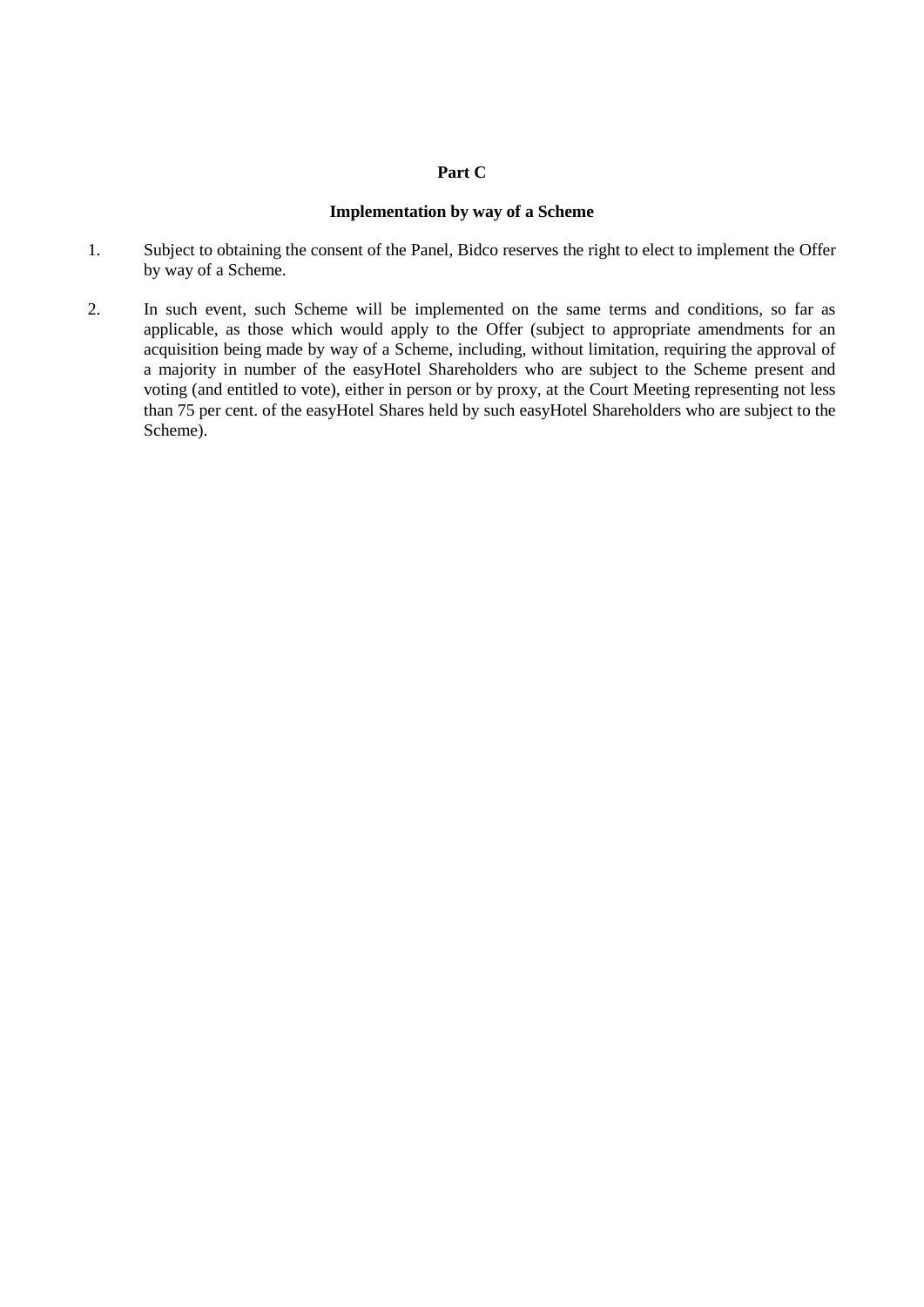## Part C

### Implementation by way of a Scheme

1. Subject to obtaining the consent of the Panel, Bidco reserves the right to elect to implement the Offer by way of a Scheme.

2. In such event, such Scheme will be implemented on the same terms and conditions, so far as applicable, as those which would apply to the Offer (subject to appropriate amendments for an acquisition being made by way of a Scheme, including, without limitation, requiring the approval of a majority in number of the easyHotel Shareholders who are subject to the Scheme present and voting (and entitled to vote), either in person or by proxy, at the Court Meeting representing not less than 75 per cent. of the easyHotel Shares held by such easyHotel Shareholders who are subject to the Scheme).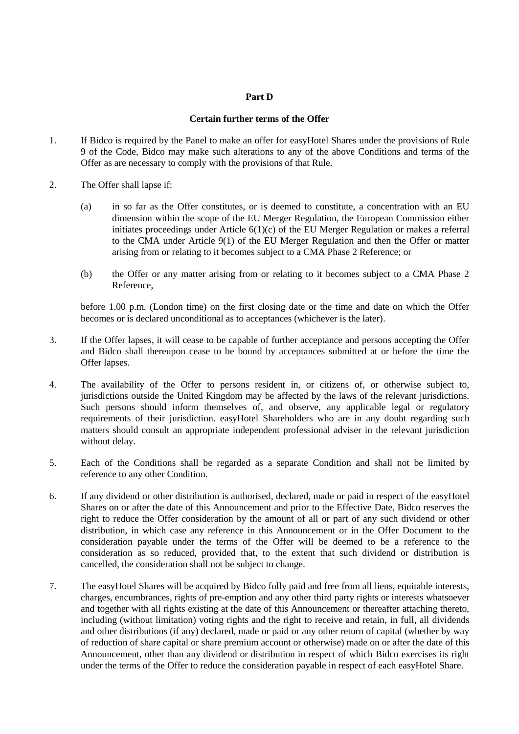## Part D

### Certain further terms of the Offer

1. If Bidco is required by the Panel to make an offer for easyHotel Shares under the provisions of Rule 9 of the Code, Bidco may make such alterations to any of the above Conditions and terms of the Offer as are necessary to comply with the provisions of that Rule.

2. The Offer shall lapse if:

   (a) in so far as the Offer constitutes, or is deemed to constitute, a concentration with an EU dimension within the scope of the EU Merger Regulation, the European Commission either initiates proceedings under Article 6(1)(c) of the EU Merger Regulation or makes a referral to the CMA under Article 9(1) of the EU Merger Regulation and then the Offer or matter arising from or relating to it becomes subject to a CMA Phase 2 Reference; or

   (b) the Offer or any matter arising from or relating to it becomes subject to a CMA Phase 2 Reference,

   before 1.00 p.m. (London time) on the first closing date or the time and date on which the Offer becomes or is declared unconditional as to acceptances (whichever is the later).

3. If the Offer lapses, it will cease to be capable of further acceptance and persons accepting the Offer and Bidco shall thereupon cease to be bound by acceptances submitted at or before the time the Offer lapses.

4. The availability of the Offer to persons resident in, or citizens of, or otherwise subject to, jurisdictions outside the United Kingdom may be affected by the laws of the relevant jurisdictions. Such persons should inform themselves of, and observe, any applicable legal or regulatory requirements of their jurisdiction. easyHotel Shareholders who are in any doubt regarding such matters should consult an appropriate independent professional adviser in the relevant jurisdiction without delay.

5. Each of the Conditions shall be regarded as a separate Condition and shall not be limited by reference to any other Condition.

6. If any dividend or other distribution is authorised, declared, made or paid in respect of the easyHotel Shares on or after the date of this Announcement and prior to the Effective Date, Bidco reserves the right to reduce the Offer consideration by the amount of all or part of any such dividend or other distribution, in which case any reference in this Announcement or in the Offer Document to the consideration payable under the terms of the Offer will be deemed to be a reference to the consideration as so reduced, provided that, to the extent that such dividend or distribution is cancelled, the consideration shall not be subject to change.

7. The easyHotel Shares will be acquired by Bidco fully paid and free from all liens, equitable interests, charges, encumbrances, rights of pre-emption and any other third party rights or interests whatsoever and together with all rights existing at the date of this Announcement or thereafter attaching thereto, including (without limitation) voting rights and the right to receive and retain, in full, all dividends and other distributions (if any) declared, made or paid or any other return of capital (whether by way of reduction of share capital or share premium account or otherwise) made on or after the date of this Announcement, other than any dividend or distribution in respect of which Bidco exercises its right under the terms of the Offer to reduce the consideration payable in respect of each easyHotel Share.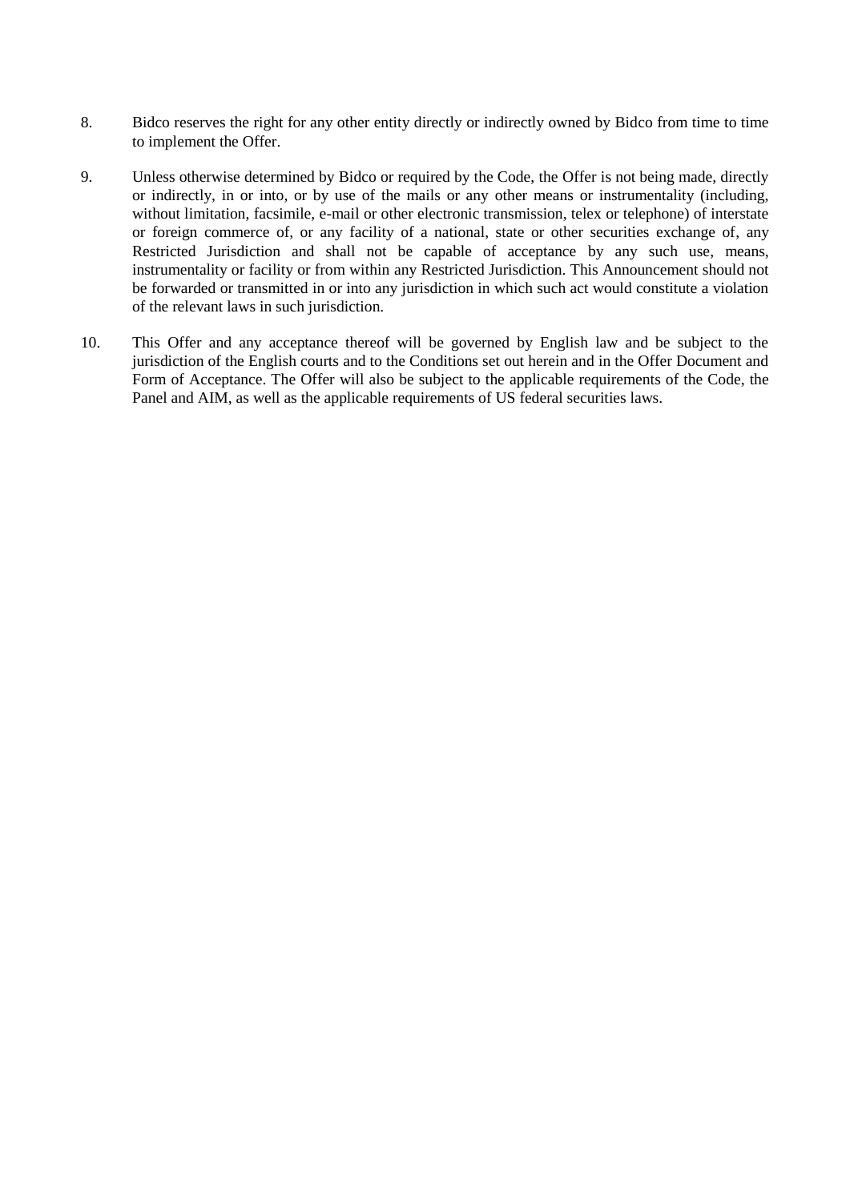8. Bidco reserves the right for any other entity directly or indirectly owned by Bidco from time to time to implement the Offer.

9. Unless otherwise determined by Bidco or required by the Code, the Offer is not being made, directly or indirectly, in or into, or by use of the mails or any other means or instrumentality (including, without limitation, facsimile, e-mail or other electronic transmission, telex or telephone) of interstate or foreign commerce of, or any facility of a national, state or other securities exchange of, any Restricted Jurisdiction and shall not be capable of acceptance by any such use, means, instrumentality or facility or from within any Restricted Jurisdiction. This Announcement should not be forwarded or transmitted in or into any jurisdiction in which such act would constitute a violation of the relevant laws in such jurisdiction.

10. This Offer and any acceptance thereof will be governed by English law and be subject to the jurisdiction of the English courts and to the Conditions set out herein and in the Offer Document and Form of Acceptance. The Offer will also be subject to the applicable requirements of the Code, the Panel and AIM, as well as the applicable requirements of US federal securities laws.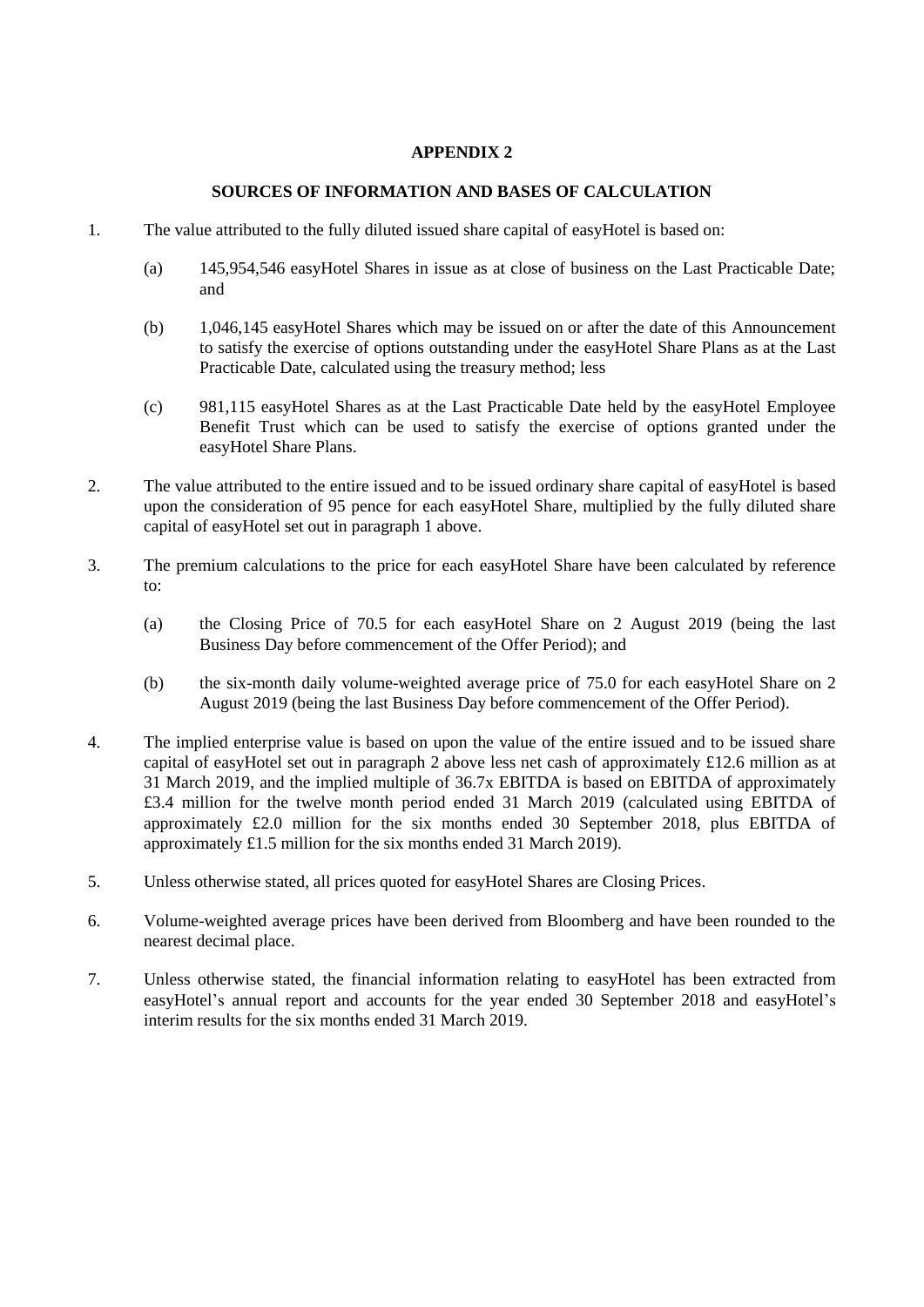## APPENDIX 2

## SOURCES OF INFORMATION AND BASES OF CALCULATION

1. The value attributed to the fully diluted issued share capital of easyHotel is based on:

   (a) 145,954,546 easyHotel Shares in issue as at close of business on the Last Practicable Date; and

   (b) 1,046,145 easyHotel Shares which may be issued on or after the date of this Announcement to satisfy the exercise of options outstanding under the easyHotel Share Plans as at the Last Practicable Date, calculated using the treasury method; less

   (c) 981,115 easyHotel Shares as at the Last Practicable Date held by the easyHotel Employee Benefit Trust which can be used to satisfy the exercise of options granted under the easyHotel Share Plans.

2. The value attributed to the entire issued and to be issued ordinary share capital of easyHotel is based upon the consideration of 95 pence for each easyHotel Share, multiplied by the fully diluted share capital of easyHotel set out in paragraph 1 above.

3. The premium calculations to the price for each easyHotel Share have been calculated by reference to:

   (a) the Closing Price of 70.5 for each easyHotel Share on 2 August 2019 (being the last Business Day before commencement of the Offer Period); and

   (b) the six-month daily volume-weighted average price of 75.0 for each easyHotel Share on 2 August 2019 (being the last Business Day before commencement of the Offer Period).

4. The implied enterprise value is based on upon the value of the entire issued and to be issued share capital of easyHotel set out in paragraph 2 above less net cash of approximately £12.6 million as at 31 March 2019, and the implied multiple of 36.7x EBITDA is based on EBITDA of approximately £3.4 million for the twelve month period ended 31 March 2019 (calculated using EBITDA of approximately £2.0 million for the six months ended 30 September 2018, plus EBITDA of approximately £1.5 million for the six months ended 31 March 2019).

5. Unless otherwise stated, all prices quoted for easyHotel Shares are Closing Prices.

6. Volume-weighted average prices have been derived from Bloomberg and have been rounded to the nearest decimal place.

7. Unless otherwise stated, the financial information relating to easyHotel has been extracted from easyHotel's annual report and accounts for the year ended 30 September 2018 and easyHotel's interim results for the six months ended 31 March 2019.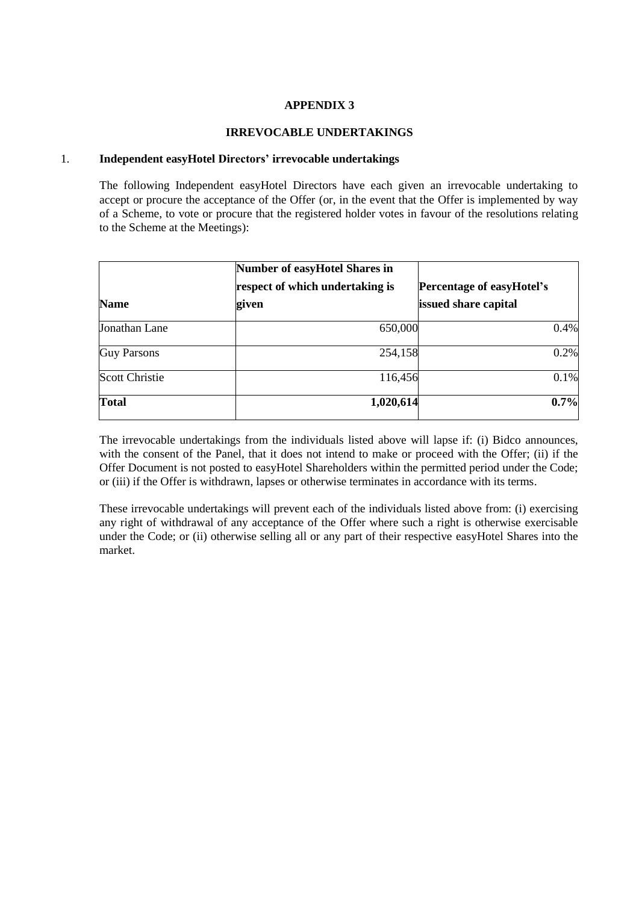**APPENDIX 3**

**IRREVOCABLE UNDERTAKINGS**

1. **Independent easyHotel Directors' irrevocable undertakings**

The following Independent easyHotel Directors have each given an irrevocable undertaking to accept or procure the acceptance of the Offer (or, in the event that the Offer is implemented by way of a Scheme, to vote or procure that the registered holder votes in favour of the resolutions relating to the Scheme at the Meetings):

| **Name** | **Number of easyHotel Shares in respect of which undertaking is given** | **Percentage of easyHotel's issued share capital** |
|---|---:|---:|
| Jonathan Lane | 650,000 | 0.4% |
| Guy Parsons | 254,158 | 0.2% |
| Scott Christie | 116,456 | 0.1% |
| **Total** | **1,020,614** | **0.7%** |

The irrevocable undertakings from the individuals listed above will lapse if: (i) Bidco announces, with the consent of the Panel, that it does not intend to make or proceed with the Offer; (ii) if the Offer Document is not posted to easyHotel Shareholders within the permitted period under the Code; or (iii) if the Offer is withdrawn, lapses or otherwise terminates in accordance with its terms.

These irrevocable undertakings will prevent each of the individuals listed above from: (i) exercising any right of withdrawal of any acceptance of the Offer where such a right is otherwise exercisable under the Code; or (ii) otherwise selling all or any part of their respective easyHotel Shares into the market.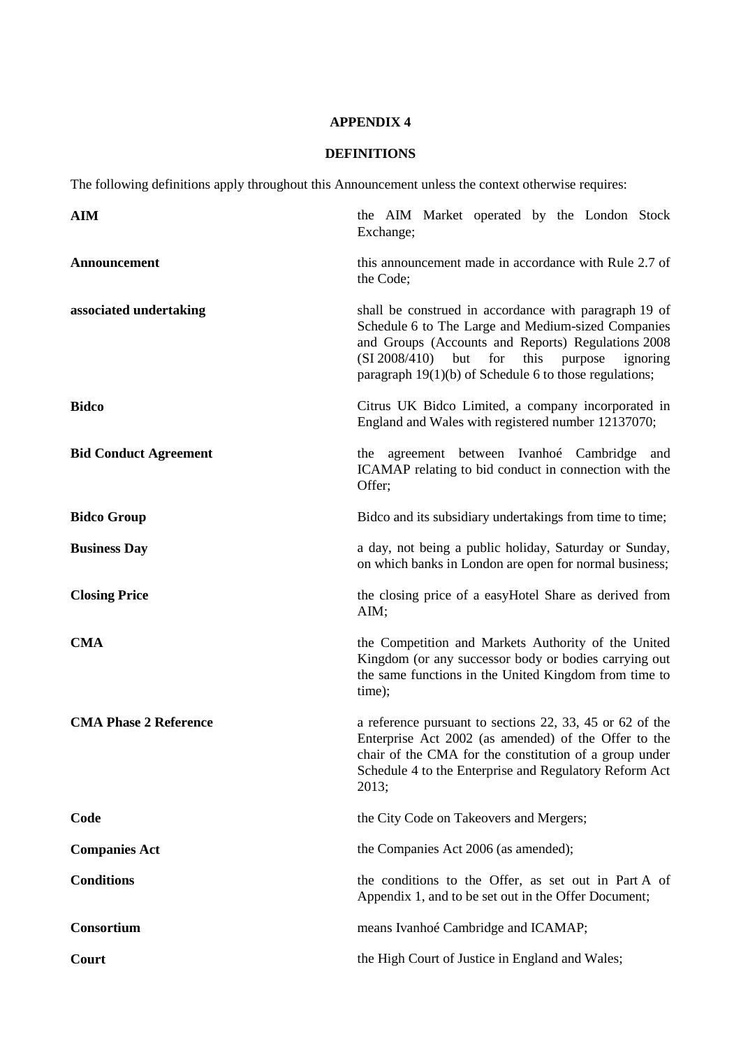# APPENDIX 4

## DEFINITIONS

The following definitions apply throughout this Announcement unless the context otherwise requires:

| | |
|---|---|
| **AIM** | the AIM Market operated by the London Stock Exchange; |
| **Announcement** | this announcement made in accordance with Rule 2.7 of the Code; |
| **associated undertaking** | shall be construed in accordance with paragraph 19 of Schedule 6 to The Large and Medium-sized Companies and Groups (Accounts and Reports) Regulations 2008 (SI 2008/410) but for this purpose ignoring paragraph 19(1)(b) of Schedule 6 to those regulations; |
| **Bidco** | Citrus UK Bidco Limited, a company incorporated in England and Wales with registered number 12137070; |
| **Bid Conduct Agreement** | the agreement between Ivanhoé Cambridge and ICAMAP relating to bid conduct in connection with the Offer; |
| **Bidco Group** | Bidco and its subsidiary undertakings from time to time; |
| **Business Day** | a day, not being a public holiday, Saturday or Sunday, on which banks in London are open for normal business; |
| **Closing Price** | the closing price of a easyHotel Share as derived from AIM; |
| **CMA** | the Competition and Markets Authority of the United Kingdom (or any successor body or bodies carrying out the same functions in the United Kingdom from time to time); |
| **CMA Phase 2 Reference** | a reference pursuant to sections 22, 33, 45 or 62 of the Enterprise Act 2002 (as amended) of the Offer to the chair of the CMA for the constitution of a group under Schedule 4 to the Enterprise and Regulatory Reform Act 2013; |
| **Code** | the City Code on Takeovers and Mergers; |
| **Companies Act** | the Companies Act 2006 (as amended); |
| **Conditions** | the conditions to the Offer, as set out in Part A of Appendix 1, and to be set out in the Offer Document; |
| **Consortium** | means Ivanhoé Cambridge and ICAMAP; |
| **Court** | the High Court of Justice in England and Wales; |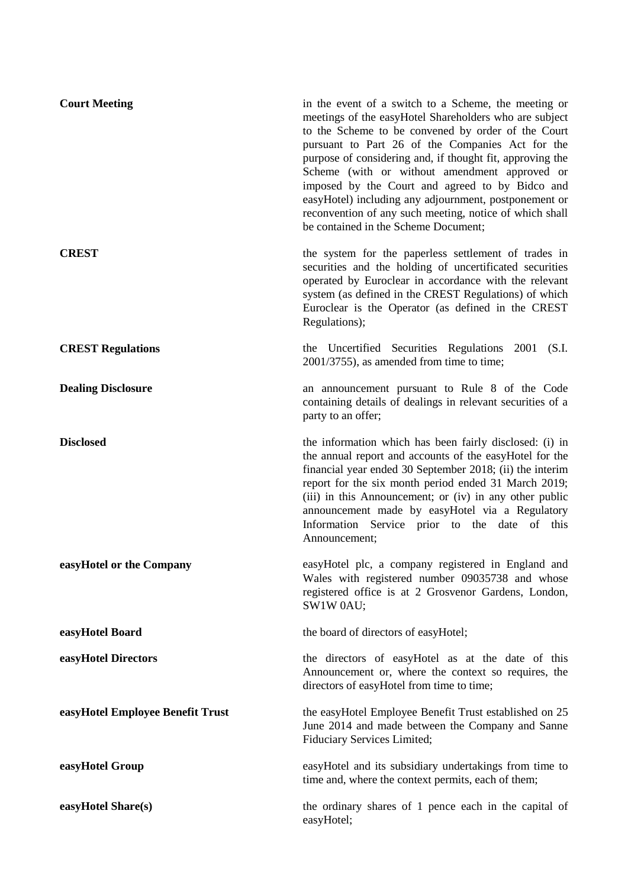| | |
|---|---|
| **Court Meeting** | in the event of a switch to a Scheme, the meeting or meetings of the easyHotel Shareholders who are subject to the Scheme to be convened by order of the Court pursuant to Part 26 of the Companies Act for the purpose of considering and, if thought fit, approving the Scheme (with or without amendment approved or imposed by the Court and agreed to by Bidco and easyHotel) including any adjournment, postponement or reconvention of any such meeting, notice of which shall be contained in the Scheme Document; |
| **CREST** | the system for the paperless settlement of trades in securities and the holding of uncertificated securities operated by Euroclear in accordance with the relevant system (as defined in the CREST Regulations) of which Euroclear is the Operator (as defined in the CREST Regulations); |
| **CREST Regulations** | the Uncertified Securities Regulations 2001 (S.I. 2001/3755), as amended from time to time; |
| **Dealing Disclosure** | an announcement pursuant to Rule 8 of the Code containing details of dealings in relevant securities of a party to an offer; |
| **Disclosed** | the information which has been fairly disclosed: (i) in the annual report and accounts of the easyHotel for the financial year ended 30 September 2018; (ii) the interim report for the six month period ended 31 March 2019; (iii) in this Announcement; or (iv) in any other public announcement made by easyHotel via a Regulatory Information Service prior to the date of this Announcement; |
| **easyHotel or the Company** | easyHotel plc, a company registered in England and Wales with registered number 09035738 and whose registered office is at 2 Grosvenor Gardens, London, SW1W 0AU; |
| **easyHotel Board** | the board of directors of easyHotel; |
| **easyHotel Directors** | the directors of easyHotel as at the date of this Announcement or, where the context so requires, the directors of easyHotel from time to time; |
| **easyHotel Employee Benefit Trust** | the easyHotel Employee Benefit Trust established on 25 June 2014 and made between the Company and Sanne Fiduciary Services Limited; |
| **easyHotel Group** | easyHotel and its subsidiary undertakings from time to time and, where the context permits, each of them; |
| **easyHotel Share(s)** | the ordinary shares of 1 pence each in the capital of easyHotel; |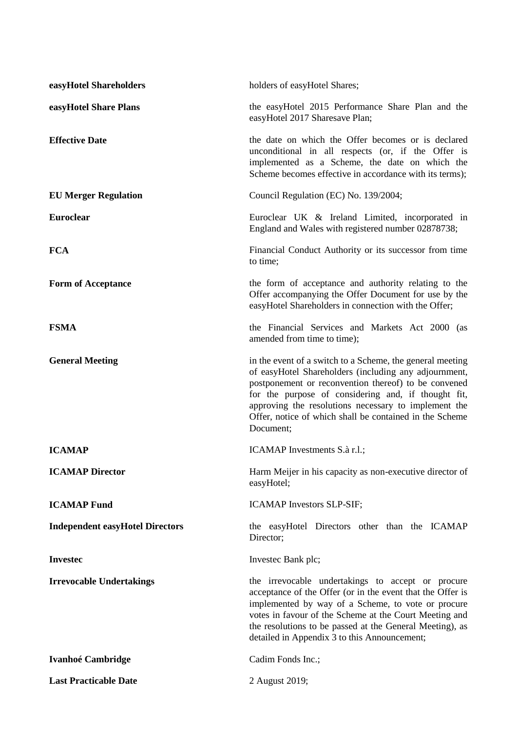| | |
|---|---|
| **easyHotel Shareholders** | holders of easyHotel Shares; |
| **easyHotel Share Plans** | the easyHotel 2015 Performance Share Plan and the easyHotel 2017 Sharesave Plan; |
| **Effective Date** | the date on which the Offer becomes or is declared unconditional in all respects (or, if the Offer is implemented as a Scheme, the date on which the Scheme becomes effective in accordance with its terms); |
| **EU Merger Regulation** | Council Regulation (EC) No. 139/2004; |
| **Euroclear** | Euroclear UK & Ireland Limited, incorporated in England and Wales with registered number 02878738; |
| **FCA** | Financial Conduct Authority or its successor from time to time; |
| **Form of Acceptance** | the form of acceptance and authority relating to the Offer accompanying the Offer Document for use by the easyHotel Shareholders in connection with the Offer; |
| **FSMA** | the Financial Services and Markets Act 2000 (as amended from time to time); |
| **General Meeting** | in the event of a switch to a Scheme, the general meeting of easyHotel Shareholders (including any adjournment, postponement or reconvention thereof) to be convened for the purpose of considering and, if thought fit, approving the resolutions necessary to implement the Offer, notice of which shall be contained in the Scheme Document; |
| **ICAMAP** | ICAMAP Investments S.à r.l.; |
| **ICAMAP Director** | Harm Meijer in his capacity as non-executive director of easyHotel; |
| **ICAMAP Fund** | ICAMAP Investors SLP-SIF; |
| **Independent easyHotel Directors** | the easyHotel Directors other than the ICAMAP Director; |
| **Investec** | Investec Bank plc; |
| **Irrevocable Undertakings** | the irrevocable undertakings to accept or procure acceptance of the Offer (or in the event that the Offer is implemented by way of a Scheme, to vote or procure votes in favour of the Scheme at the Court Meeting and the resolutions to be passed at the General Meeting), as detailed in Appendix 3 to this Announcement; |
| **Ivanhoé Cambridge** | Cadim Fonds Inc.; |
| **Last Practicable Date** | 2 August 2019; |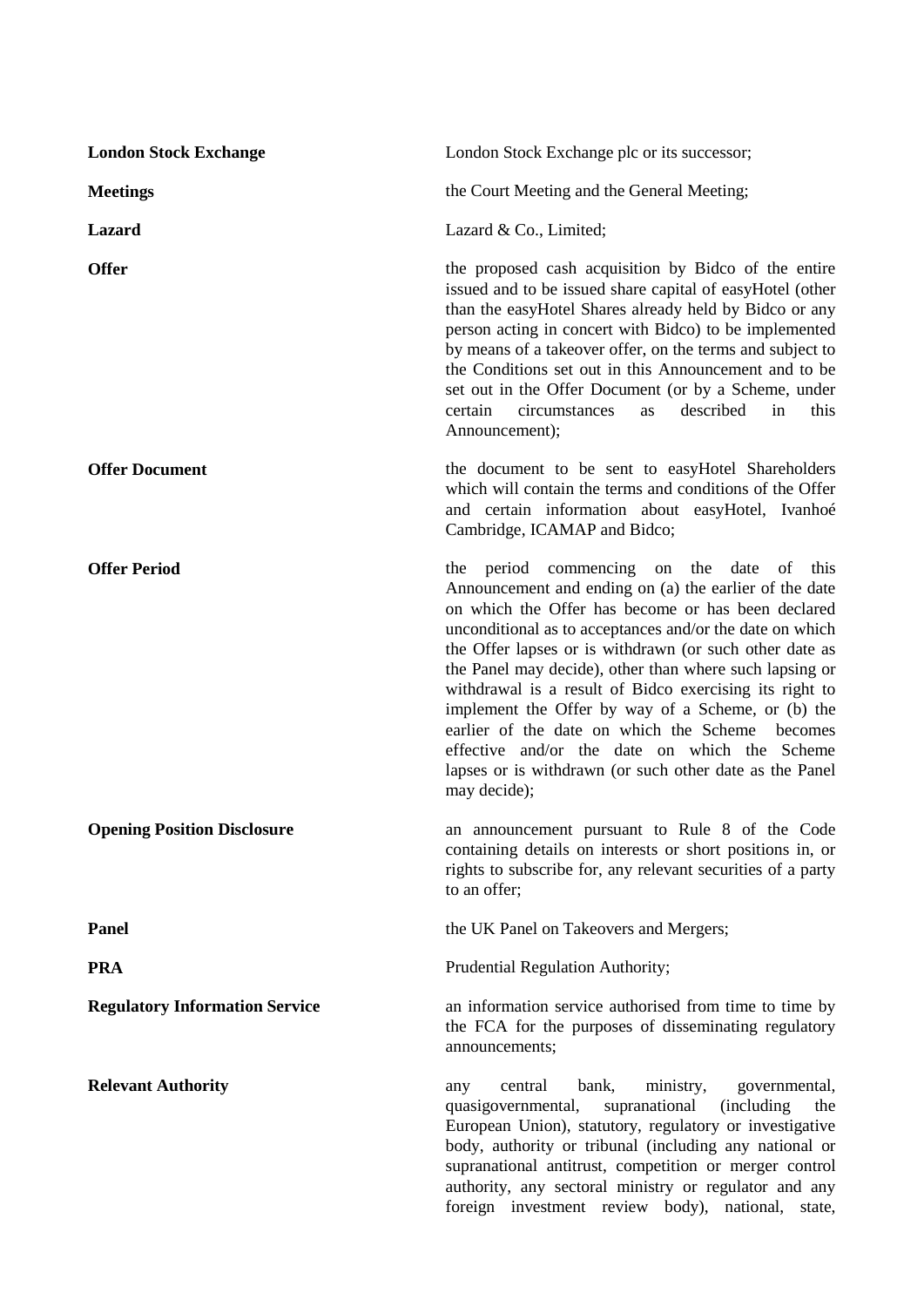| | |
|---|---|
| **London Stock Exchange** | London Stock Exchange plc or its successor; |
| **Meetings** | the Court Meeting and the General Meeting; |
| **Lazard** | Lazard & Co., Limited; |
| **Offer** | the proposed cash acquisition by Bidco of the entire issued and to be issued share capital of easyHotel (other than the easyHotel Shares already held by Bidco or any person acting in concert with Bidco) to be implemented by means of a takeover offer, on the terms and subject to the Conditions set out in this Announcement and to be set out in the Offer Document (or by a Scheme, under certain circumstances as described in this Announcement); |
| **Offer Document** | the document to be sent to easyHotel Shareholders which will contain the terms and conditions of the Offer and certain information about easyHotel, Ivanhoé Cambridge, ICAMAP and Bidco; |
| **Offer Period** | the period commencing on the date of this Announcement and ending on (a) the earlier of the date on which the Offer has become or has been declared unconditional as to acceptances and/or the date on which the Offer lapses or is withdrawn (or such other date as the Panel may decide), other than where such lapsing or withdrawal is a result of Bidco exercising its right to implement the Offer by way of a Scheme, or (b) the earlier of the date on which the Scheme becomes effective and/or the date on which the Scheme lapses or is withdrawn (or such other date as the Panel may decide); |
| **Opening Position Disclosure** | an announcement pursuant to Rule 8 of the Code containing details on interests or short positions in, or rights to subscribe for, any relevant securities of a party to an offer; |
| **Panel** | the UK Panel on Takeovers and Mergers; |
| **PRA** | Prudential Regulation Authority; |
| **Regulatory Information Service** | an information service authorised from time to time by the FCA for the purposes of disseminating regulatory announcements; |
| **Relevant Authority** | any central bank, ministry, governmental, quasigovernmental, supranational (including the European Union), statutory, regulatory or investigative body, authority or tribunal (including any national or supranational antitrust, competition or merger control authority, any sectoral ministry or regulator and any foreign investment review body), national, state, |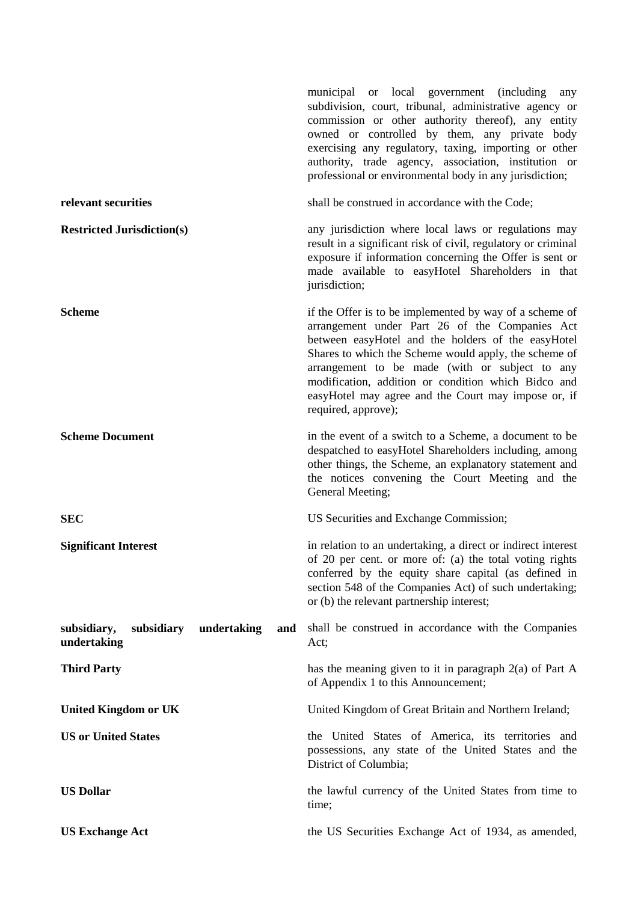| | |
|---|---|
| | municipal or local government (including any subdivision, court, tribunal, administrative agency or commission or other authority thereof), any entity owned or controlled by them, any private body exercising any regulatory, taxing, importing or other authority, trade agency, association, institution or professional or environmental body in any jurisdiction; |
| **relevant securities** | shall be construed in accordance with the Code; |
| **Restricted Jurisdiction(s)** | any jurisdiction where local laws or regulations may result in a significant risk of civil, regulatory or criminal exposure if information concerning the Offer is sent or made available to easyHotel Shareholders in that jurisdiction; |
| **Scheme** | if the Offer is to be implemented by way of a scheme of arrangement under Part 26 of the Companies Act between easyHotel and the holders of the easyHotel Shares to which the Scheme would apply, the scheme of arrangement to be made (with or subject to any modification, addition or condition which Bidco and easyHotel may agree and the Court may impose or, if required, approve); |
| **Scheme Document** | in the event of a switch to a Scheme, a document to be despatched to easyHotel Shareholders including, among other things, the Scheme, an explanatory statement and the notices convening the Court Meeting and the General Meeting; |
| **SEC** | US Securities and Exchange Commission; |
| **Significant Interest** | in relation to an undertaking, a direct or indirect interest of 20 per cent. or more of: (a) the total voting rights conferred by the equity share capital (as defined in section 548 of the Companies Act) of such undertaking; or (b) the relevant partnership interest; |
| **subsidiary, subsidiary undertaking and undertaking** | shall be construed in accordance with the Companies Act; |
| **Third Party** | has the meaning given to it in paragraph 2(a) of Part A of Appendix 1 to this Announcement; |
| **United Kingdom or UK** | United Kingdom of Great Britain and Northern Ireland; |
| **US or United States** | the United States of America, its territories and possessions, any state of the United States and the District of Columbia; |
| **US Dollar** | the lawful currency of the United States from time to time; |
| **US Exchange Act** | the US Securities Exchange Act of 1934, as amended, |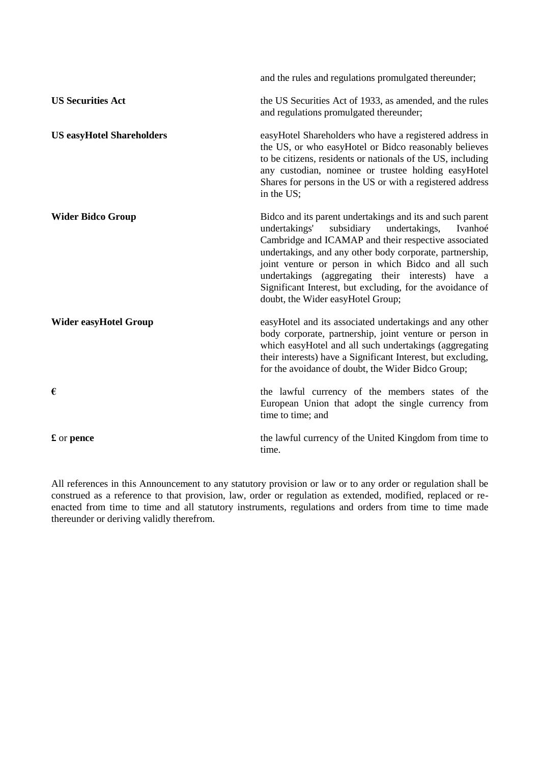| | |
|---|---|
| | and the rules and regulations promulgated thereunder; |
| **US Securities Act** | the US Securities Act of 1933, as amended, and the rules and regulations promulgated thereunder; |
| **US easyHotel Shareholders** | easyHotel Shareholders who have a registered address in the US, or who easyHotel or Bidco reasonably believes to be citizens, residents or nationals of the US, including any custodian, nominee or trustee holding easyHotel Shares for persons in the US or with a registered address in the US; |
| **Wider Bidco Group** | Bidco and its parent undertakings and its and such parent undertakings' subsidiary undertakings, Ivanhoé Cambridge and ICAMAP and their respective associated undertakings, and any other body corporate, partnership, joint venture or person in which Bidco and all such undertakings (aggregating their interests) have a Significant Interest, but excluding, for the avoidance of doubt, the Wider easyHotel Group; |
| **Wider easyHotel Group** | easyHotel and its associated undertakings and any other body corporate, partnership, joint venture or person in which easyHotel and all such undertakings (aggregating their interests) have a Significant Interest, but excluding, for the avoidance of doubt, the Wider Bidco Group; |
| **€** | the lawful currency of the members states of the European Union that adopt the single currency from time to time; and |
| **£** or **pence** | the lawful currency of the United Kingdom from time to time. |

All references in this Announcement to any statutory provision or law or to any order or regulation shall be construed as a reference to that provision, law, order or regulation as extended, modified, replaced or re-enacted from time to time and all statutory instruments, regulations and orders from time to time made thereunder or deriving validly therefrom.